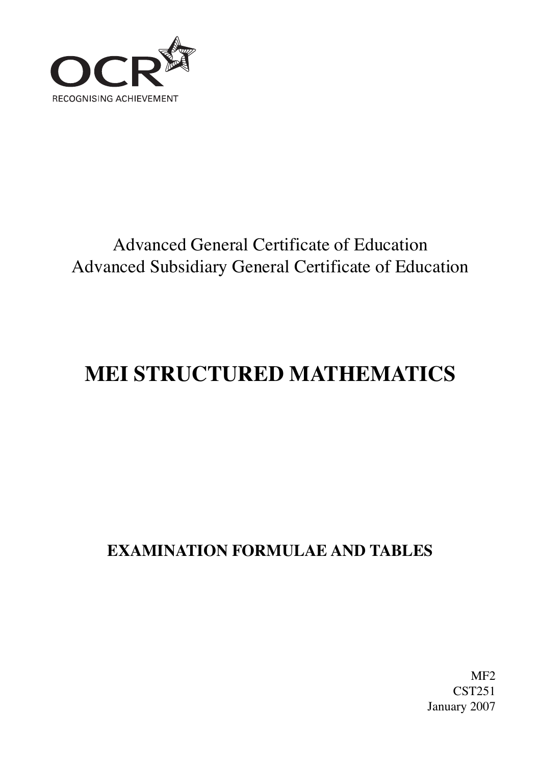OCR

RECOGNISING ACHIEVEMENT

Advanced General Certificate of Education
Advanced Subsidiary General Certificate of Education

# MEI STRUCTURED MATHEMATICS

## EXAMINATION FORMULAE AND TABLES

MF2
CST251
January 2007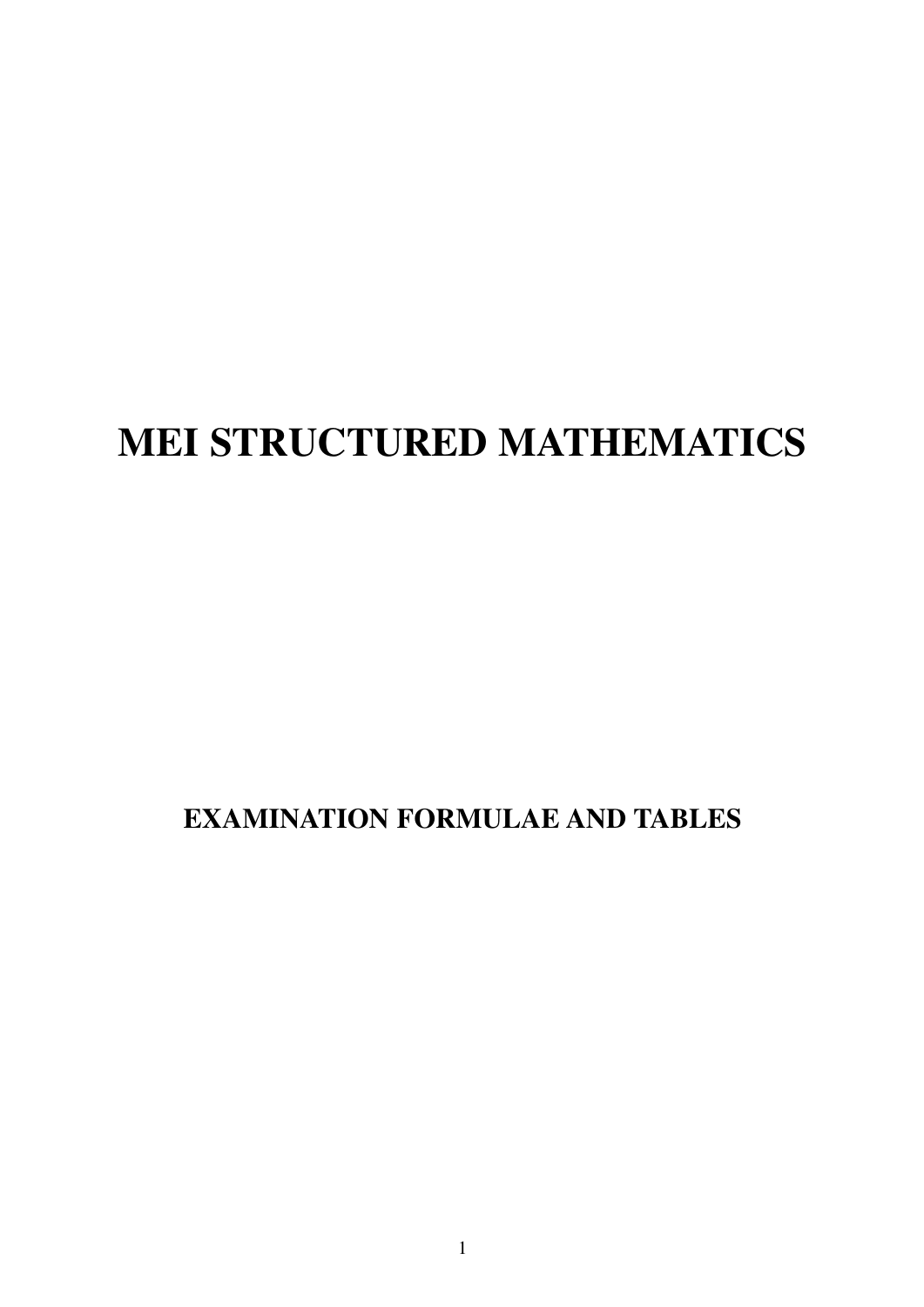# MEI STRUCTURED MATHEMATICS

## EXAMINATION FORMULAE AND TABLES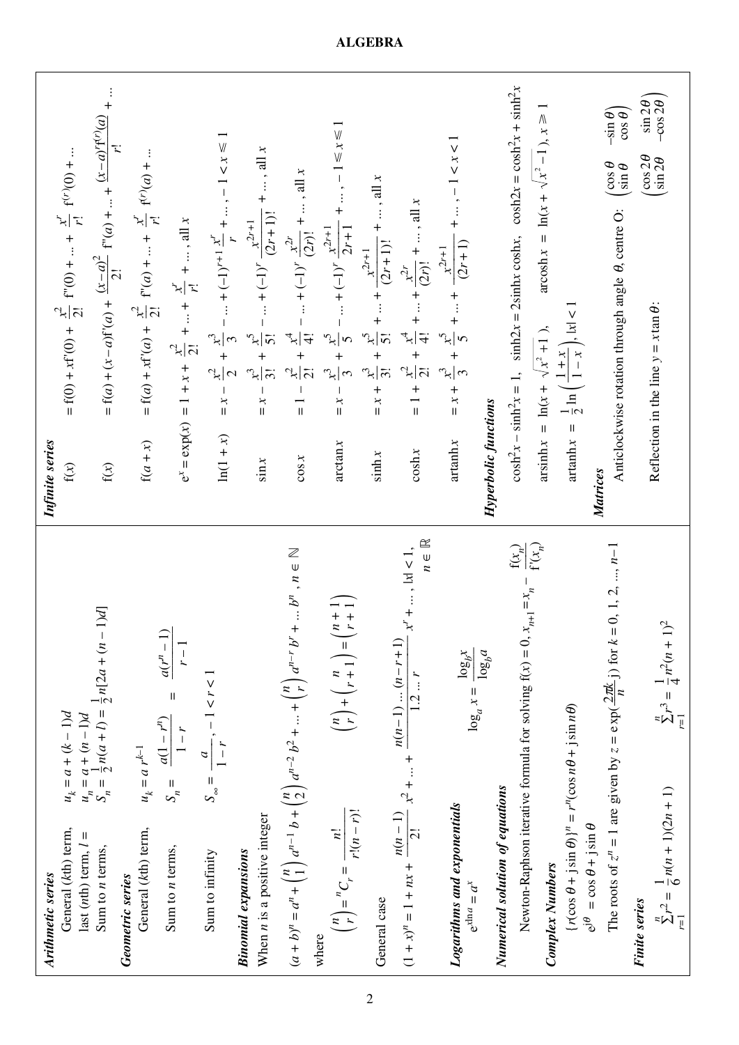# ALGEBRA

***Arithmetic series***

General ($k$th) term, $u_k = a + (k-1)d$

last ($n$th) term, $l =$ $u_n = a + (n-1)d$

Sum to $n$ terms, $S_n = \frac{1}{2}n(a+l) = \frac{1}{2}n[2a + (n-1)d]$

***Geometric series***

General ($k$th) term, $u_k = a\,r^{k-1}$

Sum to $n$ terms, $S_n = \dfrac{a(1-r^n)}{1-r} = \dfrac{a(r^n-1)}{r-1}$

Sum to infinity $S_\infty = \dfrac{a}{1-r}, \; -1 < r < 1$

***Binomial expansions***

When $n$ is a positive integer

$$(a+b)^n = a^n + \binom{n}{1}a^{n-1}b + \binom{n}{2}a^{n-2}b^2 + \dots + \binom{n}{r}a^{n-r}b^r + \dots b^n, \; n \in \mathbb{N}$$

where

$$\binom{n}{r} = {}^nC_r = \frac{n!}{r!(n-r)!} \qquad \binom{n}{r} + \binom{n}{r+1} = \binom{n+1}{r+1}$$

General case

$$(1+x)^n = 1 + nx + \frac{n(n-1)}{2!}x^2 + \dots + \frac{n(n-1)\dots(n-r+1)}{1.2\dots r}x^r + \dots, \; |x| < 1, \; n \in \mathbb{R}$$

***Logarithms and exponentials***

$$e^{x\ln a} = a^x \qquad \log_a x = \frac{\log_b x}{\log_b a}$$

***Numerical solution of equations***

Newton-Raphson iterative formula for solving $f(x) = 0$, $x_{n+1} = x_n - \dfrac{f(x_n)}{f'(x_n)}$

***Complex Numbers***

$\{r(\cos\theta + j\sin\theta)\}^n = r^n(\cos n\theta + j\sin n\theta)$

$e^{j\theta} = \cos\theta + j\sin\theta$

The roots of $z^n = 1$ are given by $z = \exp(\frac{2\pi k}{n}j)$ for $k = 0, 1, 2, \dots, n-1$

***Finite series***

$$\sum_{r=1}^{n} r^2 = \frac{1}{6}n(n+1)(2n+1) \qquad \sum_{r=1}^{n} r^3 = \frac{1}{4}n^2(n+1)^2$$

***Infinite series***

$$f(x) = f(0) + xf'(0) + \frac{x^2}{2!}f''(0) + \dots + \frac{x^r}{r!}f^{(r)}(0) + \dots$$

$$f(x) = f(a) + (x-a)f'(a) + \frac{(x-a)^2}{2!}f''(a) + \dots + \frac{(x-a)^r f^{(r)}(a)}{r!} + \dots$$

$$f(a+x) = f(a) + xf'(a) + \frac{x^2}{2!}f''(a) + \dots + \frac{x^r}{r!}f^{(r)}(a) + \dots$$

$$e^x = \exp(x) = 1 + x + \frac{x^2}{2!} + \dots + \frac{x^r}{r!} + \dots, \text{ all } x$$

$$\ln(1+x) = x - \frac{x^2}{2} + \frac{x^3}{3} - \dots + (-1)^{r+1}\frac{x^r}{r} + \dots, \; -1 < x \leqslant 1$$

$$\sin x = x - \frac{x^3}{3!} + \frac{x^5}{5!} - \dots + (-1)^r\frac{x^{2r+1}}{(2r+1)!} + \dots, \text{ all } x$$

$$\cos x = 1 - \frac{x^2}{2!} + \frac{x^4}{4!} - \dots + (-1)^r\frac{x^{2r}}{(2r)!} + \dots, \text{ all } x$$

$$\arctan x = x - \frac{x^3}{3} + \frac{x^5}{5} - \dots + (-1)^r\frac{x^{2r+1}}{2r+1} + \dots, \; -1 \leqslant x \leqslant 1$$

$$\sinh x = x + \frac{x^3}{3!} + \frac{x^5}{5!} + \dots + \frac{x^{2r+1}}{(2r+1)!} + \dots, \text{ all } x$$

$$\cosh x = 1 + \frac{x^2}{2!} + \frac{x^4}{4!} + \dots + \frac{x^{2r}}{(2r)!} + \dots, \text{ all } x$$

$$\operatorname{artanh} x = x + \frac{x^3}{3} + \frac{x^5}{5} + \dots + \frac{x^{2r+1}}{(2r+1)} + \dots, \; -1 < x < 1$$

***Hyperbolic functions***

$\cosh^2 x - \sinh^2 x = 1, \quad \sinh 2x = 2\sinh x\cosh x, \quad \cosh 2x = \cosh^2 x + \sinh^2 x$

$\operatorname{arsinh} x = \ln(x + \sqrt{x^2+1}), \qquad \operatorname{arcosh} x = \ln(x + \sqrt{x^2-1}), \; x \geqslant 1$

$\operatorname{artanh} x = \frac{1}{2}\ln\left(\frac{1+x}{1-x}\right), \; |x| < 1$

***Matrices***

Anticlockwise rotation through angle $\theta$, centre O: $\begin{pmatrix} \cos\theta & -\sin\theta \\ \sin\theta & \cos\theta \end{pmatrix}$

Reflection in the line $y = x\tan\theta$: $\begin{pmatrix} \cos 2\theta & \sin 2\theta \\ \sin 2\theta & -\cos 2\theta \end{pmatrix}$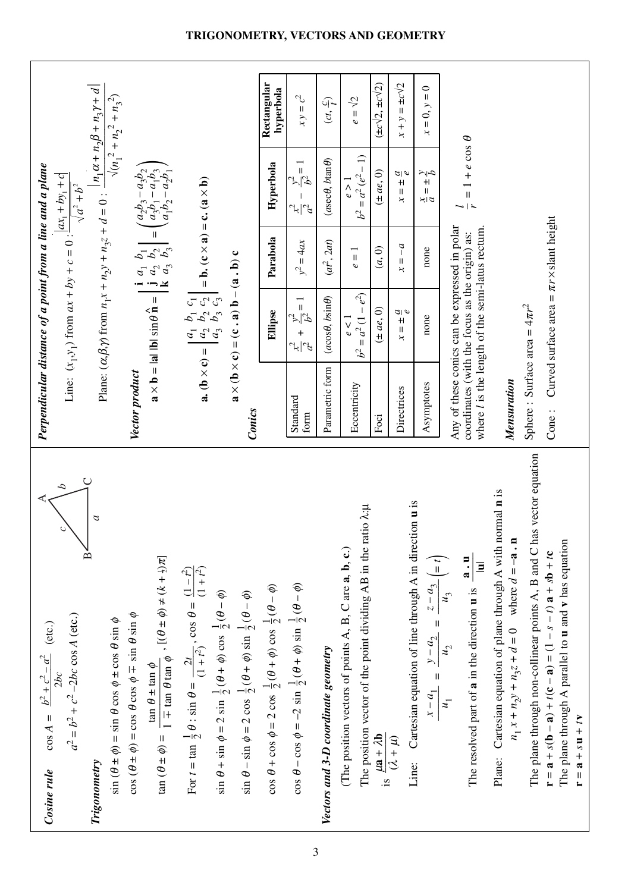# TRIGONOMETRY, VECTORS AND GEOMETRY

***Cosine rule***

$$\cos A = \frac{b^2 + c^2 - a^2}{2bc} \quad \text{(etc.)}$$

$$a^2 = b^2 + c^2 - 2bc \cos A \quad \text{(etc.)}$$

***Trigonometry***

$$\sin(\theta \pm \phi) = \sin\theta\cos\phi \pm \cos\theta\sin\phi$$

$$\cos(\theta \pm \phi) = \cos\theta\cos\phi \mp \sin\theta\sin\phi$$

$$\tan(\theta \pm \phi) = \frac{\tan\theta \pm \tan\phi}{1 \mp \tan\theta\tan\phi}, \; [(\theta \pm \phi) \neq (k + \tfrac{1}{2})\pi]$$

For $t = \tan\frac{1}{2}\theta$ : $\sin\theta = \frac{2t}{(1+t^2)}$, $\cos\theta = \frac{(1-t^2)}{(1+t^2)}$

$$\sin\theta + \sin\phi = 2\sin\tfrac{1}{2}(\theta+\phi)\cos\tfrac{1}{2}(\theta-\phi)$$

$$\sin\theta - \sin\phi = 2\cos\tfrac{1}{2}(\theta+\phi)\sin\tfrac{1}{2}(\theta-\phi)$$

$$\cos\theta + \cos\phi = 2\cos\tfrac{1}{2}(\theta+\phi)\cos\tfrac{1}{2}(\theta-\phi)$$

$$\cos\theta - \cos\phi = -2\sin\tfrac{1}{2}(\theta+\phi)\sin\tfrac{1}{2}(\theta-\phi)$$

***Vectors and 3-D coordinate geometry***

(The position vectors of points A, B, C are **a**, **b**, **c**.)

The position vector of the point dividing AB in the ratio $\lambda:\mu$ is $\frac{\mu\mathbf{a} + \lambda\mathbf{b}}{(\lambda+\mu)}$

Line: Cartesian equation of line through A in direction **u** is

$$\frac{x - a_1}{u_1} = \frac{y - a_2}{u_2} = \frac{z - a_3}{u_3} \left(= t\right)$$

The resolved part of **a** in the direction **u** is $\frac{\mathbf{a}\,.\,\mathbf{u}}{|\mathbf{u}|}$

Plane: Cartesian equation of plane through A with normal **n** is

$$n_1 x + n_2 y + n_3 z + d = 0 \quad \text{where } d = -\mathbf{a}\,.\,\mathbf{n}$$

The plane through non-collinear points A, B and C has vector equation

$\mathbf{r} = \mathbf{a} + s(\mathbf{b} - \mathbf{a}) + t(\mathbf{c} - \mathbf{a}) = (1 - s - t)\,\mathbf{a} + s\mathbf{b} + t\mathbf{c}$

The plane through A parallel to **u** and **v** has equation

$\mathbf{r} = \mathbf{a} + s\mathbf{u} + t\mathbf{v}$

***Perpendicular distance of a point from a line and a plane***

Line: $(x_1, y_1)$ from $ax + by + c = 0$ : $\frac{|ax_1 + by_1 + c|}{\sqrt{a^2 + b^2}}$

Plane: $(\alpha, \beta, \gamma)$ from $n_1 x + n_2 y + n_3 z + d = 0$ : $\frac{|n_1\alpha + n_2\beta + n_3\gamma + d|}{\sqrt{(n_1^2 + n_2^2 + n_3^2)}}$

***Vector product***

$$\mathbf{a} \times \mathbf{b} = |\mathbf{a}|\,|\mathbf{b}|\sin\theta\,\hat{\mathbf{n}} = \begin{vmatrix} \mathbf{i} & a_1 & b_1 \\ \mathbf{j} & a_2 & b_2 \\ \mathbf{k} & a_3 & b_3 \end{vmatrix} = \begin{pmatrix} a_2 b_3 - a_3 b_2 \\ a_3 b_1 - a_1 b_3 \\ a_1 b_2 - a_2 b_1 \end{pmatrix}$$

$$\mathbf{a}\,.\,(\mathbf{b} \times \mathbf{c}) = \begin{vmatrix} a_1 & b_1 & c_1 \\ a_2 & b_2 & c_2 \\ a_3 & b_3 & c_3 \end{vmatrix} = \mathbf{b}\,.\,(\mathbf{c} \times \mathbf{a}) = \mathbf{c}\,.\,(\mathbf{a} \times \mathbf{b})$$

$$\mathbf{a} \times (\mathbf{b} \times \mathbf{c}) = (\mathbf{c}\,.\,\mathbf{a})\,\mathbf{b} - (\mathbf{a}\,.\,\mathbf{b})\,\mathbf{c}$$

***Conics***

| | Ellipse | Parabola | Hyperbola | Rectangular hyperbola |
|---|---|---|---|---|
| Standard form | $\frac{x^2}{a^2} + \frac{y^2}{b^2} = 1$ | $y^2 = 4ax$ | $\frac{x^2}{a^2} - \frac{y^2}{b^2} = 1$ | $xy = c^2$ |
| Parametric form | $(a\cos\theta, b\sin\theta)$ | $(at^2, 2at)$ | $(a\sec\theta, b\tan\theta)$ | $(ct, \frac{c}{t})$ |
| Eccentricity | $e < 1$ <br> $b^2 = a^2(1 - e^2)$ | $e = 1$ | $e > 1$ <br> $b^2 = a^2(e^2 - 1)$ | $e = \sqrt{2}$ |
| Foci | $(\pm ae, 0)$ | $(a, 0)$ | $(\pm ae, 0)$ | $(\pm c\sqrt{2}, \pm c\sqrt{2})$ |
| Directrices | $x = \pm\frac{a}{e}$ | $x = -a$ | $x = \pm\frac{a}{e}$ | $x + y = \pm c\sqrt{2}$ |
| Asymptotes | none | none | $\frac{x}{a} = \pm\frac{y}{b}$ | $x = 0, y = 0$ |

Any of these conics can be expressed in polar coordinates (with the focus as the origin) as: $\frac{l}{r} = 1 + e\cos\theta$
where $l$ is the length of the semi-latus rectum.

***Mensuration***

Sphere : Surface area $= 4\pi r^2$

Cone : Curved surface area $= \pi r \times$ slant height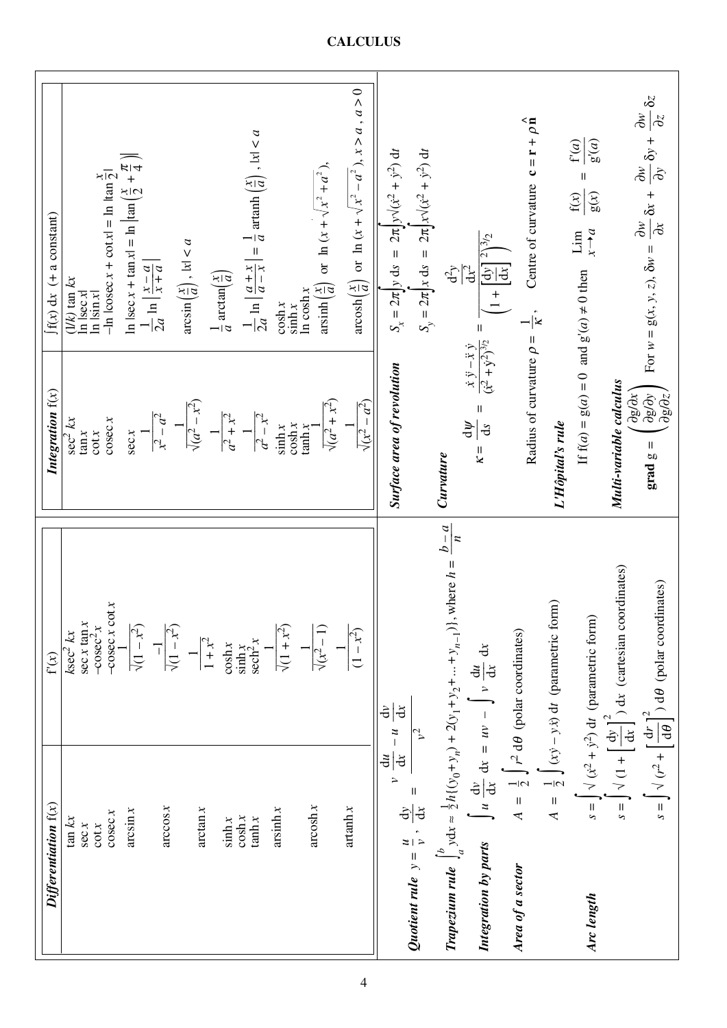# CALCULUS

| Differentiation f(x) | f'(x) |
|---|---|
| $\tan kx$ | $k\sec^2 kx$ |
| $\sec x$ | $\sec x \tan x$ |
| $\cot x$ | $-\text{cosec}^2 x$ |
| $\text{cosec}\, x$ | $-\text{cosec}\, x \cot x$ |
| $\arcsin x$ | $\dfrac{1}{\sqrt{(1-x^2)}}$ |
| $\arccos x$ | $\dfrac{-1}{\sqrt{(1-x^2)}}$ |
| $\arctan x$ | $\dfrac{1}{1+x^2}$ |
| $\sinh x$ | $\cosh x$ |
| $\cosh x$ | $\sinh x$ |
| $\tanh x$ | $\text{sech}^2 x$ |
| $\text{arsinh}\, x$ | $\dfrac{1}{\sqrt{(1+x^2)}}$ |
| $\text{arcosh}\, x$ | $\dfrac{1}{\sqrt{(x^2-1)}}$ |
| $\text{artanh}\, x$ | $\dfrac{1}{(1-x^2)}$ |

| Integration f(x) | $\int f(x)\,dx$ (+ a constant) |
|---|---|
| $\sec^2 kx$ | $(1/k)\tan kx$ |
| $\tan x$ | $\ln\lvert\sec x\rvert$ |
| $\cot x$ | $\ln\lvert\sin x\rvert$ |
| $\text{cosec}\, x$ | $-\ln\lvert\text{cosec}\, x + \cot x\rvert = \ln\lvert\tan\frac{x}{2}\rvert$ |
| $\sec x$ | $\ln\lvert\sec x + \tan x\rvert = \ln\left\lvert\tan\left(\frac{x}{2}+\frac{\pi}{4}\right)\right\rvert$ |
| $\dfrac{1}{x^2-a^2}$ | $\dfrac{1}{2a}\ln\left\lvert\dfrac{x-a}{x+a}\right\rvert$ |
| $\dfrac{1}{\sqrt{(a^2-x^2)}}$ | $\arcsin\left(\frac{x}{a}\right),\ \lvert x\rvert < a$ |
| $\dfrac{1}{a^2+x^2}$ | $\dfrac{1}{a}\arctan\left(\dfrac{x}{a}\right)$ |
| $\dfrac{1}{a^2-x^2}$ | $\dfrac{1}{2a}\ln\left\lvert\dfrac{a+x}{a-x}\right\rvert = \frac{1}{a}\,\text{artanh}\left(\frac{x}{a}\right),\ \lvert x\rvert < a$ |
| $\sinh x$ | $\cosh x$ |
| $\cosh x$ | $\sinh x$ |
| $\tanh x$ | $\ln\cosh x$ |
| $\dfrac{1}{\sqrt{(a^2+x^2)}}$ | $\text{arsinh}\left(\frac{x}{a}\right)$ or $\ln(x+\sqrt{x^2+a^2})$, |
| $\dfrac{1}{\sqrt{(x^2-a^2)}}$ | $\text{arcosh}\left(\frac{x}{a}\right)$ or $\ln(x+\sqrt{x^2-a^2})$, $x > a$, $a > 0$ |

***Quotient rule*** $y = \dfrac{u}{v}$, $\dfrac{dy}{dx} = \dfrac{v\dfrac{du}{dx} - u\dfrac{dv}{dx}}{v^2}$

***Trapezium rule*** $\displaystyle\int_a^b y\,dx \approx \tfrac{1}{2}h\{(y_0+y_n)+2(y_1+y_2+\ldots+y_{n-1})\}$, where $h = \dfrac{b-a}{n}$

***Integration by parts*** $\displaystyle\int u\frac{dv}{dx}\,dx = uv - \int v\frac{du}{dx}\,dx$

***Area of a sector*** $A = \tfrac{1}{2}\displaystyle\int r^2\,d\theta$ (polar coordinates)

$A = \tfrac{1}{2}\displaystyle\int (x\dot{y} - y\dot{x})\,dt$ (parametric form)

***Arc length*** $s = \displaystyle\int\sqrt{(\dot{x}^2+\dot{y}^2)}\,dt$ (parametric form)

$s = \displaystyle\int\sqrt{\left(1+\left[\frac{dy}{dx}\right]^2\right)}\,dx$ (cartesian coordinates)

$s = \displaystyle\int\sqrt{\left(r^2+\left[\frac{dr}{d\theta}\right]^2\right)}\,d\theta$ (polar coordinates)

***Surface area of revolution***

$S_x = 2\pi\displaystyle\int y\,ds = 2\pi\int y\sqrt{(\dot{x}^2+\dot{y}^2)}\,dt$

$S_y = 2\pi\displaystyle\int x\,ds = 2\pi\int x\sqrt{(\dot{x}^2+\dot{y}^2)}\,dt$

***Curvature***

$$\kappa = \frac{d\psi}{ds} = \frac{\dot{x}\ddot{y}-\ddot{x}\dot{y}}{(\dot{x}^2+\dot{y}^2)^{3/2}} = \frac{\dfrac{d^2y}{dx^2}}{\left(1+\left[\dfrac{dy}{dx}\right]^2\right)^{3/2}}$$

Radius of curvature $\rho = \dfrac{1}{\kappa}$, Centre of curvature $\mathbf{c} = \mathbf{r} + \rho\hat{\mathbf{n}}$

***L'Hôpital's rule***

If $f(a) = g(a) = 0$ and $g'(a) \neq 0$ then $\displaystyle\lim_{x\to a}\frac{f(x)}{g(x)} = \frac{f'(a)}{g'(a)}$

***Multi-variable calculus***

$\textbf{grad}\; g = \begin{pmatrix}\partial g/\partial x\\ \partial g/\partial y\\ \partial g/\partial z\end{pmatrix}$ For $w = g(x, y, z)$, $\delta w = \dfrac{\partial w}{\partial x}\delta x + \dfrac{\partial w}{\partial y}\delta y + \dfrac{\partial w}{\partial z}\delta z$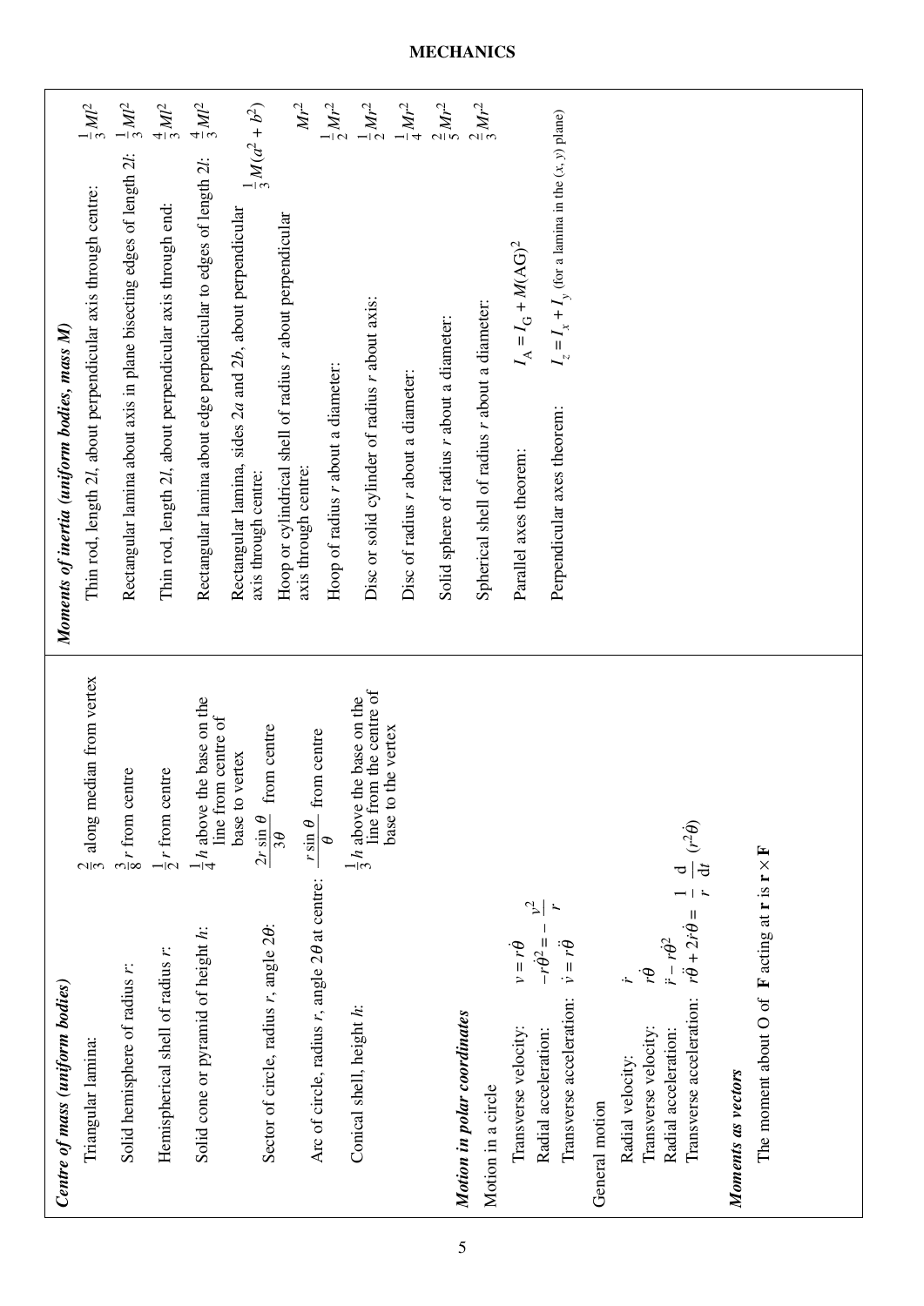# MECHANICS

## *Centre of mass (uniform bodies)*

| | |
|---|---|
| Triangular lamina: | $\frac{2}{3}$ along median from vertex |
| Solid hemisphere of radius $r$: | $\frac{3}{8}r$ from centre |
| Hemispherical shell of radius $r$: | $\frac{1}{2}r$ from centre |
| Solid cone or pyramid of height $h$: | $\frac{1}{4}h$ above the base on the line from centre of base to vertex |
| Sector of circle, radius $r$, angle $2\theta$: | $\frac{2r\sin\theta}{3\theta}$ from centre |
| Arc of circle, radius $r$, angle $2\theta$ at centre: | $\frac{r\sin\theta}{\theta}$ from centre |
| Conical shell, height $h$: | $\frac{1}{3}h$ above the base on the line from the centre of base to the vertex |

## *Motion in polar coordinates*

Motion in a circle

| | |
|---|---|
| Transverse velocity: | $v = r\dot{\theta}$ |
| Radial acceleration: | $-r\dot{\theta}^2 = -\frac{v^2}{r}$ |
| Transverse acceleration: | $\dot{v} = r\ddot{\theta}$ |

General motion

| | |
|---|---|
| Radial velocity: | $\dot{r}$ |
| Transverse velocity: | $r\dot{\theta}$ |
| Radial acceleration: | $\ddot{r} - r\dot{\theta}^2$ |
| Transverse acceleration: | $r\ddot{\theta} + 2\dot{r}\dot{\theta} = \frac{1}{r}\frac{\mathrm{d}}{\mathrm{d}t}(r^2\dot{\theta})$ |

## *Moments as vectors*

The moment about O of $\mathbf{F}$ acting at $\mathbf{r}$ is $\mathbf{r} \times \mathbf{F}$

## *Moments of inertia (uniform bodies, mass M)*

| | |
|---|---|
| Thin rod, length $2l$, about perpendicular axis through centre: | $\frac{1}{3}Ml^2$ |
| Rectangular lamina about axis in plane bisecting edges of length $2l$: | $\frac{1}{3}Ml^2$ |
| Thin rod, length $2l$, about perpendicular axis through end: | $\frac{4}{3}Ml^2$ |
| Rectangular lamina about edge perpendicular to edges of length $2l$: | $\frac{4}{3}Ml^2$ |
| Rectangular lamina, sides $2a$ and $2b$, about perpendicular axis through centre: | $\frac{1}{3}M(a^2 + b^2)$ |
| Hoop or cylindrical shell of radius $r$ about perpendicular axis through centre: | $Mr^2$ |
| Hoop of radius $r$ about a diameter: | $\frac{1}{2}Mr^2$ |
| Disc or solid cylinder of radius $r$ about axis: | $\frac{1}{2}Mr^2$ |
| Disc of radius $r$ about a diameter: | $\frac{1}{4}Mr^2$ |
| Solid sphere of radius $r$ about a diameter: | $\frac{2}{5}Mr^2$ |
| Spherical shell of radius $r$ about a diameter: | $\frac{2}{3}Mr^2$ |
| Parallel axes theorem: | $I_A = I_G + M(AG)^2$ |
| Perpendicular axes theorem: | $I_z = I_x + I_y$ (for a lamina in the $(x, y)$ plane) |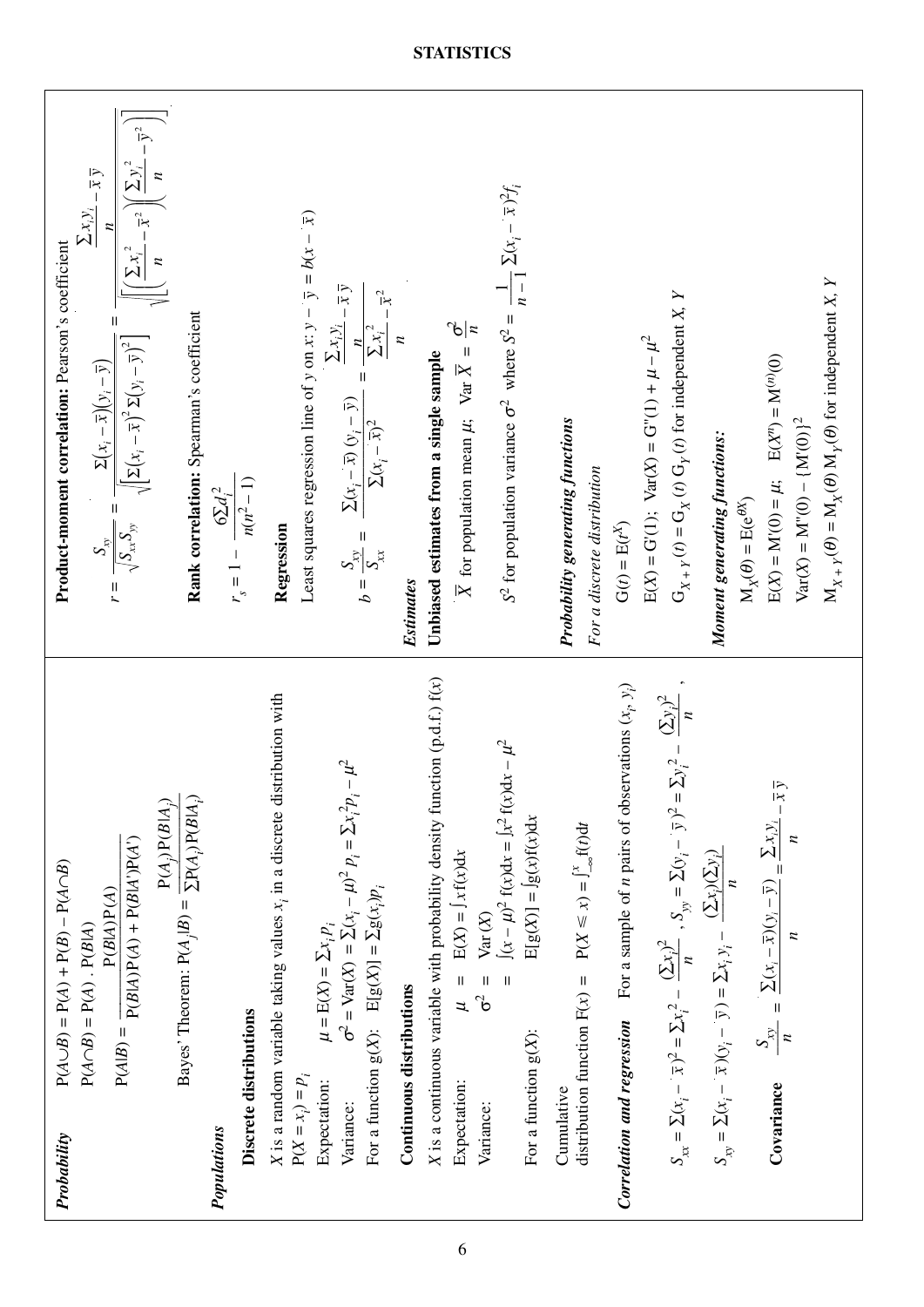# STATISTICS

***Probability***

$P(A \cup B) = P(A) + P(B) - P(A \cap B)$

$P(A \cap B) = P(A) \, . \, P(B|A)$

$$P(A|B) = \frac{P(B|A)P(A)}{P(B|A)P(A) + P(B|A')P(A')}$$

Bayes' Theorem: $P(A_j|B) = \dfrac{P(A_j)P(B|A_j)}{\sum P(A_i)P(B|A_i)}$

***Populations***

**Discrete distributions**

$X$ is a random variable taking values $x_i$ in a discrete distribution with $P(X = x_i) = p_i$

Expectation: $\mu = E(X) = \sum x_i p_i$

Variance: $\sigma^2 = \text{Var}(X) = \sum (x_i - \mu)^2 p_i = \sum x_i^2 p_i - \mu^2$

For a function $g(X)$: $E[g(X)] = \sum g(x_i) p_i$

**Continuous distributions**

$X$ is a continuous variable with probability density function (p.d.f.) $f(x)$

Expectation: $\mu = E(X) = \int x f(x) dx$

Variance: $\sigma^2 = \text{Var}(X)$
$= \int (x - \mu)^2 f(x) dx = \int x^2 f(x) dx - \mu^2$

For a function $g(X)$: $E[g(X)] = \int g(x) f(x) dx$

Cumulative distribution function $F(x) = P(X \leq x) = \int_{-\infty}^{x} f(t) dt$

***Correlation and regression*** For a sample of $n$ pairs of observations $(x_i, y_i)$

$$S_{xx} = \sum (x_i - \bar{x})^2 = \sum x_i^2 - \frac{(\sum x_i)^2}{n}, \quad S_{yy} = \sum (y_i - \bar{y})^2 = \sum y_i^2 - \frac{(\sum y_i)^2}{n},$$

$$S_{xy} = \sum (x_i - \bar{x})(y_i - \bar{y}) = \sum x_i y_i - \frac{(\sum x_i)(\sum y_i)}{n}$$

**Covariance** $\dfrac{S_{xy}}{n} = \dfrac{\sum (x_i - \bar{x})(y_i - \bar{y})}{n} = \dfrac{\sum x_i y_i}{n} - \bar{x}\,\bar{y}$

**Product-moment correlation:** Pearson's coefficient

$$r = \frac{S_{xy}}{\sqrt{S_{xx} S_{yy}}} = \frac{\sum (x_i - \bar{x})(y_i - \bar{y})}{\sqrt{\left[\sum (x_i - \bar{x})^2 \sum (y_i - \bar{y})^2\right]}} = \frac{\dfrac{\sum x_i y_i}{n} - \bar{x}\,\bar{y}}{\sqrt{\left[\left(\dfrac{\sum x_i^2}{n} - \bar{x}^2\right)\left(\dfrac{\sum y_i^2}{n} - \bar{y}^2\right)\right]}}$$

**Rank correlation:** Spearman's coefficient

$$r_s = 1 - \frac{6 \sum d_i^2}{n(n^2 - 1)}$$

**Regression**

Least squares regression line of $y$ on $x$: $y - \bar{y} = b(x - \bar{x})$

$$b = \frac{S_{xy}}{S_{xx}} = \frac{\sum (x_i - \bar{x})(y_i - \bar{y})}{\sum (x_i - \bar{x})^2} = \frac{\dfrac{\sum x_i y_i}{n} - \bar{x}\,\bar{y}}{\dfrac{\sum x_i^2}{n} - \bar{x}^2}$$

***Estimates***

**Unbiased estimates from a single sample**

$\bar{X}$ for population mean $\mu$; $\text{Var}\, \bar{X} = \dfrac{\sigma^2}{n}$

$S^2$ for population variance $\sigma^2$ where $S^2 = \dfrac{1}{n-1} \sum (x_i - \bar{x})^2 f_i$

***Probability generating functions***

*For a discrete distribution*

$G(t) = E(t^X)$

$E(X) = G'(1)$; $\text{Var}(X) = G''(1) + \mu - \mu^2$

$G_{X+Y}(t) = G_X(t)\, G_Y(t)$ for independent $X$, $Y$

***Moment generating functions:***

$M_X(\theta) = E(e^{\theta X})$

$E(X) = M'(0) = \mu$; $E(X^n) = M^{(n)}(0)$

$\text{Var}(X) = M''(0) - \{M'(0)\}^2$

$M_{X+Y}(\theta) = M_X(\theta)\, M_Y(\theta)$ for independent $X$, $Y$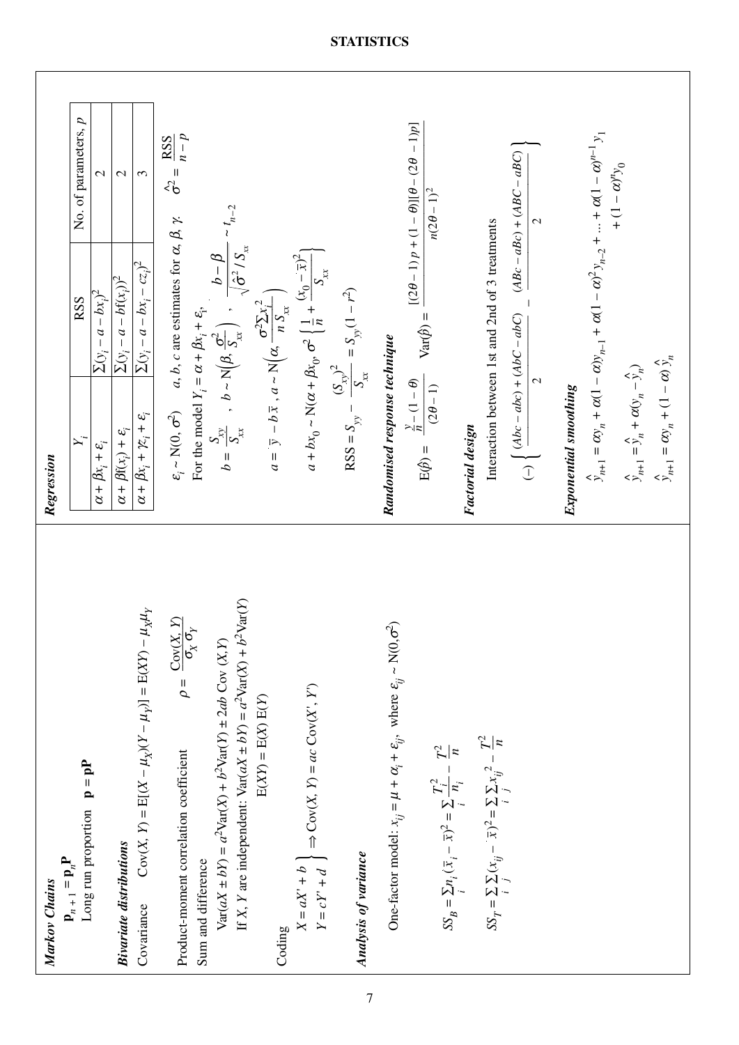# STATISTICS

### *Markov Chains*

$\mathbf{p}_{n+1} = \mathbf{p}_n \mathbf{P}$

Long run proportion $\mathbf{p} = \mathbf{p}\mathbf{P}$

### *Bivariate distributions*

Covariance $\quad \text{Cov}(X, Y) = \text{E}[(X - \mu_X)(Y - \mu_Y)] = \text{E}(XY) - \mu_X \mu_Y$

Product-moment correlation coefficient $\quad \rho = \dfrac{\text{Cov}(X, Y)}{\sigma_X \sigma_Y}$

Sum and difference

$\text{Var}(aX \pm bY) = a^2\text{Var}(X) + b^2\text{Var}(Y) \pm 2ab\ \text{Cov}(X, Y)$

If $X$, $Y$ are independent: $\text{Var}(aX \pm bY) = a^2\text{Var}(X) + b^2\text{Var}(Y)$

$\text{E}(XY) = \text{E}(X)\ \text{E}(Y)$

Coding

$$\left.\begin{array}{l} X = aX' + b \\ Y = cY' + d \end{array}\right\} \Rightarrow \text{Cov}(X, Y) = ac\ \text{Cov}(X', Y')$$

### *Analysis of variance*

One-factor model: $x_{ij} = \mu + \alpha_i + \varepsilon_{ij}$, where $\varepsilon_{ij} \sim \text{N}(0, \sigma^2)$

$$SS_B = \sum_i n_i(\bar{x}_i - \bar{x})^2 = \sum_i \frac{T_i^2}{n_i} - \frac{T^2}{n}$$

$$SS_T = \sum_i \sum_j (x_{ij} - \bar{x})^2 = \sum_i \sum_j x_{ij}^2 - \frac{T^2}{n}$$

### *Regression*

| $Y_i$ | RSS | No. of parameters, $p$ |
|---|---|---|
| $\alpha + \beta x_i + \varepsilon_i$ | $\Sigma(y_i - a - bx_i)^2$ | 2 |
| $\alpha + \beta f(x_i) + \varepsilon_i$ | $\Sigma(y_i - a - bf(x_i))^2$ | 2 |
| $\alpha + \beta x_i + \gamma z_i + \varepsilon_i$ | $\Sigma(y_i - a - bx_i - cz_i)^2$ | 3 |

$\varepsilon_i \sim \text{N}(0, \sigma^2) \quad a, b, c$ are estimates for $\alpha, \beta, \gamma$. $\quad \hat{\sigma}^2 = \dfrac{\text{RSS}}{n - p}$

For the model $Y_i = \alpha + \beta x_i + \varepsilon_i$,

$$b = \frac{S_{xy}}{S_{xx}}\ ,\quad b \sim \text{N}\left(\beta, \frac{\sigma^2}{S_{xx}}\right)\ ,\quad \frac{b - \beta}{\sqrt{\hat{\sigma}^2 / S_{xx}}} \sim t_{n-2}$$

$$a = \bar{y} - b\bar{x}\ ,\quad a \sim \text{N}\left(\alpha, \frac{\sigma^2 \Sigma x_i^2}{n\, S_{xx}}\right)$$

$$a + bx_0 \sim \text{N}(\alpha + \beta x_0, \sigma^2\left\{\frac{1}{n} + \frac{(x_0 - \bar{x})^2}{S_{xx}}\right\})$$

$$\text{RSS} = S_{yy} - \frac{(S_{xy})^2}{S_{xx}} = S_{yy}(1 - r^2)$$

### *Randomised response technique*

$$\text{E}(\hat{p}) = \frac{\frac{y}{n} - (1 - \theta)}{(2\theta - 1)} \qquad \text{Var}(\hat{p}) = \frac{[(2\theta - 1)\,p + (1 - \theta)][\theta - (2\theta - 1)p]}{n(2\theta - 1)^2}$$

### *Factorial design*

Interaction between 1st and 2nd of 3 treatments

$$(-)\left\{\frac{(Abc - abc) + (AbC - abC)}{2} - \frac{(ABc - aBc) + (ABC - aBC)}{2}\right\}$$

### *Exponential smoothing*

$$\hat{y}_{n+1} = \alpha y_n + \alpha(1 - \alpha)y_{n-1} + \alpha(1 - \alpha)^2 y_{n-2} + \ldots + \alpha(1 - \alpha)^{n-1} y_1 + (1 - \alpha)^n y_0$$

$$\hat{y}_{n+1} = \hat{y}_n + \alpha(y_n - \hat{y}_n)$$

$$\hat{y}_{n+1} = \alpha y_n + (1 - \alpha)\,\hat{y}_n$$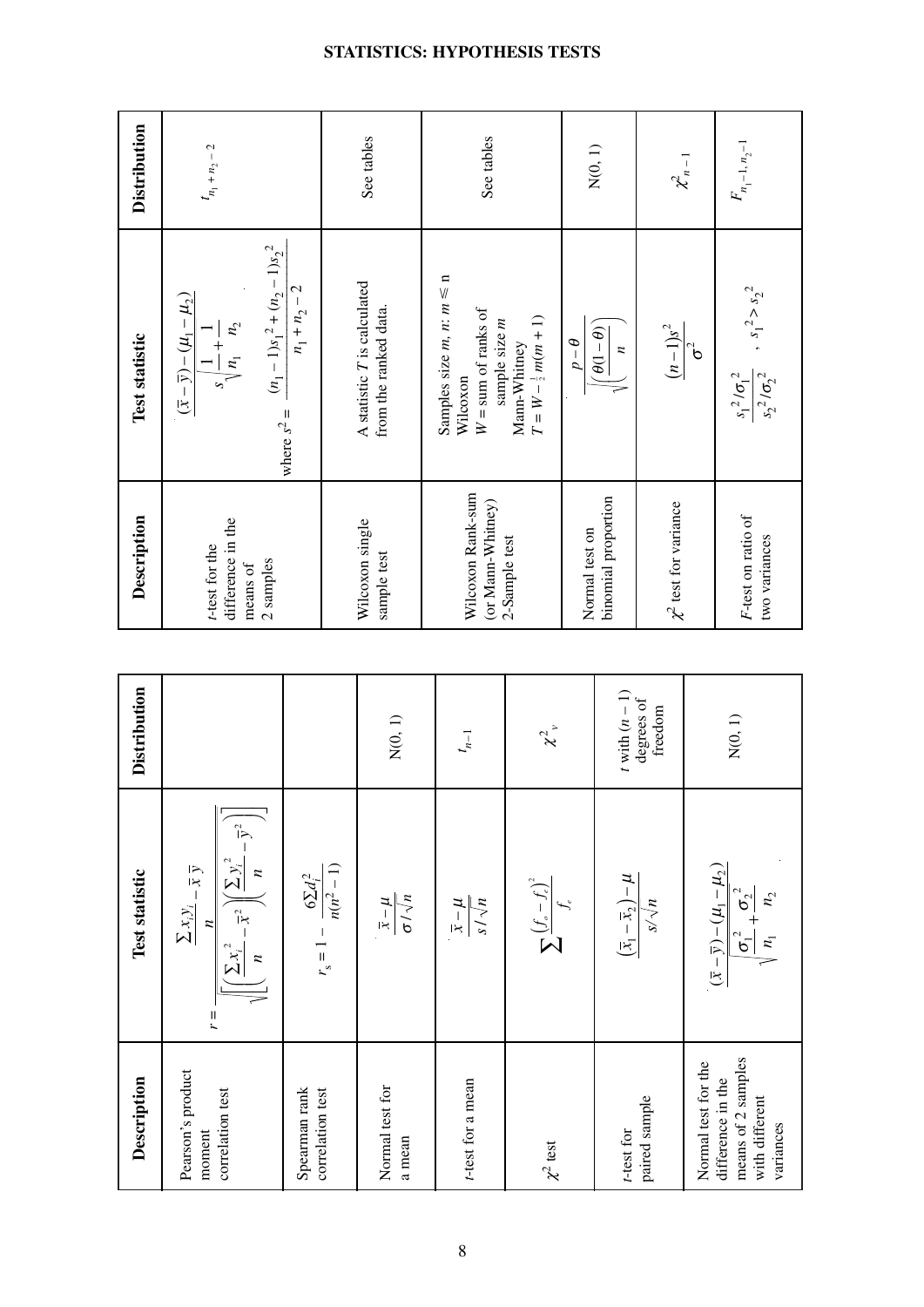# STATISTICS: HYPOTHESIS TESTS

| Description | Test statistic | Distribution |
|---|---|---|
| Pearson's product moment correlation test | $r = \dfrac{\dfrac{\sum x_i y_i}{n} - \bar{x}\,\bar{y}}{\sqrt{\left[\left(\dfrac{\sum x_i^2}{n} - \bar{x}^2\right)\left(\dfrac{\sum y_i^2}{n} - \bar{y}^2\right)\right]}}$ | |
| Spearman rank correlation test | $r_s = 1 - \dfrac{6\sum d_i^2}{n(n^2-1)}$ | |
| Normal test for a mean | $\dfrac{\bar{x} - \mu}{\sigma / \sqrt{n}}$ | N(0, 1) |
| $t$-test for a mean | $\dfrac{\bar{x} - \mu}{s / \sqrt{n}}$ | $t_{n-1}$ |
| $\chi^2$ test | $\sum \dfrac{(f_o - f_e)^2}{f_e}$ | $\chi^2_{\nu}$ |
| $t$-test for paired sample | $\dfrac{(\bar{x}_1 - \bar{x}_2) - \mu}{s/\sqrt{n}}$ | $t$ with $(n-1)$ degrees of freedom |
| Normal test for the difference in the means of 2 samples with different variances | $\dfrac{(\bar{x} - \bar{y}) - (\mu_1 - \mu_2)}{\sqrt{\dfrac{\sigma_1^2}{n_1} + \dfrac{\sigma_2^2}{n_2}}}$ | N(0, 1) |
| $t$-test for the difference in the means of 2 samples | $\dfrac{(\bar{x} - \bar{y}) - (\mu_1 - \mu_2)}{s\sqrt{\dfrac{1}{n_1} + \dfrac{1}{n_2}}}$ where $s^2 = \dfrac{(n_1 - 1)s_1^2 + (n_2 - 1)s_2^2}{n_1 + n_2 - 2}$ | $t_{n_1 + n_2 - 2}$ |
| Wilcoxon single sample test | A statistic $T$ is calculated from the ranked data. | See tables |
| Wilcoxon Rank-sum (or Mann-Whitney) 2-Sample test | Samples size $m$, $n$: $m \leqslant n$<br>Wilcoxon<br>$W$ = sum of ranks of sample size $m$<br>Mann-Whitney<br>$T = W - \frac{1}{2}m(m+1)$ | See tables |
| Normal test on binomial proportion | $\dfrac{p - \theta}{\sqrt{\left(\dfrac{\theta(1-\theta)}{n}\right)}}$ | N(0, 1) |
| $\chi^2$ test for variance | $\dfrac{(n-1)s^2}{\sigma^2}$ | $\chi^2_{n-1}$ |
| $F$-test on ratio of two variances | $\dfrac{s_1^2/\sigma_1^2}{s_2^2/\sigma_2^2}$ , $s_1^2 > s_2^2$ | $F_{n_1-1,\, n_2-1}$ |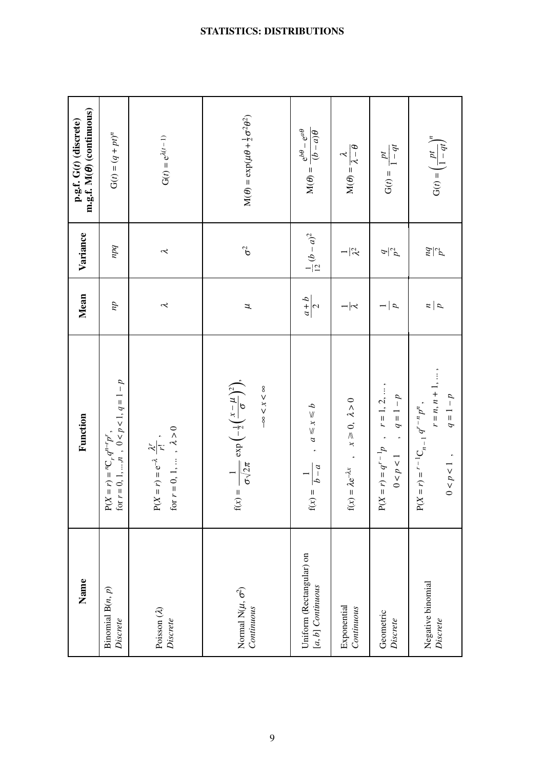# STATISTICS: DISTRIBUTIONS

| Name | Function | Mean | Variance | p.g.f. G(*t*) (discrete) m.g.f. M(*θ*) (continuous) |
|---|---|---|---|---|
| Binomial $B(n, p)$ *Discrete* | $P(X = r) = {}^nC_r\, q^{n-r} p^r$, for $r = 0, 1, \ldots, n$ , $0 < p < 1$, $q = 1 - p$ | $np$ | $npq$ | $G(t) = (q + pt)^n$ |
| Poisson $(\lambda)$ *Discrete* | $P(X = r) = e^{-\lambda} \dfrac{\lambda^r}{r!}$ , for $r = 0, 1, \ldots$ , $\lambda > 0$ | $\lambda$ | $\lambda$ | $G(t) = e^{\lambda(t-1)}$ |
| Normal $N(\mu, \sigma^2)$ *Continuous* | $f(x) = \dfrac{1}{\sigma\sqrt{2\pi}} \exp\left(-\frac{1}{2}\left(\dfrac{x-\mu}{\sigma}\right)^2\right)$, $-\infty < x < \infty$ | $\mu$ | $\sigma^2$ | $M(\theta) = \exp(\mu\theta + \frac{1}{2}\sigma^2\theta^2)$ |
| Uniform (Rectangular) on $[a, b]$ *Continuous* | $f(x) = \dfrac{1}{b-a}$ , $a \leqslant x \leqslant b$ | $\dfrac{a+b}{2}$ | $\frac{1}{12}(b-a)^2$ | $M(\theta) = \dfrac{e^{b\theta} - e^{a\theta}}{(b-a)\theta}$ |
| Exponential *Continuous* | $f(x) = \lambda e^{-\lambda x}$ , $x \geqslant 0$, $\lambda > 0$ | $\dfrac{1}{\lambda}$ | $\dfrac{1}{\lambda^2}$ | $M(\theta) = \dfrac{\lambda}{\lambda - \theta}$ |
| Geometric *Discrete* | $P(X = r) = q^{r-1}p$ , $r = 1, 2, \ldots$ , $0 < p < 1$ , $q = 1 - p$ | $\dfrac{1}{p}$ | $\dfrac{q}{p^2}$ | $G(t) = \dfrac{pt}{1 - qt}$ |
| Negative binomial *Discrete* | $P(X = r) = {}^{r-1}C_{n-1}\, q^{r-n} p^n$, $r = n, n+1, \ldots$ , $0 < p < 1$ , $q = 1 - p$ | $\dfrac{n}{p}$ | $\dfrac{nq}{p^2}$ | $G(t) = \left(\dfrac{pt}{1 - qt}\right)^n$ |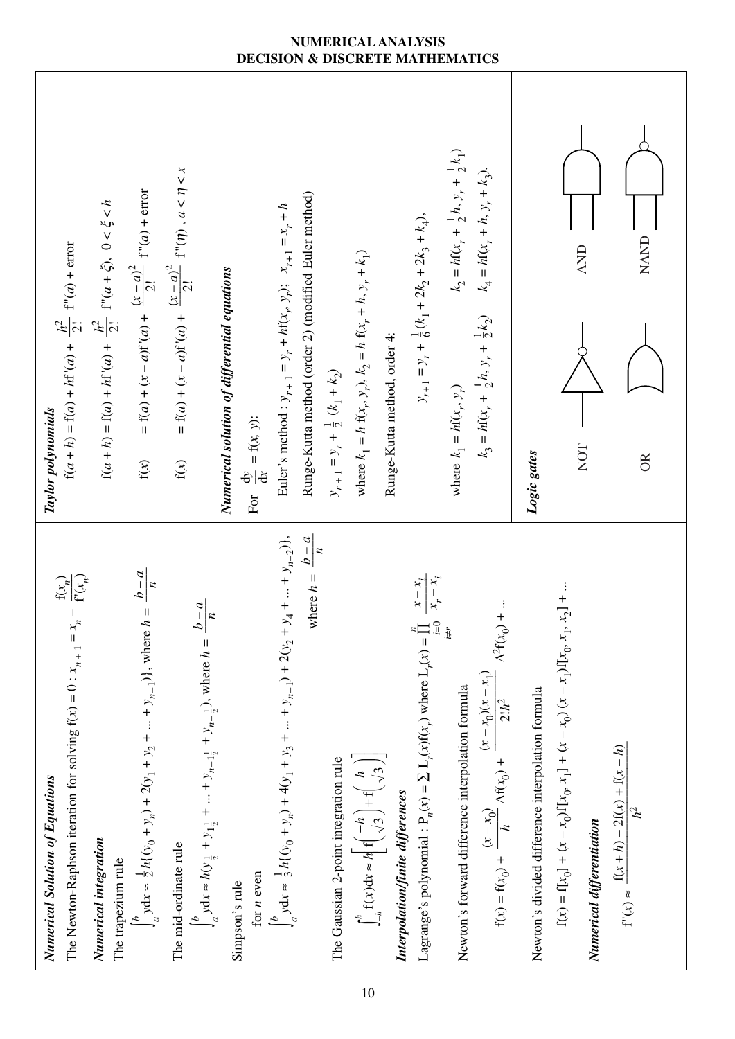# NUMERICAL ANALYSIS
# DECISION & DISCRETE MATHEMATICS

### *Numerical Solution of Equations*

The Newton-Raphson iteration for solving $f(x) = 0$ : $x_{n+1} = x_n - \dfrac{f(x_n)}{f'(x_n)}$

### *Numerical integration*

The trapezium rule

$$\int_a^b y\,dx \approx \tfrac{1}{2}h\{(y_0 + y_n) + 2(y_1 + y_2 + \ldots + y_{n-1})\}, \text{ where } h = \frac{b-a}{n}$$

The mid-ordinate rule

$$\int_a^b y\,dx \approx h(y_{\frac{1}{2}} + y_{1\frac{1}{2}} + \ldots + y_{n-1\frac{1}{2}} + y_{n-\frac{1}{2}}), \text{ where } h = \frac{b-a}{n}$$

Simpson's rule

for $n$ even

$$\int_a^b y\,dx \approx \tfrac{1}{3}h\{(y_0 + y_n) + 4(y_1 + y_3 + \ldots + y_{n-1}) + 2(y_2 + y_4 + \ldots + y_{n-2})\},$$

where $h = \dfrac{b-a}{n}$

The Gaussian 2-point integration rule

$$\int_{-h}^{h} f(x)\,dx \approx h\left[f\left(\frac{-h}{\sqrt{3}}\right) + f\left(\frac{h}{\sqrt{3}}\right)\right]$$

### *Interpolation/finite differences*

Lagrange's polynomial : $P_n(x) = \sum L_r(x) f(x_r)$ where $L_r(x) = \prod\limits_{\substack{i=0 \\ i \neq r}}^{n} \dfrac{x - x_i}{x_r - x_i}$

Newton's forward difference interpolation formula

$$f(x) = f(x_0) + \frac{(x - x_0)}{h}\Delta f(x_0) + \frac{(x - x_0)(x - x_1)}{2!h^2}\Delta^2 f(x_0) + \ldots$$

Newton's divided difference interpolation formula

$$f(x) = f[x_0] + (x - x_0)f[x_0, x_1] + (x - x_0)(x - x_1)f[x_0, x_1, x_2] + \ldots$$

### *Numerical differentiation*

$$f''(x) \approx \frac{f(x+h) - 2f(x) + f(x-h)}{h^2}$$

### *Taylor polynomials*

$$f(a + h) = f(a) + hf'(a) + \frac{h^2}{2!}f''(a) + \text{error}$$

$$f(a + h) = f(a) + hf'(a) + \frac{h^2}{2!}f''(a + \xi), \; 0 < \xi < h$$

$$f(x) \;\; = f(a) + (x - a)f'(a) + \frac{(x-a)^2}{2!}f''(a) + \text{error}$$

$$f(x) \;\; = f(a) + (x - a)f'(a) + \frac{(x-a)^2}{2!}f''(\eta), \; a < \eta < x$$

### *Numerical solution of differential equations*

For $\dfrac{dy}{dx} = f(x, y)$:

Euler's method : $y_{r+1} = y_r + hf(x_r, y_r)$;  $x_{r+1} = x_r + h$

Runge-Kutta method (order 2) (modified Euler method)

$$y_{r+1} = y_r + \tfrac{1}{2}(k_1 + k_2)$$

where $k_1 = h\,f(x_r, y_r)$, $k_2 = h\,f(x_r + h, y_r + k_1)$

Runge-Kutta method, order 4:

$$y_{r+1} = y_r + \tfrac{1}{6}(k_1 + 2k_2 + 2k_3 + k_4),$$

where $k_1 = hf(x_r, y_r)$ $\qquad$ $k_2 = hf(x_r + \tfrac{1}{2}h, y_r + \tfrac{1}{2}k_1)$

$k_3 = hf(x_r + \tfrac{1}{2}h, y_r + \tfrac{1}{2}k_2)$ $\qquad$ $k_4 = hf(x_r + h, y_r + k_3)$.

### *Logic gates*

NOT AND

OR NAND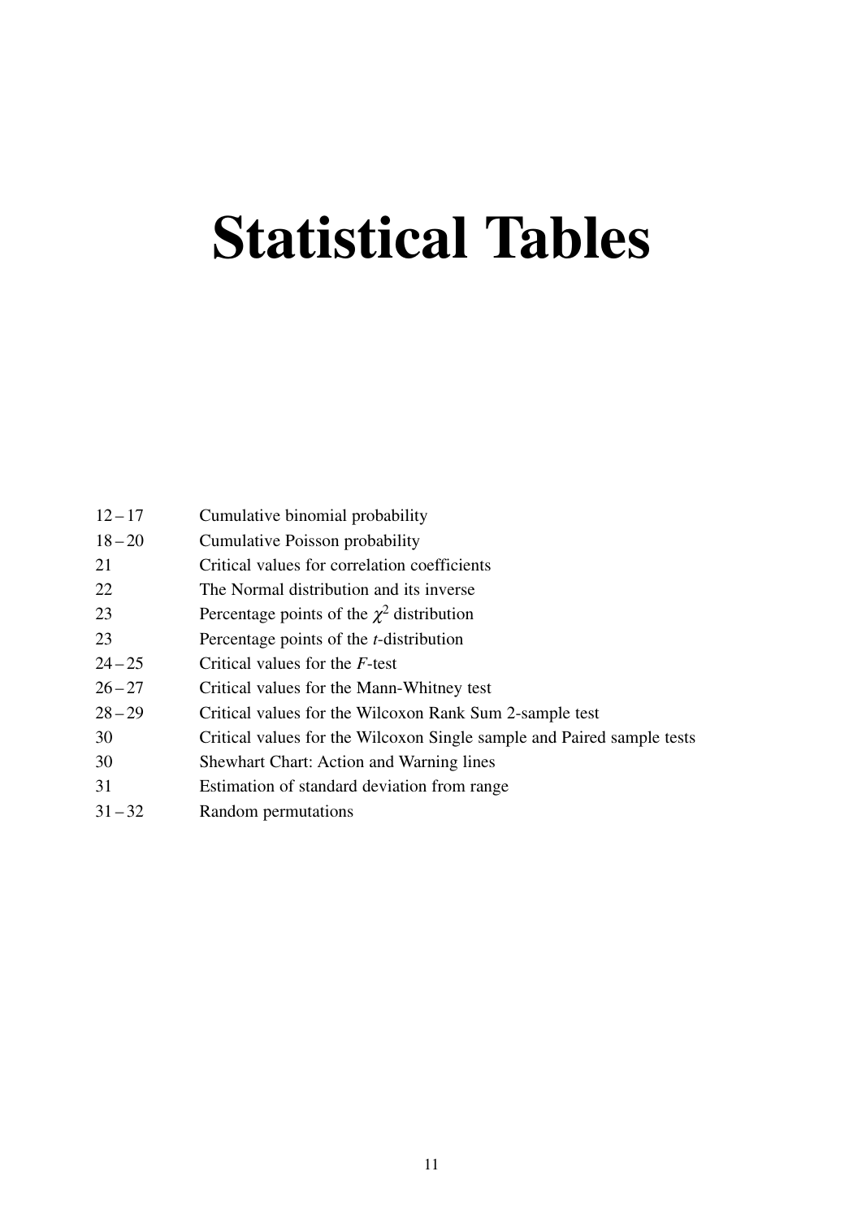# Statistical Tables

| | |
|---|---|
| 12 – 17 | Cumulative binomial probability |
| 18 – 20 | Cumulative Poisson probability |
| 21 | Critical values for correlation coefficients |
| 22 | The Normal distribution and its inverse |
| 23 | Percentage points of the $\chi^2$ distribution |
| 23 | Percentage points of the *t*-distribution |
| 24 – 25 | Critical values for the *F*-test |
| 26 – 27 | Critical values for the Mann-Whitney test |
| 28 – 29 | Critical values for the Wilcoxon Rank Sum 2-sample test |
| 30 | Critical values for the Wilcoxon Single sample and Paired sample tests |
| 30 | Shewhart Chart: Action and Warning lines |
| 31 | Estimation of standard deviation from range |
| 31 – 32 | Random permutations |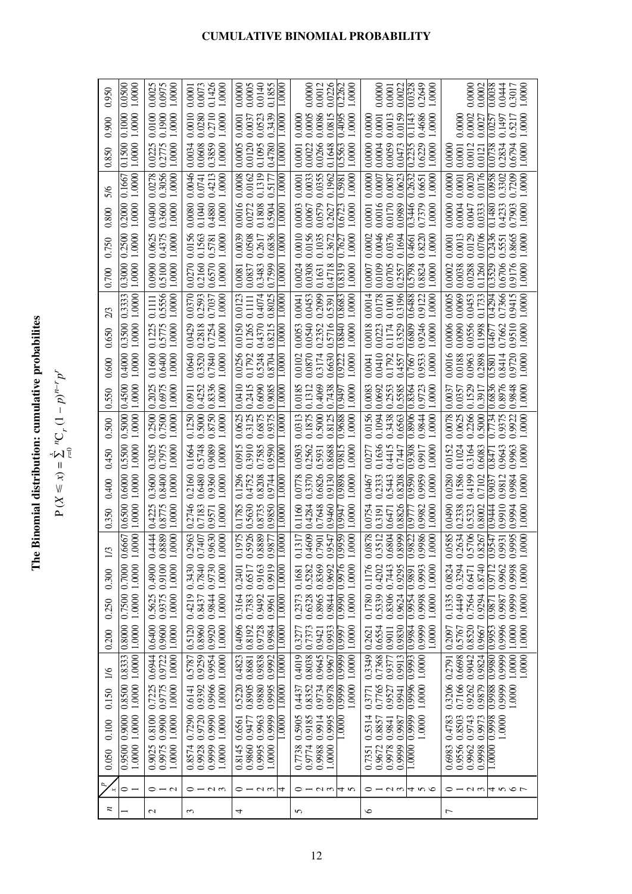# CUMULATIVE BINOMIAL PROBABILITY

## The Binomial distribution: cumulative probabilites

$$\mathrm{P}(X \leqslant x) = \sum_{r=0}^{x} {}^{n}\mathrm{C}_{r}\,(1-p)^{n-r}p^{r}$$

| $n$ | $x$ \ $p$ | 0.050 | 0.100 | 0.150 | 1/6 | 0.200 | 0.250 | 0.300 | 1/3 | 0.350 | 0.400 | 0.450 | 0.500 | 0.550 | 0.600 | 0.650 | 2/3 | 0.700 | 0.750 | 0.800 | 5/6 | 0.850 | 0.900 | 0.950 |
|---|---|---|---|---|---|---|---|---|---|---|---|---|---|---|---|---|---|---|---|---|---|---|---|---|
| 1 | 0 | 0.9500 | 0.9000 | 0.8500 | 0.8333 | 0.8000 | 0.7500 | 0.7000 | 0.6667 | 0.6500 | 0.6000 | 0.5500 | 0.5000 | 0.4500 | 0.4000 | 0.3500 | 0.3333 | 0.3000 | 0.2500 | 0.2000 | 0.1667 | 0.1500 | 0.1000 | 0.0500 |
| | 1 | 1.0000 | 1.0000 | 1.0000 | 1.0000 | 1.0000 | 1.0000 | 1.0000 | 1.0000 | 1.0000 | 1.0000 | 1.0000 | 1.0000 | 1.0000 | 1.0000 | 1.0000 | 1.0000 | 1.0000 | 1.0000 | 1.0000 | 1.0000 | 1.0000 | 1.0000 | 1.0000 |
| 2 | 0 | 0.9025 | 0.8100 | 0.7225 | 0.6944 | 0.6400 | 0.5625 | 0.4900 | 0.4444 | 0.4225 | 0.3600 | 0.3025 | 0.2500 | 0.2025 | 0.1600 | 0.1225 | 0.1111 | 0.0900 | 0.0625 | 0.0400 | 0.0278 | 0.0225 | 0.0100 | 0.0025 |
| | 1 | 0.9975 | 0.9900 | 0.9775 | 0.9722 | 0.9600 | 0.9375 | 0.9100 | 0.8889 | 0.8775 | 0.8400 | 0.7975 | 0.7500 | 0.6975 | 0.6400 | 0.5775 | 0.5556 | 0.5100 | 0.4375 | 0.3600 | 0.3056 | 0.2775 | 0.1900 | 0.0975 |
| | 2 | 1.0000 | 1.0000 | 1.0000 | 1.0000 | 1.0000 | 1.0000 | 1.0000 | 1.0000 | 1.0000 | 1.0000 | 1.0000 | 1.0000 | 1.0000 | 1.0000 | 1.0000 | 1.0000 | 1.0000 | 1.0000 | 1.0000 | 1.0000 | 1.0000 | 1.0000 | 1.0000 |
| 3 | 0 | 0.8574 | 0.7290 | 0.6141 | 0.5787 | 0.5120 | 0.4219 | 0.3430 | 0.2963 | 0.2746 | 0.2160 | 0.1664 | 0.1250 | 0.0911 | 0.0640 | 0.0429 | 0.0370 | 0.0270 | 0.0156 | 0.0080 | 0.0046 | 0.0034 | 0.0010 | 0.0001 |
| | 1 | 0.9928 | 0.9720 | 0.9392 | 0.9259 | 0.8960 | 0.8437 | 0.7840 | 0.7407 | 0.7183 | 0.6480 | 0.5748 | 0.5000 | 0.4252 | 0.3520 | 0.2818 | 0.2593 | 0.2160 | 0.1563 | 0.1040 | 0.0741 | 0.0608 | 0.0280 | 0.0073 |
| | 2 | 0.9999 | 0.9990 | 0.9966 | 0.9954 | 0.9920 | 0.9844 | 0.9730 | 0.9630 | 0.9571 | 0.9360 | 0.9089 | 0.8750 | 0.8336 | 0.7840 | 0.7254 | 0.7037 | 0.6570 | 0.5781 | 0.4880 | 0.4213 | 0.3859 | 0.2710 | 0.1426 |
| | 3 | 1.0000 | 1.0000 | 1.0000 | 1.0000 | 1.0000 | 1.0000 | 1.0000 | 1.0000 | 1.0000 | 1.0000 | 1.0000 | 1.0000 | 1.0000 | 1.0000 | 1.0000 | 1.0000 | 1.0000 | 1.0000 | 1.0000 | 1.0000 | 1.0000 | 1.0000 | 1.0000 |
| 4 | 0 | 0.8145 | 0.6561 | 0.5220 | 0.4823 | 0.4096 | 0.3164 | 0.2401 | 0.1975 | 0.1785 | 0.1296 | 0.0915 | 0.0625 | 0.0410 | 0.0256 | 0.0150 | 0.0123 | 0.0081 | 0.0039 | 0.0016 | 0.0008 | 0.0005 | 0.0001 | 0.0000 |
| | 1 | 0.9860 | 0.9477 | 0.8905 | 0.8681 | 0.8192 | 0.7383 | 0.6517 | 0.5926 | 0.5630 | 0.4752 | 0.3910 | 0.3125 | 0.2415 | 0.1792 | 0.1265 | 0.1111 | 0.0837 | 0.0508 | 0.0272 | 0.0162 | 0.0120 | 0.0037 | 0.0005 |
| | 2 | 0.9995 | 0.9963 | 0.9880 | 0.9838 | 0.9728 | 0.9492 | 0.9163 | 0.8889 | 0.8735 | 0.8208 | 0.7585 | 0.6875 | 0.6090 | 0.5248 | 0.4370 | 0.4074 | 0.3483 | 0.2617 | 0.1808 | 0.1319 | 0.1095 | 0.0523 | 0.0140 |
| | 3 | 1.0000 | 0.9999 | 0.9995 | 0.9992 | 0.9984 | 0.9961 | 0.9919 | 0.9877 | 0.9850 | 0.9744 | 0.9590 | 0.9375 | 0.9085 | 0.8704 | 0.8215 | 0.8025 | 0.7599 | 0.6836 | 0.5904 | 0.5177 | 0.4780 | 0.3439 | 0.1855 |
| | 4 | | 1.0000 | 1.0000 | 1.0000 | 1.0000 | 1.0000 | 1.0000 | 1.0000 | 1.0000 | 1.0000 | 1.0000 | 1.0000 | 1.0000 | 1.0000 | 1.0000 | 1.0000 | 1.0000 | 1.0000 | 1.0000 | 1.0000 | 1.0000 | 1.0000 | 1.0000 |
| 5 | 0 | 0.7738 | 0.5905 | 0.4437 | 0.4019 | 0.3277 | 0.2373 | 0.1681 | 0.1317 | 0.1160 | 0.0778 | 0.0503 | 0.0313 | 0.0185 | 0.0102 | 0.0053 | 0.0041 | 0.0024 | 0.0010 | 0.0003 | 0.0001 | 0.0001 | 0.0000 | |
| | 1 | 0.9774 | 0.9185 | 0.8352 | 0.8038 | 0.7373 | 0.6328 | 0.5282 | 0.4609 | 0.4284 | 0.3370 | 0.2562 | 0.1875 | 0.1312 | 0.0870 | 0.0540 | 0.0453 | 0.0308 | 0.0156 | 0.0067 | 0.0033 | 0.0022 | 0.0005 | 0.0000 |
| | 2 | 0.9988 | 0.9914 | 0.9734 | 0.9645 | 0.9421 | 0.8965 | 0.8369 | 0.7901 | 0.7648 | 0.6826 | 0.5931 | 0.5000 | 0.4069 | 0.3174 | 0.2352 | 0.2099 | 0.1631 | 0.1035 | 0.0579 | 0.0355 | 0.0266 | 0.0086 | 0.0012 |
| | 3 | 1.0000 | 0.9995 | 0.9978 | 0.9967 | 0.9933 | 0.9844 | 0.9692 | 0.9547 | 0.9460 | 0.9130 | 0.8688 | 0.8125 | 0.7438 | 0.6630 | 0.5716 | 0.5391 | 0.4718 | 0.3672 | 0.2627 | 0.1962 | 0.1648 | 0.0815 | 0.0226 |
| | 4 | | 1.0000 | 0.9999 | 0.9999 | 0.9997 | 0.9990 | 0.9976 | 0.9959 | 0.9947 | 0.9898 | 0.9815 | 0.9688 | 0.9497 | 0.9222 | 0.8840 | 0.8683 | 0.8319 | 0.7627 | 0.6723 | 0.5981 | 0.5563 | 0.4095 | 0.2262 |
| | 5 | | | 1.0000 | 1.0000 | 1.0000 | 1.0000 | 1.0000 | 1.0000 | 1.0000 | 1.0000 | 1.0000 | 1.0000 | 1.0000 | 1.0000 | 1.0000 | 1.0000 | 1.0000 | 1.0000 | 1.0000 | 1.0000 | 1.0000 | 1.0000 | 1.0000 |
| 6 | 0 | 0.7351 | 0.5314 | 0.3771 | 0.3349 | 0.2621 | 0.1780 | 0.1176 | 0.0878 | 0.0754 | 0.0467 | 0.0277 | 0.0156 | 0.0083 | 0.0041 | 0.0018 | 0.0014 | 0.0007 | 0.0002 | 0.0001 | 0.0000 | 0.0000 | 0.0000 | |
| | 1 | 0.9672 | 0.8857 | 0.7765 | 0.7368 | 0.6554 | 0.5339 | 0.4202 | 0.3512 | 0.3191 | 0.2333 | 0.1636 | 0.1094 | 0.0692 | 0.0410 | 0.0223 | 0.0178 | 0.0109 | 0.0046 | 0.0016 | 0.0007 | 0.0004 | 0.0001 | 0.0000 |
| | 2 | 0.9978 | 0.9841 | 0.9527 | 0.9377 | 0.9011 | 0.8306 | 0.7443 | 0.6804 | 0.6471 | 0.5443 | 0.4415 | 0.3438 | 0.2553 | 0.1792 | 0.1174 | 0.1001 | 0.0705 | 0.0376 | 0.0170 | 0.0087 | 0.0059 | 0.0013 | 0.0001 |
| | 3 | 0.9999 | 0.9987 | 0.9941 | 0.9913 | 0.9830 | 0.9624 | 0.9295 | 0.8999 | 0.8826 | 0.8208 | 0.7447 | 0.6563 | 0.5585 | 0.4557 | 0.3529 | 0.3196 | 0.2557 | 0.1694 | 0.0989 | 0.0623 | 0.0473 | 0.0159 | 0.0022 |
| | 4 | 1.0000 | 0.9999 | 0.9996 | 0.9993 | 0.9984 | 0.9954 | 0.9891 | 0.9822 | 0.9777 | 0.9590 | 0.9308 | 0.8906 | 0.8364 | 0.7667 | 0.6809 | 0.6488 | 0.5798 | 0.4661 | 0.3446 | 0.2632 | 0.2235 | 0.1143 | 0.0328 |
| | 5 | | 1.0000 | 1.0000 | 1.0000 | 0.9999 | 0.9998 | 0.9993 | 0.9986 | 0.9982 | 0.9959 | 0.9917 | 0.9844 | 0.9723 | 0.9533 | 0.9246 | 0.9122 | 0.8824 | 0.8220 | 0.7379 | 0.6651 | 0.6229 | 0.4686 | 0.2649 |
| | 6 | | | | | 1.0000 | 1.0000 | 1.0000 | 1.0000 | 1.0000 | 1.0000 | 1.0000 | 1.0000 | 1.0000 | 1.0000 | 1.0000 | 1.0000 | 1.0000 | 1.0000 | 1.0000 | 1.0000 | 1.0000 | 1.0000 | 1.0000 |
| 7 | 0 | 0.6983 | 0.4783 | 0.3206 | 0.2791 | 0.2097 | 0.1335 | 0.0824 | 0.0585 | 0.0490 | 0.0280 | 0.0152 | 0.0078 | 0.0037 | 0.0016 | 0.0006 | 0.0005 | 0.0002 | 0.0001 | 0.0000 | 0.0000 | 0.0000 | | |
| | 1 | 0.9556 | 0.8503 | 0.7166 | 0.6698 | 0.5767 | 0.4449 | 0.3294 | 0.2634 | 0.2338 | 0.1586 | 0.1024 | 0.0625 | 0.0357 | 0.0188 | 0.0090 | 0.0069 | 0.0038 | 0.0013 | 0.0004 | 0.0001 | 0.0001 | 0.0000 | |
| | 2 | 0.9962 | 0.9743 | 0.9262 | 0.9042 | 0.8520 | 0.7564 | 0.6471 | 0.5706 | 0.5323 | 0.4199 | 0.3164 | 0.2266 | 0.1529 | 0.0963 | 0.0556 | 0.0453 | 0.0288 | 0.0129 | 0.0047 | 0.0020 | 0.0012 | 0.0002 | 0.0000 |
| | 3 | 0.9998 | 0.9973 | 0.9879 | 0.9824 | 0.9667 | 0.9294 | 0.8740 | 0.8267 | 0.8002 | 0.7102 | 0.6083 | 0.5000 | 0.3917 | 0.2898 | 0.1998 | 0.1733 | 0.1260 | 0.0706 | 0.0333 | 0.0176 | 0.0121 | 0.0027 | 0.0002 |
| | 4 | 1.0000 | 0.9998 | 0.9988 | 0.9980 | 0.9953 | 0.9871 | 0.9712 | 0.9547 | 0.9444 | 0.9037 | 0.8471 | 0.7734 | 0.6836 | 0.5801 | 0.4677 | 0.4294 | 0.3529 | 0.2436 | 0.1480 | 0.0958 | 0.0738 | 0.0257 | 0.0038 |
| | 5 | | 1.0000 | 0.9999 | 0.9999 | 0.9996 | 0.9987 | 0.9962 | 0.9931 | 0.9910 | 0.9812 | 0.9643 | 0.9375 | 0.8976 | 0.8414 | 0.7662 | 0.7366 | 0.6706 | 0.5551 | 0.4233 | 0.3302 | 0.2834 | 0.1497 | 0.0444 |
| | 6 | | | 1.0000 | 1.0000 | 1.0000 | 0.9999 | 0.9998 | 0.9995 | 0.9994 | 0.9984 | 0.9963 | 0.9922 | 0.9848 | 0.9720 | 0.9510 | 0.9415 | 0.9176 | 0.8665 | 0.7903 | 0.7209 | 0.6794 | 0.5217 | 0.3017 |
| | 7 | | | | 1.0000 | 1.0000 | 1.0000 | 1.0000 | 1.0000 | 1.0000 | 1.0000 | 1.0000 | 1.0000 | 1.0000 | 1.0000 | 1.0000 | 1.0000 | 1.0000 | 1.0000 | 1.0000 | 1.0000 | 1.0000 | 1.0000 | 1.0000 |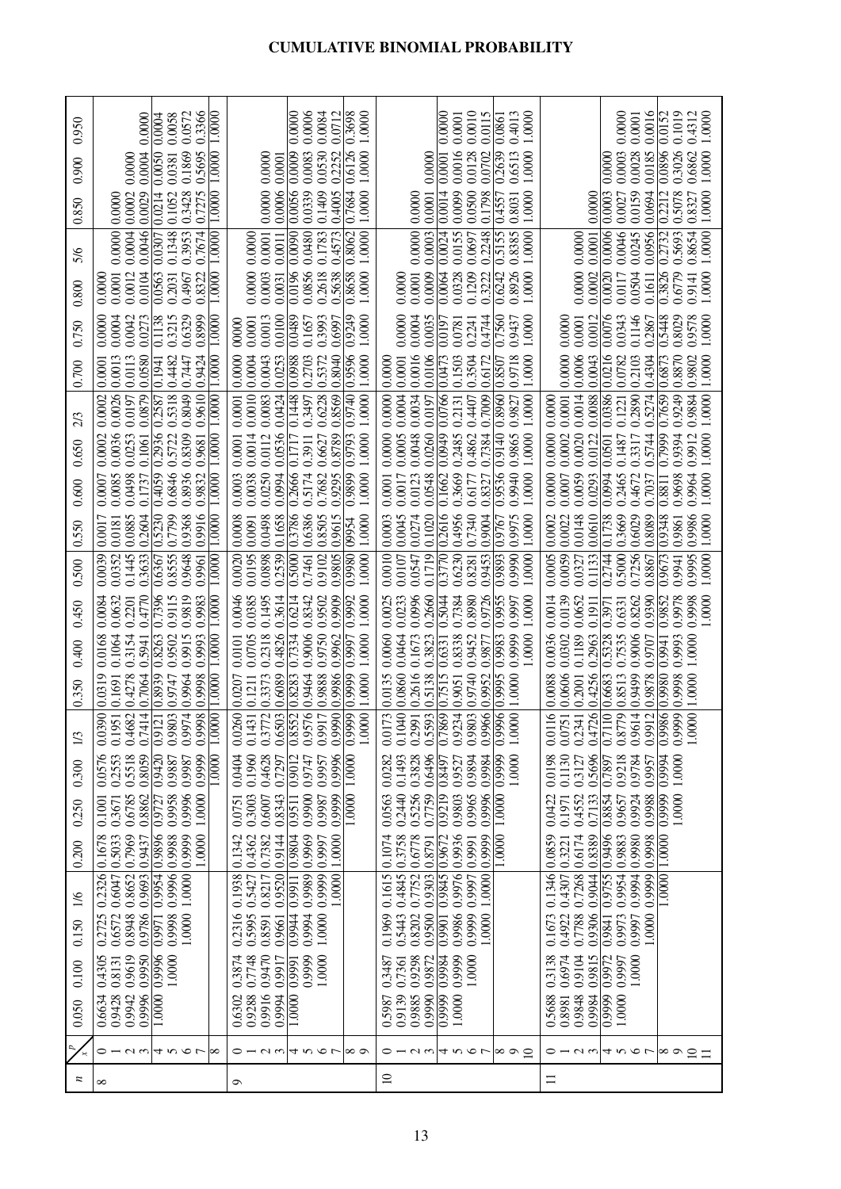# CUMULATIVE BINOMIAL PROBABILITY

| n | x \ p | 0.050 | 0.100 | 0.150 | 1/6 | 0.200 | 0.250 | 0.300 | 1/3 | 0.350 | 0.400 | 0.450 | 0.500 | 0.550 | 0.600 | 0.650 | 2/3 | 0.700 | 0.750 | 0.800 | 5/6 | 0.850 | 0.900 | 0.950 |
|---|---|---|---|---|---|---|---|---|---|---|---|---|---|---|---|---|---|---|---|---|---|---|---|---|
| 8 | 0 | 0.6634 | 0.4305 | 0.2725 | 0.2326 | 0.1678 | 0.1001 | 0.0576 | 0.0390 | 0.0319 | 0.0168 | 0.0084 | 0.0039 | 0.0017 | 0.0007 | 0.0002 | 0.0002 | 0.0001 | 0.0000 | 0.0000 | | | | |
| | 1 | 0.9428 | 0.8131 | 0.6572 | 0.6047 | 0.5033 | 0.3671 | 0.2553 | 0.1951 | 0.1691 | 0.1064 | 0.0632 | 0.0352 | 0.0181 | 0.0085 | 0.0036 | 0.0026 | 0.0013 | 0.0004 | 0.0001 | 0.0000 | 0.0000 | | |
| | 2 | 0.9942 | 0.9619 | 0.8948 | 0.8652 | 0.7969 | 0.6785 | 0.5518 | 0.4682 | 0.4278 | 0.3154 | 0.2201 | 0.1445 | 0.0885 | 0.0498 | 0.0253 | 0.0197 | 0.0113 | 0.0042 | 0.0012 | 0.0004 | 0.0002 | 0.0000 | |
| | 3 | 0.9996 | 0.9950 | 0.9786 | 0.9693 | 0.9437 | 0.8862 | 0.8059 | 0.7414 | 0.7064 | 0.5941 | 0.4770 | 0.3633 | 0.2604 | 0.1737 | 0.1061 | 0.0879 | 0.0580 | 0.0273 | 0.0104 | 0.0046 | 0.0029 | 0.0004 | 0.0000 |
| | 4 | 1.0000 | 0.9996 | 0.9971 | 0.9954 | 0.9896 | 0.9727 | 0.9420 | 0.9121 | 0.8939 | 0.8263 | 0.7396 | 0.6367 | 0.5230 | 0.4059 | 0.2936 | 0.2587 | 0.1941 | 0.1138 | 0.0563 | 0.0307 | 0.0214 | 0.0050 | 0.0004 |
| | 5 | | 1.0000 | 0.9998 | 0.9996 | 0.9988 | 0.9958 | 0.9887 | 0.9803 | 0.9747 | 0.9502 | 0.9115 | 0.8555 | 0.7799 | 0.6846 | 0.5722 | 0.5318 | 0.4482 | 0.3215 | 0.2031 | 0.1348 | 0.1052 | 0.0381 | 0.0058 |
| | 6 | | | 1.0000 | 1.0000 | 0.9999 | 0.9996 | 0.9987 | 0.9974 | 0.9964 | 0.9915 | 0.9819 | 0.9648 | 0.9368 | 0.8936 | 0.8309 | 0.8049 | 0.7447 | 0.6329 | 0.4967 | 0.3953 | 0.3428 | 0.1869 | 0.0572 |
| | 7 | | | | | 1.0000 | 1.0000 | 0.9999 | 0.9998 | 0.9998 | 0.9993 | 0.9983 | 0.9961 | 0.9916 | 0.9832 | 0.9681 | 0.9610 | 0.9424 | 0.8999 | 0.8322 | 0.7674 | 0.7275 | 0.5695 | 0.3366 |
| | 8 | | | | | | | | 1.0000 | 1.0000 | 1.0000 | 1.0000 | 1.0000 | 1.0000 | 1.0000 | 1.0000 | 1.0000 | 1.0000 | 1.0000 | 1.0000 | 1.0000 | 1.0000 | 1.0000 | 1.0000 |
| 9 | 0 | 0.6302 | 0.3874 | 0.2316 | 0.1938 | 0.1342 | 0.0751 | 0.0404 | 0.0260 | 0.0207 | 0.0101 | 0.0046 | 0.0020 | 0.0008 | 0.0003 | 0.0001 | 0.0001 | 0.0000 | 00000 | | | | | |
| | 1 | 0.9288 | 0.7748 | 0.5995 | 0.5427 | 0.4362 | 0.3003 | 0.1960 | 0.1431 | 0.1211 | 0.0705 | 0.0385 | 0.0195 | 0.0091 | 0.0038 | 0.0014 | 0.0010 | 0.0004 | 0.0001 | 0.0000 | 0.0000 | | | |
| | 2 | 0.9916 | 0.9470 | 0.8591 | 0.8217 | 0.7382 | 0.6007 | 0.4628 | 0.3772 | 0.3373 | 0.2318 | 0.1495 | 0.0898 | 0.0498 | 0.0250 | 0.0112 | 0.0083 | 0.0043 | 0.0013 | 0.0003 | 0.0001 | 0.0000 | 0.0000 | |
| | 3 | 0.9994 | 0.9917 | 0.9661 | 0.9520 | 0.9144 | 0.8343 | 0.7297 | 0.6503 | 0.6089 | 0.4826 | 0.3614 | 0.2539 | 0.1658 | 0.0994 | 0.0536 | 0.0424 | 0.0253 | 0.0100 | 0.0031 | 0.0011 | 0.0006 | 0.0001 | |
| | 4 | 1.0000 | 0.9991 | 0.9944 | 0.9911 | 0.9804 | 0.9511 | 0.9012 | 0.8552 | 0.8283 | 0.7334 | 0.6214 | 0.5000 | 0.3786 | 0.2666 | 0.1717 | 0.1448 | 0.0988 | 0.0489 | 0.0196 | 0.0090 | 0.0056 | 0.0009 | 0.0000 |
| | 5 | | 0.9999 | 0.9994 | 0.9989 | 0.9969 | 0.9900 | 0.9747 | 0.9576 | 0.9464 | 0.9006 | 0.8342 | 0.7461 | 0.6386 | 0.5174 | 0.3911 | 0.3497 | 0.2703 | 0.1657 | 0.0856 | 0.0480 | 0.0339 | 0.0083 | 0.0006 |
| | 6 | | 1.0000 | 1.0000 | 0.9999 | 0.9997 | 0.9987 | 0.9957 | 0.9917 | 0.9888 | 0.9750 | 0.9502 | 0.9102 | 0.8505 | 0.7682 | 0.6627 | 0.6228 | 0.5372 | 0.3993 | 0.2618 | 0.1783 | 0.1409 | 0.0530 | 0.0084 |
| | 7 | | | | 1.0000 | 1.0000 | 0.9999 | 0.9996 | 0.9990 | 0.9986 | 0.9962 | 0.9909 | 0.9805 | 0.9615 | 0.9295 | 0.8789 | 0.8569 | 0.8040 | 0.6997 | 0.5638 | 0.4573 | 0.4005 | 0.2252 | 0.0712 |
| | 8 | | | | | | 1.0000 | 1.0000 | 0.9999 | 0.9999 | 0.9997 | 0.9992 | 0.9980 | 09954 | 0.9899 | 0.9793 | 0.9740 | 0.9596 | 0.9249 | 0.8658 | 0.8062 | 0.7684 | 0.6126 | 0.3698 |
| | 9 | | | | | | | | 1.0000 | 1.0000 | 1.0000 | 1.0000 | 1.0000 | 1.0000 | 1.0000 | 1.0000 | 1.0000 | 1.0000 | 1.0000 | 1.0000 | 1.0000 | 1.0000 | 1.0000 | 1.0000 |
| 10 | 0 | 0.5987 | 0.3487 | 0.1969 | 0.1615 | 0.1074 | 0.0563 | 0.0282 | 0.0173 | 0.0135 | 0.0060 | 0.0025 | 0.0010 | 0.0003 | 0.0001 | 0.0000 | 0.0000 | 0.0000 | | | | | | |
| | 1 | 0.9139 | 0.7361 | 0.5443 | 0.4845 | 0.3758 | 0.2440 | 0.1493 | 0.1040 | 0.0860 | 0.0464 | 0.0233 | 0.0107 | 0.0045 | 0.0017 | 0.0005 | 0.0004 | 0.0001 | 0.0000 | 0.0000 | | | | |
| | 2 | 0.9885 | 0.9298 | 0.8202 | 0.7752 | 0.6778 | 0.5256 | 0.3828 | 0.2991 | 0.2616 | 0.1673 | 0.0996 | 0.0547 | 0.0274 | 0.0123 | 0.0048 | 0.0034 | 0.0016 | 0.0004 | 0.0001 | 0.0000 | 0.0000 | | |
| | 3 | 0.9990 | 0.9872 | 0.9500 | 0.9303 | 0.8791 | 0.7759 | 0.6496 | 0.5593 | 0.5138 | 0.3823 | 0.2660 | 0.1719 | 0.1020 | 0.0548 | 0.0260 | 0.0197 | 0.0106 | 0.0035 | 0.0009 | 0.0003 | 0.0001 | 0.0000 | |
| | 4 | 0.9999 | 0.9984 | 0.9901 | 0.9845 | 0.9672 | 0.9219 | 0.8497 | 0.7869 | 0.7515 | 0.6331 | 0.5044 | 0.3770 | 0.2616 | 0.1662 | 0.0949 | 0.0766 | 0.0473 | 0.0197 | 0.0064 | 0.0024 | 0.0014 | 0.0001 | 0.0000 |
| | 5 | 1.0000 | 0.9999 | 0.9986 | 0.9976 | 0.9936 | 0.9803 | 0.9527 | 0.9234 | 0.9051 | 0.8338 | 0.7384 | 0.6230 | 0.4956 | 0.3669 | 0.2485 | 0.2131 | 0.1503 | 0.0781 | 0.0328 | 0.0155 | 0.0099 | 0.0016 | 0.0001 |
| | 6 | | 1.0000 | 0.9999 | 0.9997 | 0.9991 | 0.9965 | 0.9894 | 0.9803 | 0.9740 | 0.9452 | 0.8980 | 0.8281 | 0.7340 | 0.6177 | 0.4862 | 0.4407 | 0.3504 | 0.2241 | 0.1209 | 0.0697 | 0.0500 | 0.0128 | 0.0010 |
| | 7 | | | 1.0000 | 1.0000 | 0.9999 | 0.9996 | 0.9984 | 0.9966 | 0.9952 | 0.9877 | 0.9726 | 0.9453 | 0.9004 | 0.8327 | 0.7384 | 0.7009 | 0.6172 | 0.4744 | 0.3222 | 0.2248 | 0.1798 | 0.0702 | 0.0115 |
| | 8 | | | | | 1.0000 | 1.0000 | 0.9999 | 0.9996 | 0.9995 | 0.9983 | 0.9955 | 0.9893 | 0.9767 | 0.9536 | 0.9140 | 0.8960 | 0.8507 | 0.7560 | 0.6242 | 0.5155 | 0.4557 | 0.2639 | 0.0861 |
| | 9 | | | | | | | 1.0000 | 1.0000 | 1.0000 | 0.9999 | 0.9997 | 0.9990 | 0.9975 | 0.9940 | 0.9865 | 0.9827 | 0.9718 | 0.9437 | 0.8926 | 0.8385 | 0.8031 | 0.6513 | 0.4013 |
| | 10 | | | | | | | | | | 1.0000 | 1.0000 | 1.0000 | 1.0000 | 1.0000 | 1.0000 | 1.0000 | 1.0000 | 1.0000 | 1.0000 | 1.0000 | 1.0000 | 1.0000 | 1.0000 |
| 11 | 0 | 0.5688 | 0.3138 | 0.1673 | 0.1346 | 0.0859 | 0.0422 | 0.0198 | 0.0116 | 0.0088 | 0.0036 | 0.0014 | 0.0005 | 0.0002 | 0.0000 | 0.0000 | 0.0000 | | | | | | | |
| | 1 | 0.8981 | 0.6974 | 0.4922 | 0.4307 | 0.3221 | 0.1971 | 0.1130 | 0.0751 | 0.0606 | 0.0302 | 0.0139 | 0.0059 | 0.0022 | 0.0007 | 0.0002 | 0.0001 | 0.0000 | 0.0000 | | | | | |
| | 2 | 0.9848 | 0.9104 | 0.7788 | 0.7268 | 0.6174 | 0.4552 | 0.3127 | 0.2341 | 0.2001 | 0.1189 | 0.0652 | 0.0327 | 0.0148 | 0.0059 | 0.0020 | 0.0014 | 0.0006 | 0.0001 | 0.0000 | 0.0000 | | | |
| | 3 | 0.9984 | 0.9815 | 0.9306 | 0.9044 | 0.8389 | 0.7133 | 0.5696 | 0.4726 | 0.4256 | 0.2963 | 0.1911 | 0.1133 | 0.0610 | 0.0293 | 0.0122 | 0.0088 | 0.0043 | 0.0012 | 0.0002 | 0.0001 | 0.0000 | | |
| | 4 | 0.9999 | 0.9972 | 0.9841 | 0.9755 | 0.9496 | 0.8854 | 0.7897 | 0.7110 | 0.6683 | 0.5328 | 0.3971 | 0.2744 | 0.1738 | 0.0994 | 0.0501 | 0.0386 | 0.0216 | 0.0076 | 0.0020 | 0.0006 | 0.0003 | 0.0000 | |
| | 5 | 1.0000 | 0.9997 | 0.9973 | 0.9954 | 0.9883 | 0.9657 | 0.9218 | 0.8779 | 0.8513 | 0.7535 | 0.6331 | 0.5000 | 0.3669 | 0.2465 | 0.1487 | 0.1221 | 0.0782 | 0.0343 | 0.0117 | 0.0046 | 0.0027 | 0.0003 | 0.0000 |
| | 6 | | 1.0000 | 0.9997 | 0.9994 | 0.9980 | 0.9924 | 0.9784 | 0.9614 | 0.9499 | 0.9006 | 0.8262 | 0.7256 | 0.6029 | 0.4672 | 0.3317 | 0.2890 | 0.2103 | 0.1146 | 0.0504 | 0.0245 | 0.0159 | 0.0028 | 0.0001 |
| | 7 | | | 1.0000 | 0.9999 | 0.9998 | 0.9988 | 0.9957 | 0.9912 | 0.9878 | 0.9707 | 0.9390 | 0.8867 | 0.8089 | 0.7037 | 0.5744 | 0.5274 | 0.4304 | 0.2867 | 0.1611 | 0.0956 | 0.0694 | 0.0185 | 0.0016 |
| | 8 | | | | 1.0000 | 1.0000 | 0.9999 | 0.9994 | 0.9986 | 0.9980 | 0.9941 | 0.9852 | 0.9673 | 0.9348 | 0.8811 | 0.7999 | 0.7659 | 0.6873 | 0.5448 | 0.3826 | 0.2732 | 0.2212 | 0.0896 | 0.0152 |
| | 9 | | | | | | 1.0000 | 1.0000 | 0.9999 | 0.9998 | 0.9993 | 0.9978 | 0.9941 | 0.9861 | 0.9698 | 0.9394 | 0.9249 | 0.8870 | 0.8029 | 0.6779 | 0.5693 | 0.5078 | 0.3026 | 0.1019 |
| | 10 | | | | | | | | 1.0000 | 1.0000 | 1.0000 | 0.9998 | 0.9995 | 0.9986 | 0.9964 | 0.9912 | 0.9884 | 0.9802 | 0.9578 | 0.9141 | 0.8654 | 0.8327 | 0.6862 | 0.4312 |
| | 11 | | | | | | | | | | | 1.0000 | 1.0000 | 1.0000 | 1.0000 | 1.0000 | 1.0000 | 1.0000 | 1.0000 | 1.0000 | 1.0000 | 1.0000 | 1.0000 | 1.0000 |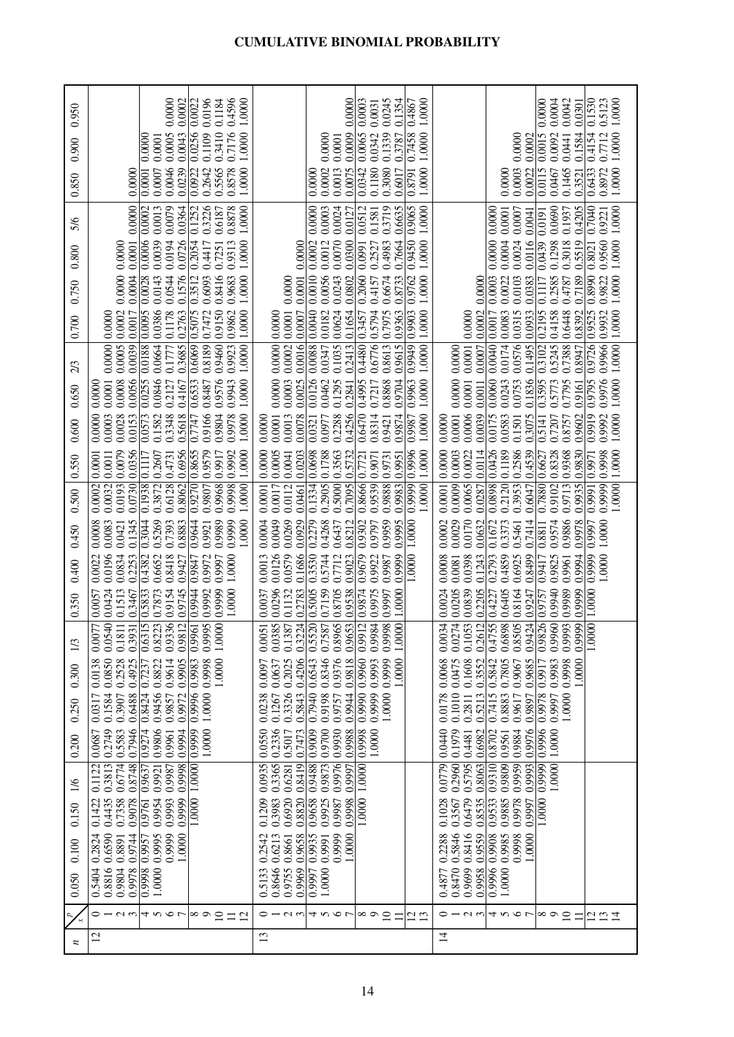# CUMULATIVE BINOMIAL PROBABILITY

| n | x \ p | 0.050 | 0.100 | 0.150 | 1/6 | 0.200 | 0.250 | 0.300 | 1/3 | 0.350 | 0.400 | 0.450 | 0.500 | 0.550 | 0.600 | 0.650 | 2/3 | 0.700 | 0.750 | 0.800 | 5/6 | 0.850 | 0.900 | 0.950 |
|---|---|---|---|---|---|---|---|---|---|---|---|---|---|---|---|---|---|---|---|---|---|---|---|---|
| 12 | 0 | 0.5404 | 0.2824 | 0.1422 | 0.1122 | 0.0687 | 0.0317 | 0.0138 | 0.0077 | 0.0057 | 0.0022 | 0.0008 | 0.0002 | 0.0001 | 0.0000 | 0.0000 | 0.0000 | | | | | | | |
| | 1 | 0.8816 | 0.6590 | 0.4435 | 0.3813 | 0.2749 | 0.1584 | 0.0850 | 0.0540 | 0.0424 | 0.0196 | 0.0083 | 0.0032 | 0.0011 | 0.0003 | 0.0001 | 0.0000 | 0.0000 | | | | | | |
| | 2 | 0.9804 | 0.8891 | 0.7358 | 0.6774 | 0.5583 | 0.3907 | 0.2528 | 0.1811 | 0.1513 | 0.0834 | 0.0421 | 0.0193 | 0.0079 | 0.0028 | 0.0008 | 0.0005 | 0.0002 | 0.0000 | 0.0000 | | | | |
| | 3 | 0.9978 | 0.9744 | 0.9078 | 0.8748 | 0.7946 | 0.6488 | 0.4925 | 0.3931 | 0.3467 | 0.2253 | 0.1345 | 0.0730 | 0.0356 | 0.0153 | 0.0056 | 0.0039 | 0.0017 | 0.0004 | 0.0001 | 0.0000 | 0.0000 | | |
| | 4 | 0.9998 | 0.9957 | 0.9761 | 0.9637 | 0.9274 | 0.8424 | 0.7237 | 0.6315 | 0.5833 | 0.4382 | 0.3044 | 0.1938 | 0.1117 | 0.0573 | 0.0255 | 0.0188 | 0.0095 | 0.0028 | 0.0006 | 0.0002 | 0.0001 | 0.0000 | |
| | 5 | 1.0000 | 0.9995 | 0.9954 | 0.9921 | 0.9806 | 0.9456 | 0.8822 | 0.8223 | 0.7873 | 0.6652 | 0.5269 | 0.3872 | 0.2607 | 0.1582 | 0.0846 | 0.0664 | 0.0386 | 0.0143 | 0.0039 | 0.0013 | 0.0007 | 0.0001 | |
| | 6 | | 0.9999 | 0.9993 | 0.9987 | 0.9961 | 0.9857 | 0.9614 | 0.9336 | 0.9154 | 0.8418 | 0.7393 | 0.6128 | 0.4731 | 0.3348 | 0.2127 | 0.1777 | 0.1178 | 0.0544 | 0.0194 | 0.0079 | 0.0046 | 0.0005 | 0.0000 |
| | 7 | | 1.0000 | 0.9999 | 0.9998 | 0.9994 | 0.9972 | 0.9905 | 0.9812 | 0.9745 | 0.9427 | 0.8883 | 0.8062 | 0.6956 | 0.5618 | 0.4167 | 0.3685 | 0.2763 | 0.1576 | 0.0726 | 0.0364 | 0.0239 | 0.0043 | 0.0002 |
| | 8 | | | 1.0000 | 1.0000 | 0.9999 | 0.9996 | 0.9983 | 0.9961 | 0.9944 | 0.9847 | 0.9644 | 0.9270 | 0.8655 | 0.7747 | 0.6533 | 0.6069 | 0.5075 | 0.3512 | 0.2054 | 0.1252 | 0.0922 | 0.0256 | 0.0022 |
| | 9 | | | | | 1.0000 | 1.0000 | 0.9998 | 0.9995 | 0.9992 | 0.9972 | 0.9921 | 0.9807 | 0.9579 | 0.9166 | 0.8487 | 0.8189 | 0.7472 | 0.6093 | 0.4417 | 0.3226 | 0.2642 | 0.1109 | 0.0196 |
| | 10 | | | | | | | 1.0000 | 1.0000 | 0.9999 | 0.9997 | 0.9989 | 0.9968 | 0.9917 | 0.9804 | 0.9576 | 0.9460 | 0.9150 | 0.8416 | 0.7251 | 0.6187 | 0.5565 | 0.3410 | 0.1184 |
| | 11 | | | | | | | | | 1.0000 | 1.0000 | 0.9999 | 0.9998 | 0.9992 | 0.9978 | 0.9943 | 0.9923 | 0.9862 | 0.9683 | 0.9313 | 0.8878 | 0.8578 | 0.7176 | 0.4596 |
| | 12 | | | | | | | | | | | 1.0000 | 1.0000 | 1.0000 | 1.0000 | 1.0000 | 1.0000 | 1.0000 | 1.0000 | 1.0000 | 1.0000 | 1.0000 | 1.0000 | 1.0000 |
| 13 | 0 | 0.5133 | 0.2542 | 0.1209 | 0.0935 | 0.0550 | 0.0238 | 0.0097 | 0.0051 | 0.0037 | 0.0013 | 0.0004 | 0.0001 | 0.0000 | 0.0000 | | | | | | | | | |
| | 1 | 0.8646 | 0.6213 | 0.3983 | 0.3365 | 0.2336 | 0.1267 | 0.0637 | 0.0385 | 0.0296 | 0.0126 | 0.0049 | 0.0017 | 0.0005 | 0.0001 | 0.0000 | 0.0000 | 0.0000 | | | | | | |
| | 2 | 0.9755 | 0.8661 | 0.6920 | 0.6281 | 0.5017 | 0.3326 | 0.2025 | 0.1387 | 0.1132 | 0.0579 | 0.0269 | 0.0112 | 0.0041 | 0.0013 | 0.0003 | 0.0002 | 0.0001 | 0.0000 | | | | | |
| | 3 | 0.9969 | 0.9658 | 0.8820 | 0.8419 | 0.7473 | 0.5843 | 0.4206 | 0.3224 | 0.2783 | 0.1686 | 0.0929 | 0.0461 | 0.0203 | 0.0078 | 0.0025 | 0.0016 | 0.0007 | 0.0001 | 0.0000 | | | | |
| | 4 | 0.9997 | 0.9935 | 0.9658 | 0.9488 | 0.9009 | 0.7940 | 0.6543 | 0.5520 | 0.5005 | 0.3530 | 0.2279 | 0.1334 | 0.0698 | 0.0321 | 0.0126 | 0.0088 | 0.0040 | 0.0010 | 0.0002 | 0.0000 | 0.0000 | | |
| | 5 | 1.0000 | 0.9991 | 0.9925 | 0.9873 | 0.9700 | 0.9198 | 0.8346 | 0.7587 | 0.7159 | 0.5744 | 0.4268 | 0.2905 | 0.1788 | 0.0977 | 0.0462 | 0.0347 | 0.0182 | 0.0056 | 0.0012 | 0.0003 | 0.0002 | 0.0000 | |
| | 6 | | 0.9999 | 0.9987 | 0.9976 | 0.9930 | 0.9757 | 0.9376 | 0.8965 | 0.8705 | 0.7712 | 0.6437 | 0.5000 | 0.3563 | 0.2288 | 0.1295 | 0.1035 | 0.0624 | 0.0243 | 0.0070 | 0.0024 | 0.0013 | 0.0001 | |
| | 7 | | 1.0000 | 0.9998 | 0.9997 | 0.9988 | 0.9944 | 0.9818 | 0.9653 | 0.9538 | 0.9023 | 0.8212 | 0.7095 | 0.5732 | 0.4256 | 0.2841 | 0.2413 | 0.1654 | 0.0802 | 0.0300 | 0.0127 | 0.0075 | 0.0009 | 0.0000 |
| | 8 | | | 1.0000 | 1.0000 | 0.9998 | 0.9990 | 0.9960 | 0.9912 | 0.9874 | 0.9679 | 0.9302 | 0.8666 | 0.7721 | 0.6470 | 0.4995 | 0.4480 | 0.3457 | 0.2060 | 0.0991 | 0.0512 | 0.0342 | 0.0065 | 0.0003 |
| | 9 | | | | | 1.0000 | 0.9999 | 0.9993 | 0.9984 | 0.9975 | 0.9922 | 0.9797 | 0.9539 | 0.9071 | 0.8314 | 0.7217 | 0.6776 | 0.5794 | 0.4157 | 0.2527 | 0.1581 | 0.1180 | 0.0342 | 0.0031 |
| | 10 | | | | | | 1.0000 | 0.9999 | 0.9998 | 0.9997 | 0.9987 | 0.9959 | 0.9888 | 0.9731 | 0.9421 | 0.8868 | 0.8613 | 0.7975 | 0.6674 | 0.4983 | 0.3719 | 0.3080 | 0.1339 | 0.0245 |
| | 11 | | | | | | | 1.0000 | 1.0000 | 1.0000 | 0.9999 | 0.9995 | 0.9983 | 0.9951 | 0.9874 | 0.9704 | 0.9615 | 0.9363 | 0.8733 | 0.7664 | 0.6635 | 0.6017 | 0.3787 | 0.1354 |
| | 12 | | | | | | | | | | 1.0000 | 1.0000 | 0.9999 | 0.9996 | 0.9987 | 0.9963 | 0.9949 | 0.9903 | 0.9762 | 0.9450 | 0.9065 | 0.8791 | 0.7458 | 0.4867 |
| | 13 | | | | | | | | | | | | 1.0000 | 1.0000 | 1.0000 | 1.0000 | 1.0000 | 1.0000 | 1.0000 | 1.0000 | 1.0000 | 1.0000 | 1.0000 | 1.0000 |
| 14 | 0 | 0.4877 | 0.2288 | 0.1028 | 0.0779 | 0.0440 | 0.0178 | 0.0068 | 0.0034 | 0.0024 | 0.0008 | 0.0002 | 0.0001 | 0.0000 | 0.0000 | | | | | | | | | |
| | 1 | 0.8470 | 0.5846 | 0.3567 | 0.2960 | 0.1979 | 0.1010 | 0.0475 | 0.0274 | 0.0205 | 0.0081 | 0.0029 | 0.0009 | 0.0003 | 0.0001 | 0.0000 | 0.0000 | | | | | | | |
| | 2 | 0.9699 | 0.8416 | 0.6479 | 0.5795 | 0.4481 | 0.2811 | 0.1608 | 0.1053 | 0.0839 | 0.0398 | 0.0170 | 0.0065 | 0.0022 | 0.0006 | 0.0001 | 0.0001 | 0.0000 | | | | | | |
| | 3 | 0.9958 | 0.9559 | 0.8535 | 0.8063 | 0.6982 | 0.5213 | 0.3552 | 0.2612 | 0.2205 | 0.1243 | 0.0632 | 0.0287 | 0.0114 | 0.0039 | 0.0011 | 0.0007 | 0.0002 | 0.0000 | | | | | |
| | 4 | 0.9996 | 0.9908 | 0.9533 | 0.9310 | 0.8702 | 0.7415 | 0.5842 | 0.4755 | 0.4227 | 0.2793 | 0.1672 | 0.0898 | 0.0426 | 0.0175 | 0.0060 | 0.0040 | 0.0017 | 0.0003 | 0.0000 | 0.0000 | | | |
| | 5 | 1.0000 | 0.9985 | 0.9885 | 0.9809 | 0.9561 | 0.8883 | 0.7805 | 0.6898 | 0.6405 | 0.4859 | 0.3373 | 0.2120 | 0.1189 | 0.0583 | 0.0243 | 0.0174 | 0.0083 | 0.0022 | 0.0004 | 0.0001 | 0.0000 | | |
| | 6 | | 0.9998 | 0.9978 | 0.9959 | 0.9884 | 0.9617 | 0.9067 | 0.8505 | 0.8164 | 0.6925 | 0.5461 | 0.3953 | 0.2586 | 0.1501 | 0.0753 | 0.0576 | 0.0315 | 0.0103 | 0.0024 | 0.0007 | 0.0003 | 0.0000 | |
| | 7 | | 1.0000 | 0.9997 | 0.9993 | 0.9976 | 0.9897 | 0.9685 | 0.9424 | 0.9247 | 0.8499 | 0.7414 | 0.6047 | 0.4539 | 0.3075 | 0.1836 | 0.1495 | 0.0933 | 0.0383 | 0.0116 | 0.0041 | 0.0022 | 0.0002 | |
| | 8 | | | 1.0000 | 0.9999 | 0.9996 | 0.9978 | 0.9917 | 0.9826 | 0.9757 | 0.9417 | 0.8811 | 0.7880 | 0.6627 | 0.5141 | 0.3595 | 0.3102 | 0.2195 | 0.1117 | 0.0439 | 0.0191 | 0.0115 | 0.0015 | 0.0000 |
| | 9 | | | | 1.0000 | 1.0000 | 0.9997 | 0.9983 | 0.9960 | 0.9940 | 0.9825 | 0.9574 | 0.9102 | 0.8328 | 0.7207 | 0.5773 | 0.5245 | 0.4158 | 0.2585 | 0.1298 | 0.0690 | 0.0467 | 0.0092 | 0.0004 |
| | 10 | | | | | | 1.0000 | 0.9998 | 0.9993 | 0.9989 | 0.9961 | 0.9886 | 0.9713 | 0.9368 | 0.8757 | 0.7795 | 0.7388 | 0.6448 | 0.4787 | 0.3018 | 0.1937 | 0.1465 | 0.0441 | 0.0042 |
| | 11 | | | | | | | 1.0000 | 0.9999 | 0.9999 | 0.9994 | 0.9978 | 0.9935 | 0.9830 | 0.9602 | 0.9161 | 0.8947 | 0.8392 | 0.7189 | 0.5519 | 0.4205 | 0.3521 | 0.1584 | 0.0301 |
| | 12 | | | | | | | | 1.0000 | 1.0000 | 0.9999 | 0.9997 | 0.9991 | 0.9971 | 0.9919 | 0.9795 | 0.9726 | 0.9525 | 0.8990 | 0.8021 | 0.7040 | 0.6433 | 0.4154 | 0.1530 |
| | 13 | | | | | | | | | | 1.0000 | 1.0000 | 0.9999 | 0.9998 | 0.9992 | 0.9976 | 0.9966 | 0.9932 | 0.9822 | 0.9560 | 0.9221 | 0.8972 | 0.7712 | 0.5123 |
| | 14 | | | | | | | | | | | | 1.0000 | 1.0000 | 1.0000 | 1.0000 | 1.0000 | 1.0000 | 1.0000 | 1.0000 | 1.0000 | 1.0000 | 1.0000 | 1.0000 |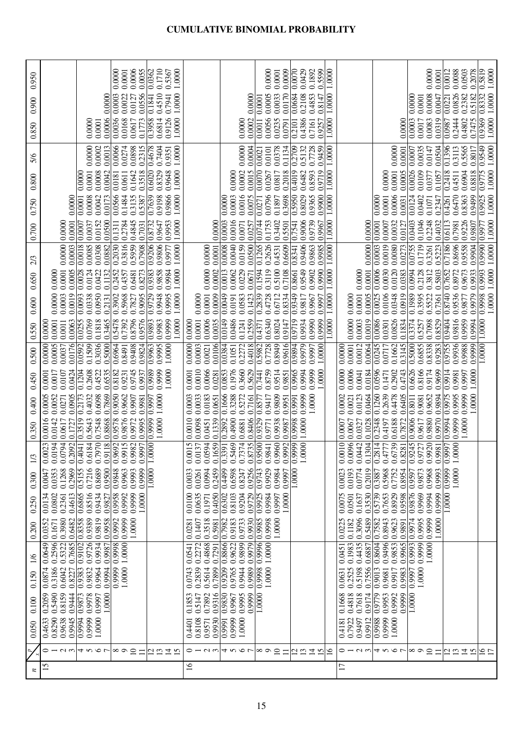# CUMULATIVE BINOMIAL PROBABILITY

| n | x | 0.050 | 0.100 | 0.150 | 1/6 | 0.200 | 0.250 | 0.300 | 1/3 | 0.350 | 0.400 | 0.450 | 0.500 | 0.550 | 0.600 | 0.650 | 2/3 | 0.700 | 0.750 | 0.800 | 5/6 | 0.850 | 0.900 | 0.950 |
|---|---|---|---|---|---|---|---|---|---|---|---|---|---|---|---|---|---|---|---|---|---|---|---|---|
| 15 | 0 | 0.4633 | 0.2059 | 0.0874 | 0.0649 | 0.0352 | 0.0134 | 0.0047 | 0.0023 | 0.0016 | 0.0005 | 0.0001 | 0.0000 | 0.0000 | | | | | | | | | | |
| | 1 | 0.8290 | 0.5490 | 0.3186 | 0.2596 | 0.1671 | 0.0802 | 0.0353 | 0.0194 | 0.0142 | 0.0052 | 0.0017 | 0.0005 | 0.0001 | 0.0000 | 0.0000 | | | | | | | | |
| | 2 | 0.9638 | 0.8159 | 0.6042 | 0.5322 | 0.3980 | 0.2361 | 0.1268 | 0.0794 | 0.0617 | 0.0271 | 0.0107 | 0.0037 | 0.0011 | 0.0003 | 0.0001 | 0.0000 | 0.0000 | | | | | | |
| | 3 | 0.9945 | 0.9444 | 0.8227 | 0.7685 | 0.6482 | 0.4613 | 0.2969 | 0.2092 | 0.1727 | 0.0905 | 0.0424 | 0.0176 | 0.0063 | 0.0019 | 0.0005 | 0.0003 | 0.0001 | 0.0000 | | | | | |
| | 4 | 0.9994 | 0.9873 | 0.9383 | 0.9102 | 0.8358 | 0.6865 | 0.5155 | 0.4041 | 0.3519 | 0.2173 | 0.1204 | 0.0592 | 0.0255 | 0.0093 | 0.0028 | 0.0018 | 0.0007 | 0.0001 | 0.0000 | | 0.0000 | | |
| | 5 | 0.9999 | 0.9978 | 0.9832 | 0.9726 | 0.9389 | 0.8516 | 0.7216 | 0.6184 | 0.5643 | 0.4032 | 0.2608 | 0.1509 | 0.0769 | 0.0338 | 0.0124 | 0.0085 | 0.0037 | 0.0008 | 0.0001 | 0.0000 | 0.0001 | | |
| | 6 | 1.0000 | 0.9997 | 0.9964 | 0.9934 | 0.9819 | 0.9434 | 0.8689 | 0.7970 | 0.7548 | 0.6098 | 0.4522 | 0.3036 | 0.1818 | 0.0950 | 0.0422 | 0.0308 | 0.0152 | 0.0042 | 0.0008 | 0.0002 | 0.0001 | | |
| | 7 | | 1.0000 | 0.9994 | 0.9987 | 0.9958 | 0.9827 | 0.9500 | 0.9118 | 0.8868 | 0.7869 | 0.6535 | 0.5000 | 0.3465 | 0.2131 | 0.1132 | 0.0882 | 0.0500 | 0.0173 | 0.0042 | 0.0013 | 0.0006 | 0.0000 | |
| | 8 | | | 0.9999 | 0.9998 | 0.9992 | 0.9958 | 0.9848 | 0.9692 | 0.9578 | 0.9050 | 0.8182 | 0.6964 | 0.5478 | 0.3902 | 0.2452 | 0.2030 | 0.1311 | 0.0566 | 0.0181 | 0.0066 | 0.0036 | 0.0003 | 0.0000 |
| | 9 | | | 1.0000 | 1.0000 | 0.9999 | 0.9992 | 0.9963 | 0.9915 | 0.9876 | 0.9662 | 0.9231 | 0.8491 | 0.7392 | 0.5968 | 0.4357 | 0.3816 | 0.2784 | 0.1484 | 0.0611 | 0.0274 | 0.0168 | 0.0022 | 0.0001 |
| | 10 | | | | | 1.0000 | 0.9999 | 0.9993 | 0.9982 | 0.9972 | 0.9907 | 0.9745 | 0.9408 | 0.8796 | 0.7827 | 0.6481 | 0.5959 | 0.4845 | 0.3135 | 0.1642 | 0.0898 | 0.0617 | 0.0127 | 0.0006 |
| | 11 | | | | | | 1.0000 | 0.9999 | 0.9997 | 0.9995 | 0.9981 | 0.9937 | 0.9824 | 0.9576 | 0.9095 | 0.8273 | 0.7908 | 0.7031 | 0.5387 | 0.3518 | 0.2315 | 0.1773 | 0.0556 | 0.0055 |
| | 12 | | | | | | | 1.0000 | 1.0000 | 0.9999 | 0.9997 | 0.9989 | 0.9963 | 0.9893 | 0.9729 | 0.9383 | 0.9206 | 0.8732 | 0.7639 | 0.6020 | 0.4678 | 0.3958 | 0.1841 | 0.0362 |
| | 13 | | | | | | | | | 1.0000 | 1.0000 | 0.9999 | 0.9995 | 0.9983 | 0.9948 | 0.9858 | 0.9806 | 0.9647 | 0.9198 | 0.8329 | 0.7404 | 0.6814 | 0.4510 | 0.1710 |
| | 14 | | | | | | | | | | | 1.0000 | 1.0000 | 0.9999 | 0.9995 | 0.9984 | 0.9977 | 0.9953 | 0.9866 | 0.9648 | 0.9351 | 0.9126 | 0.7941 | 0.5367 |
| | 15 | | | | | | | | | | | | | 1.0000 | 1.0000 | 1.0000 | 1.0000 | 1.0000 | 1.0000 | 1.0000 | 1.0000 | 1.0000 | 1.0000 | 1.0000 |
| 16 | 0 | 0.4401 | 0.1853 | 0.0743 | 0.0541 | 0.0281 | 0.0100 | 0.0033 | 0.0015 | 0.0010 | 0.0003 | 0.0001 | 0.0000 | 0.0000 | | | | | | | | | | |
| | 1 | 0.8108 | 0.5147 | 0.2839 | 0.2272 | 0.1407 | 0.0635 | 0.0261 | 0.0137 | 0.0098 | 0.0033 | 0.0010 | 0.0003 | 0.0001 | 0.0000 | | | | | | | | | |
| | 2 | 0.9571 | 0.7892 | 0.5614 | 0.4868 | 0.3518 | 0.1971 | 0.0994 | 0.0594 | 0.0451 | 0.0183 | 0.0066 | 0.0021 | 0.0006 | 0.0001 | 0.0000 | 0.0000 | | | | | | | |
| | 3 | 0.9930 | 0.9316 | 0.7899 | 0.7291 | 0.5981 | 0.4050 | 0.2459 | 0.1659 | 0.1339 | 0.0651 | 0.0281 | 0.0106 | 0.0035 | 0.0009 | 0.0002 | 0.0001 | 0.0000 | | | | | | |
| | 4 | 0.9991 | 0.9830 | 0.9209 | 0.8866 | 0.7982 | 0.6302 | 0.4499 | 0.3391 | 0.2892 | 0.1666 | 0.0853 | 0.0384 | 0.0149 | 0.0049 | 0.0013 | 0.0008 | 0.0003 | 0.0000 | | | | | |
| | 5 | 0.9999 | 0.9967 | 0.9765 | 0.9622 | 0.9183 | 0.8103 | 0.6598 | 0.5469 | 0.4900 | 0.3288 | 0.1976 | 0.1051 | 0.0486 | 0.0191 | 0.0062 | 0.0040 | 0.0016 | 0.0003 | 0.0000 | | | | |
| | 6 | 1.0000 | 0.9995 | 0.9944 | 0.9899 | 0.9733 | 0.9204 | 0.8247 | 0.7374 | 0.6881 | 0.5272 | 0.3660 | 0.2272 | 0.1241 | 0.0583 | 0.0229 | 0.0159 | 0.0071 | 0.0016 | 0.0002 | 0.0000 | 0.0000 | | |
| | 7 | | 0.9999 | 0.9989 | 0.9979 | 0.9930 | 0.9729 | 0.9256 | 0.8735 | 0.8406 | 0.7161 | 0.5629 | 0.4018 | 0.2559 | 0.1423 | 0.0671 | 0.0500 | 0.0257 | 0.0075 | 0.0015 | 0.0004 | 0.0002 | 0.0000 | |
| | 8 | | 1.0000 | 0.9998 | 0.9996 | 0.9985 | 0.9925 | 0.9743 | 0.9500 | 0.9329 | 0.8577 | 0.7441 | 0.5982 | 0.4371 | 0.2839 | 0.1594 | 0.1265 | 0.0744 | 0.0271 | 0.0070 | 0.0021 | 0.0011 | 0.0001 | |
| | 9 | | | 1.0000 | 1.0000 | 0.9998 | 0.9984 | 0.9929 | 0.9841 | 0.9771 | 0.9417 | 0.8759 | 0.7728 | 0.6340 | 0.4728 | 0.3119 | 0.2626 | 0.1753 | 0.0796 | 0.0267 | 0.0101 | 0.0056 | 0.0005 | 0.0000 |
| | 10 | | | | | 1.0000 | 0.9997 | 0.9984 | 0.9960 | 0.9938 | 0.9809 | 0.9514 | 0.8949 | 0.8024 | 0.6712 | 0.5100 | 0.4531 | 0.3402 | 0.1897 | 0.0817 | 0.0378 | 0.0235 | 0.0033 | 0.0001 |
| | 11 | | | | | | 1.0000 | 0.9997 | 0.9992 | 0.9987 | 0.9951 | 0.9851 | 0.9616 | 0.9147 | 0.8334 | 0.7108 | 0.6609 | 0.5501 | 0.3698 | 0.2018 | 0.1134 | 0.0791 | 0.0170 | 0.0009 |
| | 12 | | | | | | | 1.0000 | 0.9999 | 0.9998 | 0.9991 | 0.9965 | 0.9894 | 0.9719 | 0.9349 | 0.8661 | 0.8341 | 0.7541 | 0.5950 | 0.4019 | 0.2709 | 0.2101 | 0.0684 | 0.0070 |
| | 13 | | | | | | | | 1.0000 | 1.0000 | 0.9999 | 0.9994 | 0.9979 | 0.9934 | 0.9817 | 0.9549 | 0.9406 | 0.9006 | 0.8029 | 0.6482 | 0.5132 | 0.4386 | 0.2108 | 0.0429 |
| | 14 | | | | | | | | | | 1.0000 | 0.9999 | 0.9997 | 0.9990 | 0.9967 | 0.9902 | 0.9863 | 0.9739 | 0.9365 | 0.8593 | 0.7728 | 0.7161 | 0.4853 | 0.1892 |
| | 15 | | | | | | | | | | | 1.0000 | 1.0000 | 0.9999 | 0.9997 | 0.9990 | 0.9985 | 0.9967 | 0.9900 | 0.9719 | 0.9459 | 0.9257 | 0.8147 | 0.5599 |
| | 16 | | | | | | | | | | | | | 1.0000 | 1.0000 | 1.0000 | 1.0000 | 1.0000 | 1.0000 | 1.0000 | 1.0000 | 1.0000 | 1.0000 | 1.0000 |
| 17 | 0 | 0.4181 | 0.1668 | 0.0631 | 0.0451 | 0.0225 | 0.0075 | 0.0023 | 0.0010 | 0.0007 | 0.0002 | 0.0000 | 0.0000 | | | | | | | | | | | |
| | 1 | 0.7922 | 0.4818 | 0.2525 | 0.1983 | 0.1182 | 0.0501 | 0.0193 | 0.0096 | 0.0067 | 0.0021 | 0.0006 | 0.0001 | 0.0000 | 0.0000 | | | | | | | | | |
| | 2 | 0.9497 | 0.7618 | 0.5198 | 0.4435 | 0.3096 | 0.1637 | 0.0774 | 0.0442 | 0.0327 | 0.0123 | 0.0041 | 0.0012 | 0.0003 | 0.0001 | 0.0000 | | | | | | | | |
| | 3 | 0.9912 | 0.9174 | 0.7556 | 0.6887 | 0.5489 | 0.3530 | 0.2019 | 0.1304 | 0.1028 | 0.0464 | 0.0184 | 0.0064 | 0.0019 | 0.0005 | 0.0001 | 0.0000 | 0.0000 | | | | | | |
| | 4 | 0.9988 | 0.9779 | 0.9013 | 0.8604 | 0.7582 | 0.5739 | 0.3887 | 0.2814 | 0.2348 | 0.1260 | 0.0596 | 0.0245 | 0.0086 | 0.0025 | 0.0006 | 0.0003 | 0.0001 | 0.0000 | | | | | |
| | 5 | 0.9999 | 0.9953 | 0.9681 | 0.9496 | 0.8943 | 0.7653 | 0.5968 | 0.4777 | 0.4197 | 0.2639 | 0.1471 | 0.0717 | 0.0301 | 0.0106 | 0.0030 | 0.0019 | 0.0007 | 0.0001 | 0.0000 | | | | |
| | 6 | 1.0000 | 0.9992 | 0.9917 | 0.9853 | 0.9623 | 0.8929 | 0.7752 | 0.6739 | 0.6188 | 0.4478 | 0.2902 | 0.1662 | 0.0826 | 0.0348 | 0.0120 | 0.0080 | 0.0032 | 0.0006 | 0.0001 | 0.0000 | | | |
| | 7 | | 0.9999 | 0.9983 | 0.9965 | 0.9891 | 0.9598 | 0.8954 | 0.8281 | 0.7872 | 0.6405 | 0.4743 | 0.3145 | 0.1834 | 0.0919 | 0.0383 | 0.0273 | 0.0127 | 0.0031 | 0.0005 | 0.0001 | 0.0000 | | |
| | 8 | | 1.0000 | 0.9997 | 0.9993 | 0.9974 | 0.9876 | 0.9597 | 0.9245 | 0.9006 | 0.8011 | 0.6626 | 0.5000 | 0.3374 | 0.1989 | 0.0994 | 0.0755 | 0.0403 | 0.0124 | 0.0026 | 0.0007 | 0.0003 | 0.0000 | |
| | 9 | | | 1.0000 | 0.9999 | 0.9995 | 0.9969 | 0.9873 | 0.9727 | 0.9617 | 0.9081 | 0.8166 | 0.6855 | 0.5257 | 0.3595 | 0.2128 | 0.1719 | 0.1046 | 0.0402 | 0.0109 | 0.0035 | 0.0017 | 0.0001 | |
| | 10 | | | | 1.0000 | 0.9999 | 0.9994 | 0.9968 | 0.9920 | 0.9880 | 0.9652 | 0.9174 | 0.8338 | 0.7098 | 0.5522 | 0.3812 | 0.3261 | 0.2248 | 0.1071 | 0.0377 | 0.0147 | 0.0083 | 0.0008 | 0.0000 |
| | 11 | | | | | 1.0000 | 0.9999 | 0.9993 | 0.9981 | 0.9970 | 0.9894 | 0.9699 | 0.9283 | 0.8529 | 0.7361 | 0.5803 | 0.5223 | 0.4032 | 0.2347 | 0.1057 | 0.0504 | 0.0319 | 0.0047 | 0.0001 |
| | 12 | | | | | | 1.0000 | 0.9999 | 0.9997 | 0.9994 | 0.9975 | 0.9914 | 0.9755 | 0.9404 | 0.8740 | 0.7652 | 0.7186 | 0.6113 | 0.4261 | 0.2418 | 0.1396 | 0.0987 | 0.0221 | 0.0012 |
| | 13 | | | | | | | 1.0000 | 1.0000 | 0.9999 | 0.9995 | 0.9981 | 0.9936 | 0.9816 | 0.9536 | 0.8972 | 0.8696 | 0.7981 | 0.6470 | 0.4511 | 0.3113 | 0.2444 | 0.0826 | 0.0088 |
| | 14 | | | | | | | | | 1.0000 | 0.9999 | 0.9997 | 0.9988 | 0.9959 | 0.9877 | 0.9673 | 0.9558 | 0.9226 | 0.8363 | 0.6904 | 0.5565 | 0.4802 | 0.2382 | 0.0503 |
| | 15 | | | | | | | | | | 1.0000 | 1.0000 | 0.9999 | 0.9994 | 0.9979 | 0.9933 | 0.9904 | 0.9807 | 0.9499 | 0.8818 | 0.8017 | 0.7475 | 0.5182 | 0.2078 |
| | 16 | | | | | | | | | | | | 1.0000 | 1.0000 | 0.9998 | 0.9993 | 0.9990 | 0.9977 | 0.9925 | 0.9775 | 0.9549 | 0.9369 | 0.8332 | 0.5819 |
| | 17 | | | | | | | | | | | | | | 1.0000 | 1.0000 | 1.0000 | 1.0000 | 1.0000 | 1.0000 | 1.0000 | 1.0000 | 1.0000 | 1.0000 |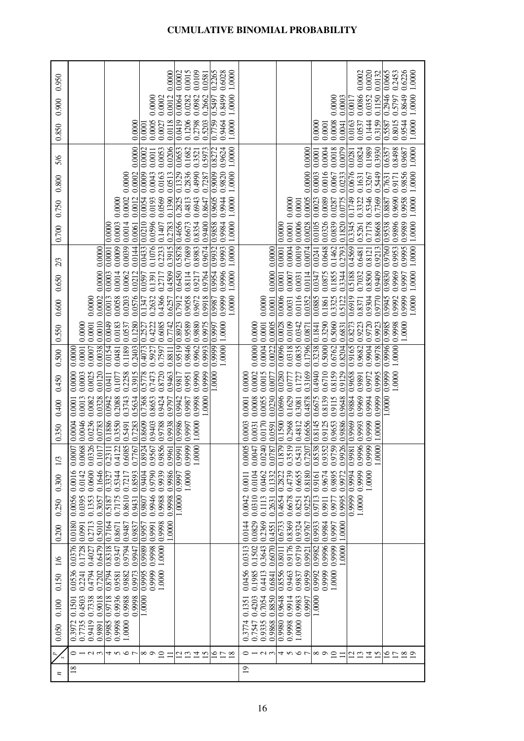# CUMULATIVE BINOMIAL PROBABILITY

| $n$ | $x$ \ $p$ | 0.050 | 0.100 | 0.150 | 1/6 | 0.200 | 0.250 | 0.300 | 1/3 | 0.350 | 0.400 | 0.450 | 0.500 | 0.550 | 0.600 | 0.650 | 2/3 | 0.700 | 0.750 | 0.800 | 5/6 | 0.850 | 0.900 | 0.950 |
|---|---|---|---|---|---|---|---|---|---|---|---|---|---|---|---|---|---|---|---|---|---|---|---|---|
| 18 | 0 | 0.3972 | 0.1501 | 0.0536 | 0.0376 | 0.0180 | 0.0056 | 0.0016 | 0.0007 | 0.0004 | 0.0001 | 0.0000 | 0.0000 | | | | | | | | | | | |
| | 1 | 0.7735 | 0.4503 | 0.2241 | 0.1728 | 0.0991 | 0.0395 | 0.0142 | 0.0068 | 0.0046 | 0.0013 | 0.0003 | 0.0001 | 0.0000 | | | | | | | | | | |
| | 2 | 0.9419 | 0.7338 | 0.4794 | 0.4027 | 0.2713 | 0.1353 | 0.0600 | 0.0326 | 0.0236 | 0.0082 | 0.0025 | 0.0007 | 0.0001 | 0.0000 | | | | | | | | | |
| | 3 | 0.9891 | 0.9018 | 0.7202 | 0.6479 | 0.5010 | 0.3057 | 0.1646 | 0.1017 | 0.0783 | 0.0328 | 0.0120 | 0.0038 | 0.0010 | 0.0002 | 0.0000 | 0.0000 | | | | | | | |
| | 4 | 0.9985 | 0.9718 | 0.8794 | 0.8318 | 0.7164 | 0.5187 | 0.3327 | 0.2311 | 0.1886 | 0.0942 | 0.0411 | 0.0154 | 0.0049 | 0.0013 | 0.0003 | 0.0001 | 0.0000 | | | | | | |
| | 5 | 0.9998 | 0.9936 | 0.9581 | 0.9347 | 0.8671 | 0.7175 | 0.5344 | 0.4122 | 0.3550 | 0.2088 | 0.1077 | 0.0481 | 0.0183 | 0.0058 | 0.0014 | 0.0009 | 0.0003 | 0.0000 | | | | | |
| | 6 | 1.0000 | 0.9988 | 0.9882 | 0.9794 | 0.9487 | 0.8610 | 0.7217 | 0.6085 | 0.5491 | 0.3743 | 0.2258 | 0.1189 | 0.0537 | 0.0203 | 0.0062 | 0.0039 | 0.0014 | 0.0002 | 0.0000 | | | | |
| | 7 | | 0.9998 | 0.9973 | 0.9947 | 0.9837 | 0.9431 | 0.8593 | 0.7767 | 0.7283 | 0.5634 | 0.3915 | 0.2403 | 0.1280 | 0.0576 | 0.0212 | 0.0144 | 0.0061 | 0.0012 | 0.0002 | 0.0000 | 0.0000 | | |
| | 8 | | 1.0000 | 0.9995 | 0.9989 | 0.9957 | 0.9807 | 0.9404 | 0.8924 | 0.8609 | 0.7368 | 0.5778 | 0.4073 | 0.2527 | 0.1347 | 0.0597 | 0.0433 | 0.0210 | 0.0054 | 0.0009 | 0.0002 | 0.0001 | | |
| | 9 | | | 0.9999 | 0.9998 | 0.9991 | 0.9946 | 0.9790 | 0.9567 | 0.9403 | 0.8653 | 0.7473 | 0.5927 | 0.4222 | 0.2632 | 0.1391 | 0.1076 | 0.0596 | 0.0193 | 0.0043 | 0.0011 | 0.0005 | 0.0000 | |
| | 10 | | | 1.0000 | 1.0000 | 0.9998 | 0.9988 | 0.9939 | 0.9856 | 0.9788 | 0.9424 | 0.8720 | 0.7597 | 0.6085 | 0.4366 | 0.2717 | 0.2233 | 0.1407 | 0.0569 | 0.0163 | 0.0053 | 0.0027 | 0.0002 | |
| | 11 | | | | | 1.0000 | 0.9998 | 0.9986 | 0.9961 | 0.9938 | 0.9797 | 0.9463 | 0.8811 | 0.7742 | 0.6257 | 0.4509 | 0.3915 | 0.2783 | 0.1390 | 0.0513 | 0.0206 | 0.0118 | 0.0012 | 0.0000 |
| | 12 | | | | | | 1.0000 | 0.9997 | 0.9991 | 0.9986 | 0.9942 | 0.9817 | 0.9519 | 0.8923 | 0.7912 | 0.6450 | 0.5878 | 0.4656 | 0.2825 | 0.1329 | 0.0653 | 0.0419 | 0.0064 | 0.0002 |
| | 13 | | | | | | | 1.0000 | 0.9999 | 0.9997 | 0.9987 | 0.9951 | 0.9846 | 0.9589 | 0.9058 | 0.8114 | 0.7689 | 0.6673 | 0.4813 | 0.2836 | 0.1682 | 0.1206 | 0.0282 | 0.0015 |
| | 14 | | | | | | | | 1.0000 | 1.0000 | 0.9998 | 0.9990 | 0.9962 | 0.9880 | 0.9672 | 0.9217 | 0.8983 | 0.8354 | 0.6943 | 0.4990 | 0.3521 | 0.2798 | 0.0982 | 0.0109 |
| | 15 | | | | | | | | | | 1.0000 | 0.9999 | 0.9993 | 0.9975 | 0.9918 | 0.9764 | 0.9674 | 0.9400 | 0.8647 | 0.7287 | 0.5973 | 0.5203 | 0.2662 | 0.0581 |
| | 16 | | | | | | | | | | | 1.0000 | 0.9999 | 0.9997 | 0.9987 | 0.9954 | 0.9932 | 0.9858 | 0.9605 | 0.9009 | 0.8272 | 0.7759 | 0.5497 | 0.2265 |
| | 17 | | | | | | | | | | | | 1.0000 | 1.0000 | 0.9999 | 0.9996 | 0.9993 | 0.9984 | 0.9944 | 0.9820 | 0.9624 | 0.9464 | 0.8499 | 0.6028 |
| | 18 | | | | | | | | | | | | | | 1.0000 | 1.0000 | 1.0000 | 1.0000 | 1.0000 | 1.0000 | 1.0000 | 1.0000 | 1.0000 | 1.0000 |
| 19 | 0 | 0.3774 | 0.1351 | 0.0456 | 0.0313 | 0.0144 | 0.0042 | 0.0011 | 0.0005 | 0.0003 | 0.0001 | 0.0000 | | | | | | | | | | | | |
| | 1 | 0.7547 | 0.4203 | 0.1985 | 0.1502 | 0.0829 | 0.0310 | 0.0104 | 0.0047 | 0.0031 | 0.0008 | 0.0002 | 0.0000 | | | | | | | | | | | |
| | 2 | 0.9335 | 0.7054 | 0.4413 | 0.3643 | 0.2369 | 0.1113 | 0.0462 | 0.0240 | 0.0170 | 0.0055 | 0.0015 | 0.0004 | 0.0001 | 0.0000 | | | | | | | | | |
| | 3 | 0.9868 | 0.8850 | 0.6841 | 0.6070 | 0.4551 | 0.2631 | 0.1332 | 0.0787 | 0.0591 | 0.0230 | 0.0077 | 0.0022 | 0.0005 | 0.0001 | 0.0000 | 0.0000 | | | | | | | |
| | 4 | 0.9980 | 0.9648 | 0.8556 | 0.8011 | 0.6733 | 0.4654 | 0.2822 | 0.1879 | 0.1500 | 0.0696 | 0.0280 | 0.0096 | 0.0028 | 0.0006 | 0.0001 | 0.0001 | 0.0000 | | | | | | |
| | 5 | 0.9998 | 0.9914 | 0.9463 | 0.9176 | 0.8369 | 0.6678 | 0.4739 | 0.3519 | 0.2968 | 0.1629 | 0.0777 | 0.0318 | 0.0109 | 0.0031 | 0.0007 | 0.0004 | 0.0001 | 0.0000 | | | | | |
| | 6 | 1.0000 | 0.9983 | 0.9837 | 0.9719 | 0.9324 | 0.8251 | 0.6655 | 0.5431 | 0.4812 | 0.3081 | 0.1727 | 0.0835 | 0.0342 | 0.0116 | 0.0031 | 0.0019 | 0.0006 | 0.0001 | | | | | |
| | 7 | | 0.9997 | 0.9959 | 0.9921 | 0.9767 | 0.9225 | 0.8180 | 0.7207 | 0.6656 | 0.4878 | 0.3169 | 0.1796 | 0.0871 | 0.0352 | 0.0114 | 0.0074 | 0.0028 | 0.0005 | 0.0000 | 0.0000 | | | |
| | 8 | | 1.0000 | 0.9992 | 0.9982 | 0.9933 | 0.9713 | 0.9161 | 0.8538 | 0.8145 | 0.6675 | 0.4940 | 0.3238 | 0.1841 | 0.0885 | 0.0347 | 0.0241 | 0.0105 | 0.0023 | 0.0003 | 0.0001 | 0.0000 | | |
| | 9 | | | 0.9999 | 0.9996 | 0.9984 | 0.9911 | 0.9674 | 0.9352 | 0.9125 | 0.8139 | 0.6710 | 0.5000 | 0.3290 | 0.1861 | 0.0875 | 0.0648 | 0.0326 | 0.0089 | 0.0016 | 0.0004 | 0.0001 | | |
| | 10 | | | 1.0000 | 0.9999 | 0.9997 | 0.9977 | 0.9895 | 0.9759 | 0.9653 | 0.9115 | 0.8159 | 0.6762 | 0.5060 | 0.3325 | 0.1855 | 0.1462 | 0.0839 | 0.0287 | 0.0067 | 0.0018 | 0.0008 | 0.0000 | |
| | 11 | | | | 1.0000 | 1.0000 | 0.9995 | 0.9972 | 0.9926 | 0.9886 | 0.9648 | 0.9129 | 0.8204 | 0.6831 | 0.5122 | 0.3344 | 0.2793 | 0.1820 | 0.0775 | 0.0233 | 0.0079 | 0.0041 | 0.0003 | |
| | 12 | | | | | | 0.9999 | 0.9994 | 0.9981 | 0.9969 | 0.9884 | 0.9658 | 0.9165 | 0.8273 | 0.6919 | 0.5188 | 0.4569 | 0.3345 | 0.1749 | 0.0676 | 0.0281 | 0.0163 | 0.0017 | |
| | 13 | | | | | | 1.0000 | 0.9999 | 0.9996 | 0.9993 | 0.9969 | 0.9891 | 0.9682 | 0.9223 | 0.8371 | 0.7032 | 0.6481 | 0.5261 | 0.3322 | 0.1631 | 0.0824 | 0.0537 | 0.0086 | 0.0002 |
| | 14 | | | | | | | 1.0000 | 0.9999 | 0.9999 | 0.9994 | 0.9972 | 0.9904 | 0.9720 | 0.9304 | 0.8500 | 0.8121 | 0.7178 | 0.5346 | 0.3267 | 0.1989 | 0.1444 | 0.0352 | 0.0020 |
| | 15 | | | | | | | | 1.0000 | 1.0000 | 0.9999 | 0.9995 | 0.9978 | 0.9923 | 0.9770 | 0.9409 | 0.9213 | 0.8668 | 0.7369 | 0.5449 | 0.3930 | 0.3159 | 0.1150 | 0.0132 |
| | 16 | | | | | | | | | | 1.0000 | 0.9999 | 0.9996 | 0.9985 | 0.9945 | 0.9830 | 0.9760 | 0.9538 | 0.8887 | 0.7631 | 0.6357 | 0.5587 | 0.2946 | 0.0665 |
| | 17 | | | | | | | | | | | 1.0000 | 1.0000 | 0.9998 | 0.9992 | 0.9969 | 0.9953 | 0.9896 | 0.9690 | 0.9171 | 0.8498 | 0.8015 | 0.5797 | 0.2453 |
| | 18 | | | | | | | | | | | | | 1.0000 | 0.9999 | 0.9997 | 0.9995 | 0.9989 | 0.9958 | 0.9856 | 0.9687 | 0.9544 | 0.8649 | 0.6226 |
| | 19 | | | | | | | | | | | | | | 1.0000 | 1.0000 | 1.0000 | 1.0000 | 1.0000 | 1.0000 | 1.0000 | 1.0000 | 1.0000 | 1.0000 |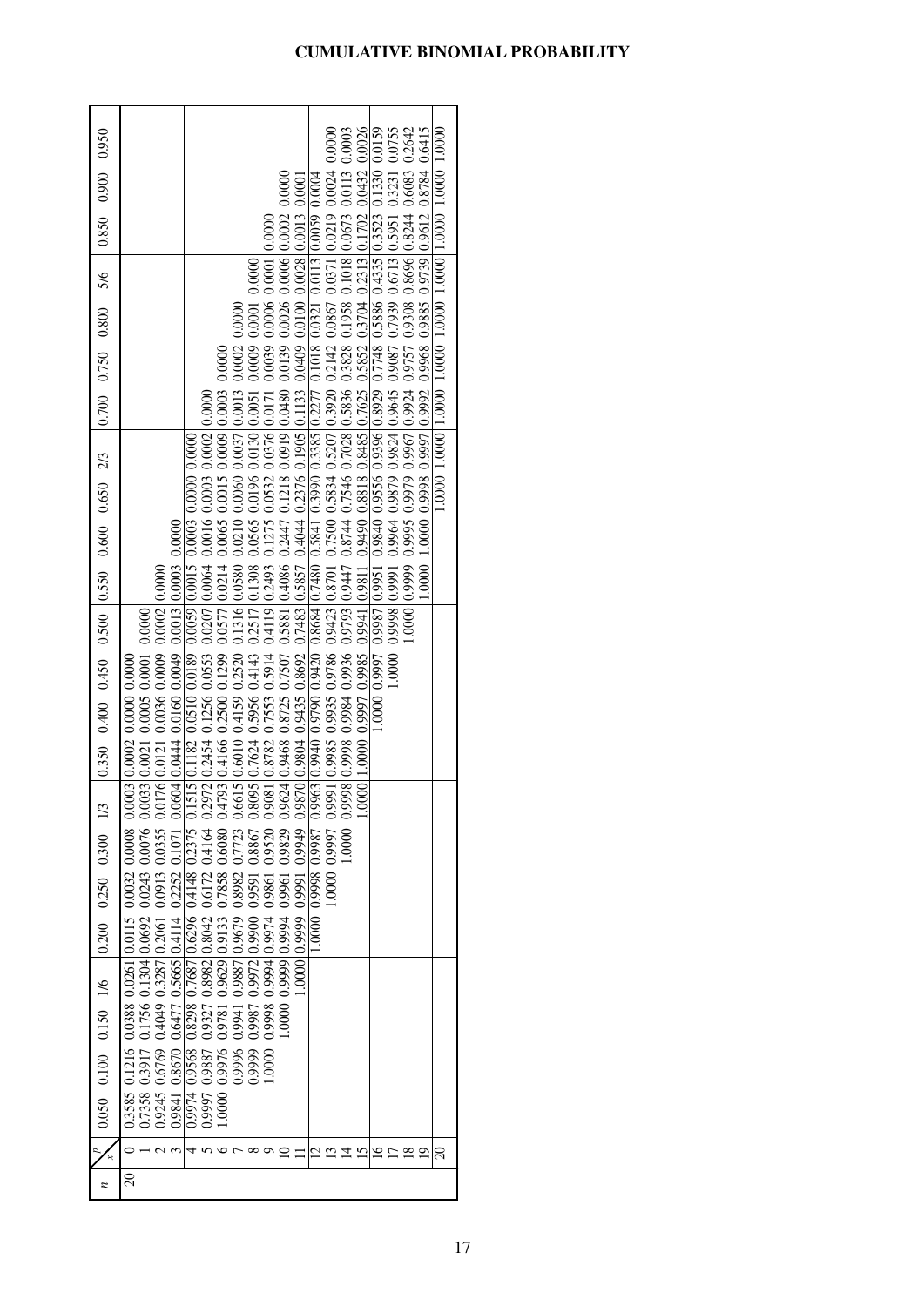# CUMULATIVE BINOMIAL PROBABILITY

| n | x \ p | 0.050 | 0.100 | 0.150 | 1/6 | 0.200 | 0.250 | 0.300 | 1/3 | 0.350 | 0.400 | 0.450 | 0.500 | 0.550 | 0.600 | 0.650 | 2/3 | 0.700 | 0.750 | 0.800 | 5/6 | 0.850 | 0.900 | 0.950 |
|---|---|---|---|---|---|---|---|---|---|---|---|---|---|---|---|---|---|---|---|---|---|---|---|---|
| 20 | 0 | 0.3585 | 0.1216 | 0.0388 | 0.0261 | 0.0115 | 0.0032 | 0.0008 | 0.0003 | 0.0002 | 0.0000 | 0.0000 | | | | | | | | | | | | |
| | 1 | 0.7358 | 0.3917 | 0.1756 | 0.1304 | 0.0692 | 0.0243 | 0.0076 | 0.0033 | 0.0021 | 0.0005 | 0.0001 | 0.0000 | | | | | | | | | | | |
| | 2 | 0.9245 | 0.6769 | 0.4049 | 0.3287 | 0.2061 | 0.0913 | 0.0355 | 0.0176 | 0.0121 | 0.0036 | 0.0009 | 0.0002 | 0.0000 | | | | | | | | | | |
| | 3 | 0.9841 | 0.8670 | 0.6477 | 0.5665 | 0.4114 | 0.2252 | 0.1071 | 0.0604 | 0.0444 | 0.0160 | 0.0049 | 0.0013 | 0.0003 | 0.0000 | | | | | | | | | |
| | 4 | 0.9974 | 0.9568 | 0.8298 | 0.7687 | 0.6296 | 0.4148 | 0.2375 | 0.1515 | 0.1182 | 0.0510 | 0.0189 | 0.0059 | 0.0015 | 0.0003 | 0.0000 | 0.0000 | | | | | | | |
| | 5 | 0.9997 | 0.9887 | 0.9327 | 0.8982 | 0.8042 | 0.6172 | 0.4164 | 0.2972 | 0.2454 | 0.1256 | 0.0553 | 0.0207 | 0.0064 | 0.0016 | 0.0003 | 0.0002 | 0.0000 | | | | | | |
| | 6 | 1.0000 | 0.9976 | 0.9781 | 0.9629 | 0.9133 | 0.7858 | 0.6080 | 0.4793 | 0.4166 | 0.2500 | 0.1299 | 0.0577 | 0.0214 | 0.0065 | 0.0015 | 0.0009 | 0.0003 | 0.0000 | | | | | |
| | 7 | | 0.9996 | 0.9941 | 0.9887 | 0.9679 | 0.8982 | 0.7723 | 0.6615 | 0.6010 | 0.4159 | 0.2520 | 0.1316 | 0.0580 | 0.0210 | 0.0060 | 0.0037 | 0.0013 | 0.0002 | 0.0000 | | | | |
| | 8 | | 0.9999 | 0.9987 | 0.9972 | 0.9900 | 0.9591 | 0.8867 | 0.8095 | 0.7624 | 0.5956 | 0.4143 | 0.2517 | 0.1308 | 0.0565 | 0.0196 | 0.0130 | 0.0051 | 0.0009 | 0.0001 | 0.0000 | | | |
| | 9 | | 1.0000 | 0.9998 | 0.9994 | 0.9974 | 0.9861 | 0.9520 | 0.9081 | 0.8782 | 0.7553 | 0.5914 | 0.4119 | 0.2493 | 0.1275 | 0.0532 | 0.0376 | 0.0171 | 0.0039 | 0.0006 | 0.0001 | 0.0000 | | |
| | 10 | | | 1.0000 | 0.9999 | 0.9994 | 0.9961 | 0.9829 | 0.9624 | 0.9468 | 0.8725 | 0.7507 | 0.5881 | 0.4086 | 0.2447 | 0.1218 | 0.0919 | 0.0480 | 0.0139 | 0.0026 | 0.0006 | 0.0002 | 0.0000 | |
| | 11 | | | | 1.0000 | 0.9999 | 0.9991 | 0.9949 | 0.9870 | 0.9804 | 0.9435 | 0.8692 | 0.7483 | 0.5857 | 0.4044 | 0.2376 | 0.1905 | 0.1133 | 0.0409 | 0.0100 | 0.0028 | 0.0013 | 0.0001 | |
| | 12 | | | | | 1.0000 | 0.9998 | 0.9987 | 0.9963 | 0.9940 | 0.9790 | 0.9420 | 0.8684 | 0.7480 | 0.5841 | 0.3990 | 0.3385 | 0.2277 | 0.1018 | 0.0321 | 0.0113 | 0.0059 | 0.0004 | |
| | 13 | | | | | | 1.0000 | 0.9997 | 0.9991 | 0.9985 | 0.9935 | 0.9786 | 0.9423 | 0.8701 | 0.7500 | 0.5834 | 0.5207 | 0.3920 | 0.2142 | 0.0867 | 0.0371 | 0.0219 | 0.0024 | 0.0000 |
| | 14 | | | | | | | 1.0000 | 0.9998 | 0.9998 | 0.9984 | 0.9936 | 0.9793 | 0.9447 | 0.8744 | 0.7546 | 0.7028 | 0.5836 | 0.3828 | 0.1958 | 0.1018 | 0.0673 | 0.0113 | 0.0003 |
| | 15 | | | | | | | | 1.0000 | 1.0000 | 0.9997 | 0.9985 | 0.9941 | 0.9811 | 0.9490 | 0.8818 | 0.8485 | 0.7625 | 0.5852 | 0.3704 | 0.2313 | 0.1702 | 0.0432 | 0.0026 |
| | 16 | | | | | | | | | | 1.0000 | 0.9997 | 0.9987 | 0.9951 | 0.9840 | 0.9556 | 0.9396 | 0.8929 | 0.7748 | 0.5886 | 0.4335 | 0.3523 | 0.1330 | 0.0159 |
| | 17 | | | | | | | | | | | 1.0000 | 0.9998 | 0.9991 | 0.9964 | 0.9879 | 0.9824 | 0.9645 | 0.9087 | 0.7939 | 0.6713 | 0.5951 | 0.3231 | 0.0755 |
| | 18 | | | | | | | | | | | | 1.0000 | 0.9999 | 0.9995 | 0.9979 | 0.9967 | 0.9924 | 0.9757 | 0.9308 | 0.8696 | 0.8244 | 0.6083 | 0.2642 |
| | 19 | | | | | | | | | | | | | 1.0000 | 1.0000 | 0.9998 | 0.9997 | 0.9992 | 0.9968 | 0.9885 | 0.9739 | 0.9612 | 0.8784 | 0.6415 |
| | 20 | | | | | | | | | | | | | | | 1.0000 | 1.0000 | 1.0000 | 1.0000 | 1.0000 | 1.0000 | 1.0000 | 1.0000 | 1.0000 |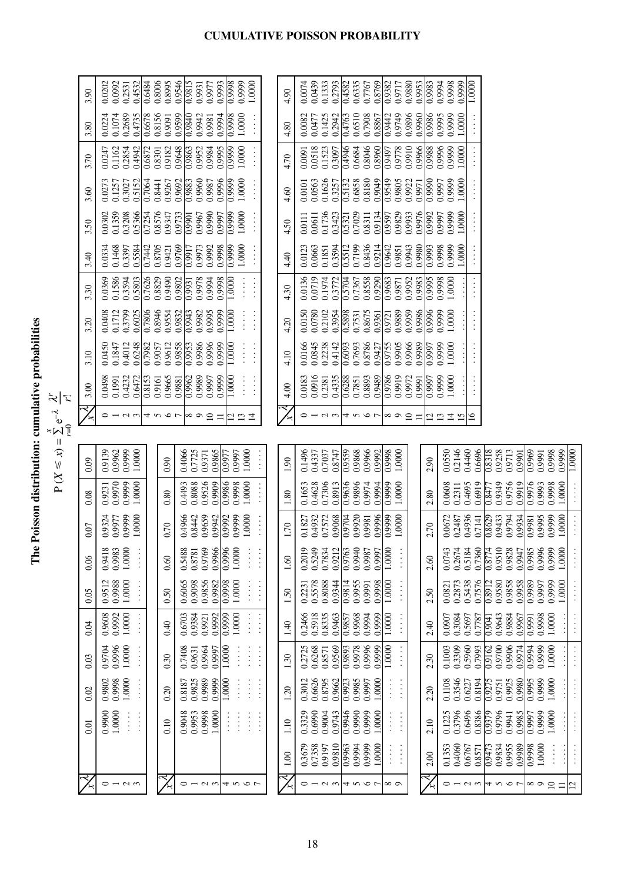# The Poisson distribution: cumulative probabilities

$$P(X \le x) = \sum_{r=0}^{x} e^{-\lambda} \frac{\lambda^r}{r!}$$

| $x$ \ $\lambda$ | 0.01 | 0.02 | 0.03 | 0.04 | 0.05 | 0.06 | 0.07 | 0.08 | 0.09 |
|---|---|---|---|---|---|---|---|---|---|
| 0 | 0.9900 | 0.9802 | 0.9704 | 0.9608 | 0.9512 | 0.9418 | 0.9324 | 0.9231 | 0.9139 |
| 1 | 1.0000 | 0.9998 | 0.9996 | 0.9992 | 0.9988 | 0.9983 | 0.9977 | 0.9970 | 0.9962 |
| 2 | ... | 1.0000 | 1.0000 | 1.0000 | 1.0000 | 1.0000 | 0.9999 | 0.9999 | 0.9999 |
| 3 | ... | ... | ... | ... | ... | ... | 1.0000 | 1.0000 | 1.0000 |

| $x$ \ $\lambda$ | 0.10 | 0.20 | 0.30 | 0.40 | 0.50 | 0.60 | 0.70 | 0.80 | 0.90 |
|---|---|---|---|---|---|---|---|---|---|
| 0 | 0.9048 | 0.8187 | 0.7408 | 0.6703 | 0.6065 | 0.5488 | 0.4966 | 0.4493 | 0.4066 |
| 1 | 0.9953 | 0.9825 | 0.9631 | 0.9384 | 0.9098 | 0.8781 | 0.8442 | 0.8088 | 0.7725 |
| 2 | 0.9998 | 0.9989 | 0.9964 | 0.9921 | 0.9856 | 0.9769 | 0.9659 | 0.9526 | 0.9371 |
| 3 | 1.0000 | 0.9999 | 0.9997 | 0.9992 | 0.9982 | 0.9966 | 0.9942 | 0.9909 | 0.9865 |
| 4 | ... | 1.0000 | 1.0000 | 0.9999 | 0.9998 | 0.9996 | 0.9992 | 0.9986 | 0.9977 |
| 5 | ... | ... | ... | 1.0000 | 1.0000 | 1.0000 | 0.9999 | 0.9998 | 0.9997 |
| 6 | ... | ... | ... | ... | ... | ... | 1.0000 | 1.0000 | 1.0000 |
| 7 | ... | ... | ... | ... | ... | ... | ... | ... | ... |

| $x$ \ $\lambda$ | 1.00 | 1.10 | 1.20 | 1.30 | 1.40 | 1.50 | 1.60 | 1.70 | 1.80 | 1.90 |
|---|---|---|---|---|---|---|---|---|---|---|
| 0 | 0.3679 | 0.3329 | 0.3012 | 0.2725 | 0.2466 | 0.2231 | 0.2019 | 0.1827 | 0.1653 | 0.1496 |
| 1 | 0.7358 | 0.6990 | 0.6626 | 0.6268 | 0.5918 | 0.5578 | 0.5249 | 0.4932 | 0.4628 | 0.4337 |
| 2 | 0.9197 | 0.9004 | 0.8795 | 0.8571 | 0.8335 | 0.8088 | 0.7834 | 0.7572 | 0.7306 | 0.7037 |
| 3 | 0.9810 | 0.9743 | 0.9662 | 0.9569 | 0.9463 | 0.9344 | 0.9212 | 0.9068 | 0.8913 | 0.8747 |
| 4 | 0.9963 | 0.9946 | 0.9923 | 0.9893 | 0.9857 | 0.9814 | 0.9763 | 0.9704 | 0.9636 | 0.9559 |
| 5 | 0.9994 | 0.9990 | 0.9985 | 0.9978 | 0.9968 | 0.9955 | 0.9940 | 0.9920 | 0.9896 | 0.9868 |
| 6 | 0.9999 | 0.9999 | 0.9997 | 0.9996 | 0.9994 | 0.9991 | 0.9987 | 0.9981 | 0.9974 | 0.9966 |
| 7 | 1.0000 | 1.0000 | 1.0000 | 0.9999 | 0.9999 | 0.9998 | 0.9997 | 0.9996 | 0.9994 | 0.9992 |
| 8 | ... | ... | ... | 1.0000 | 1.0000 | 1.0000 | 1.0000 | 0.9999 | 0.9999 | 0.9998 |
| 9 | ... | ... | ... | ... | ... | ... | ... | 1.0000 | 1.0000 | 1.0000 |

| $x$ \ $\lambda$ | 2.00 | 2.10 | 2.20 | 2.30 | 2.40 | 2.50 | 2.60 | 2.70 | 2.80 | 2.90 |
|---|---|---|---|---|---|---|---|---|---|---|
| 0 | 0.1353 | 0.1225 | 0.1108 | 0.1003 | 0.0907 | 0.0821 | 0.0743 | 0.0672 | 0.0608 | 0.0550 |
| 1 | 0.4060 | 0.3796 | 0.3546 | 0.3309 | 0.3084 | 0.2873 | 0.2674 | 0.2487 | 0.2311 | 0.2146 |
| 2 | 0.6767 | 0.6496 | 0.6227 | 0.5960 | 0.5697 | 0.5438 | 0.5184 | 0.4936 | 0.4695 | 0.4460 |
| 3 | 0.8571 | 0.8386 | 0.8194 | 0.7993 | 0.7787 | 0.7576 | 0.7360 | 0.7141 | 0.6919 | 0.6696 |
| 4 | 0.9473 | 0.9379 | 0.9275 | 0.9162 | 0.9041 | 0.8912 | 0.8774 | 0.8629 | 0.8477 | 0.8318 |
| 5 | 0.9834 | 0.9796 | 0.9751 | 0.9700 | 0.9643 | 0.9580 | 0.9510 | 0.9433 | 0.9349 | 0.9258 |
| 6 | 0.9955 | 0.9941 | 0.9925 | 0.9906 | 0.9884 | 0.9858 | 0.9828 | 0.9794 | 0.9756 | 0.9713 |
| 7 | 0.9989 | 0.9985 | 0.9980 | 0.9974 | 0.9967 | 0.9958 | 0.9947 | 0.9934 | 0.9919 | 0.9901 |
| 8 | 0.9998 | 0.9997 | 0.9995 | 0.9994 | 0.9991 | 0.9989 | 0.9985 | 0.9981 | 0.9976 | 0.9969 |
| 9 | 1.0000 | 0.9999 | 0.9999 | 0.9999 | 0.9998 | 0.9997 | 0.9996 | 0.9995 | 0.9993 | 0.9991 |
| 10 | ... | 1.0000 | 1.0000 | 1.0000 | 1.0000 | 0.9999 | 0.9999 | 0.9999 | 0.9998 | 0.9998 |
| 11 | ... | ... | ... | ... | ... | 1.0000 | 1.0000 | 1.0000 | 1.0000 | 0.9999 |
| 12 | ... | ... | ... | ... | ... | ... | ... | ... | ... | 1.0000 |

| $x$ \ $\lambda$ | 3.00 | 3.10 | 3.20 | 3.30 | 3.40 | 3.50 | 3.60 | 3.70 | 3.80 | 3.90 |
|---|---|---|---|---|---|---|---|---|---|---|
| 0 | 0.0498 | 0.0450 | 0.0408 | 0.0369 | 0.0334 | 0.0302 | 0.0273 | 0.0247 | 0.0224 | 0.0202 |
| 1 | 0.1991 | 0.1847 | 0.1712 | 0.1586 | 0.1468 | 0.1359 | 0.1257 | 0.1162 | 0.1074 | 0.0992 |
| 2 | 0.4232 | 0.4012 | 0.3799 | 0.3594 | 0.3397 | 0.3208 | 0.3027 | 0.2854 | 0.2689 | 0.2531 |
| 3 | 0.6472 | 0.6248 | 0.6025 | 0.5803 | 0.5584 | 0.5366 | 0.5152 | 0.4942 | 0.4735 | 0.4532 |
| 4 | 0.8153 | 0.7982 | 0.7806 | 0.7626 | 0.7442 | 0.7254 | 0.7064 | 0.6872 | 0.6678 | 0.6484 |
| 5 | 0.9161 | 0.9057 | 0.8946 | 0.8829 | 0.8705 | 0.8576 | 0.8441 | 0.8301 | 0.8156 | 0.8006 |
| 6 | 0.9665 | 0.9612 | 0.9554 | 0.9490 | 0.9421 | 0.9347 | 0.9267 | 0.9182 | 0.9091 | 0.8995 |
| 7 | 0.9881 | 0.9858 | 0.9832 | 0.9802 | 0.9769 | 0.9733 | 0.9692 | 0.9648 | 0.9599 | 0.9546 |
| 8 | 0.9962 | 0.9953 | 0.9943 | 0.9931 | 0.9917 | 0.9901 | 0.9883 | 0.9863 | 0.9840 | 0.9815 |
| 9 | 0.9989 | 0.9986 | 0.9982 | 0.9978 | 0.9973 | 0.9967 | 0.9960 | 0.9952 | 0.9942 | 0.9931 |
| 10 | 0.9997 | 0.9996 | 0.9995 | 0.9994 | 0.9992 | 0.9990 | 0.9987 | 0.9984 | 0.9981 | 0.9977 |
| 11 | 0.9999 | 0.9999 | 0.9999 | 0.9998 | 0.9998 | 0.9997 | 0.9996 | 0.9995 | 0.9994 | 0.9993 |
| 12 | 1.0000 | 1.0000 | 1.0000 | 1.0000 | 0.9999 | 0.9999 | 0.9999 | 0.9999 | 0.9998 | 0.9998 |
| 13 | ... | ... | ... | ... | 1.0000 | 1.0000 | 1.0000 | 1.0000 | 1.0000 | 0.9999 |
| 14 | ... | ... | ... | ... | ... | ... | ... | ... | ... | 1.0000 |

| $x$ \ $\lambda$ | 4.00 | 4.10 | 4.20 | 4.30 | 4.40 | 4.50 | 4.60 | 4.70 | 4.80 | 4.90 |
|---|---|---|---|---|---|---|---|---|---|---|
| 0 | 0.0183 | 0.0166 | 0.0150 | 0.0136 | 0.0123 | 0.0111 | 0.0101 | 0.0091 | 0.0082 | 0.0074 |
| 1 | 0.0916 | 0.0845 | 0.0780 | 0.0719 | 0.0663 | 0.0611 | 0.0563 | 0.0518 | 0.0477 | 0.0439 |
| 2 | 0.2381 | 0.2238 | 0.2102 | 0.1974 | 0.1851 | 0.1736 | 0.1626 | 0.1523 | 0.1425 | 0.1333 |
| 3 | 0.4335 | 0.4142 | 0.3954 | 0.3772 | 0.3594 | 0.3423 | 0.3257 | 0.3097 | 0.2942 | 0.2793 |
| 4 | 0.6288 | 0.6093 | 0.5898 | 0.5704 | 0.5512 | 0.5321 | 0.5132 | 0.4946 | 0.4763 | 0.4582 |
| 5 | 0.7851 | 0.7693 | 0.7531 | 0.7367 | 0.7199 | 0.7029 | 0.6858 | 0.6684 | 0.6510 | 0.6335 |
| 6 | 0.8893 | 0.8786 | 0.8675 | 0.8558 | 0.8436 | 0.8311 | 0.8180 | 0.8046 | 0.7908 | 0.7767 |
| 7 | 0.9489 | 0.9427 | 0.9361 | 0.9290 | 0.9214 | 0.9134 | 0.9049 | 0.8960 | 0.8867 | 0.8769 |
| 8 | 0.9786 | 0.9755 | 0.9721 | 0.9683 | 0.9642 | 0.9597 | 0.9549 | 0.9497 | 0.9442 | 0.9382 |
| 9 | 0.9919 | 0.9905 | 0.9889 | 0.9871 | 0.9851 | 0.9829 | 0.9805 | 0.9778 | 0.9749 | 0.9717 |
| 10 | 0.9972 | 0.9966 | 0.9959 | 0.9952 | 0.9943 | 0.9933 | 0.9922 | 0.9910 | 0.9896 | 0.9880 |
| 11 | 0.9991 | 0.9989 | 0.9986 | 0.9983 | 0.9980 | 0.9976 | 0.9971 | 0.9966 | 0.9960 | 0.9953 |
| 12 | 0.9997 | 0.9997 | 0.9996 | 0.9995 | 0.9993 | 0.9992 | 0.9990 | 0.9988 | 0.9986 | 0.9983 |
| 13 | 0.9999 | 0.9999 | 0.9999 | 0.9998 | 0.9998 | 0.9997 | 0.9997 | 0.9996 | 0.9995 | 0.9994 |
| 14 | 1.0000 | 1.0000 | 1.0000 | 1.0000 | 0.9999 | 0.9999 | 0.9999 | 0.9999 | 0.9999 | 0.9998 |
| 15 | ... | ... | ... | ... | 1.0000 | 1.0000 | 1.0000 | 1.0000 | 1.0000 | 0.9999 |
| 16 | ... | ... | ... | ... | ... | ... | ... | ... | ... | 1.0000 |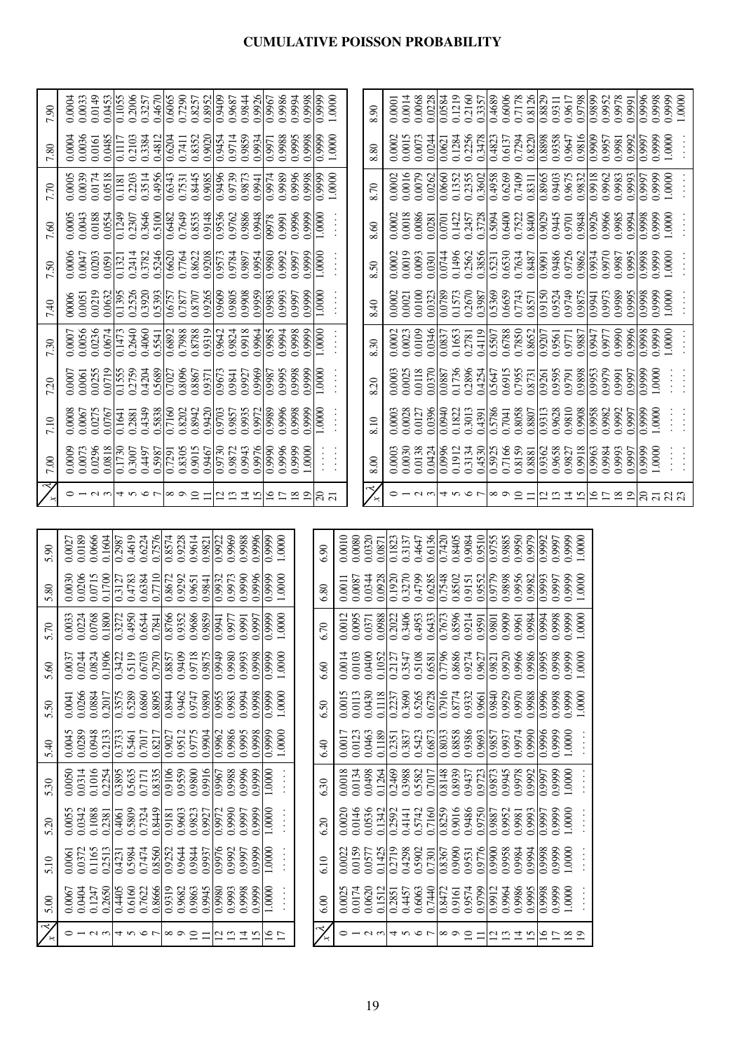# CUMULATIVE POISSON PROBABILITY

| $x$ \ $\lambda$ | 5.00 | 5.10 | 5.20 | 5.30 | 5.40 | 5.50 | 5.60 | 5.70 | 5.80 | 5.90 |
|---|---|---|---|---|---|---|---|---|---|---|
| 0 | 0.0067 | 0.0061 | 0.0055 | 0.0050 | 0.0045 | 0.0041 | 0.0037 | 0.0033 | 0.0030 | 0.0027 |
| 1 | 0.0404 | 0.0372 | 0.0342 | 0.0314 | 0.0289 | 0.0266 | 0.0244 | 0.0224 | 0.0206 | 0.0189 |
| 2 | 0.1247 | 0.1165 | 0.1088 | 0.1016 | 0.0948 | 0.0884 | 0.0824 | 0.0768 | 0.0715 | 0.0666 |
| 3 | 0.2650 | 0.2513 | 0.2381 | 0.2254 | 0.2133 | 0.2017 | 0.1906 | 0.1800 | 0.1700 | 0.1604 |
| 4 | 0.4405 | 0.4231 | 0.4061 | 0.3895 | 0.3733 | 0.3575 | 0.3422 | 0.3272 | 0.3127 | 0.2987 |
| 5 | 0.6160 | 0.5984 | 0.5809 | 0.5635 | 0.5461 | 0.5289 | 0.5119 | 0.4950 | 0.4783 | 0.4619 |
| 6 | 0.7622 | 0.7474 | 0.7324 | 0.7171 | 0.7017 | 0.6860 | 0.6703 | 0.6544 | 0.6384 | 0.6224 |
| 7 | 0.8666 | 0.8560 | 0.8449 | 0.8335 | 0.8217 | 0.8095 | 0.7970 | 0.7841 | 0.7710 | 0.7576 |
| 8 | 0.9319 | 0.9252 | 0.9181 | 0.9106 | 0.9027 | 0.8944 | 0.8857 | 0.8766 | 0.8672 | 0.8574 |
| 9 | 0.9682 | 0.9644 | 0.9603 | 0.9559 | 0.9512 | 0.9462 | 0.9409 | 0.9352 | 0.9292 | 0.9228 |
| 10 | 0.9863 | 0.9844 | 0.9823 | 0.9800 | 0.9775 | 0.9747 | 0.9718 | 0.9686 | 0.9651 | 0.9614 |
| 11 | 0.9945 | 0.9937 | 0.9927 | 0.9916 | 0.9904 | 0.9890 | 0.9875 | 0.9859 | 0.9841 | 0.9821 |
| 12 | 0.9980 | 0.9976 | 0.9972 | 0.9967 | 0.9962 | 0.9955 | 0.9949 | 0.9941 | 0.9932 | 0.9922 |
| 13 | 0.9993 | 0.9992 | 0.9990 | 0.9988 | 0.9986 | 0.9983 | 0.9980 | 0.9977 | 0.9973 | 0.9969 |
| 14 | 0.9998 | 0.9997 | 0.9997 | 0.9996 | 0.9995 | 0.9994 | 0.9993 | 0.9991 | 0.9990 | 0.9988 |
| 15 | 0.9999 | 0.9999 | 0.9999 | 0.9999 | 0.9998 | 0.9998 | 0.9998 | 0.9997 | 0.9996 | 0.9996 |
| 16 | 1.0000 | 1.0000 | 1.0000 | 1.0000 | 0.9999 | 0.9999 | 0.9999 | 0.9999 | 0.9999 | 0.9999 |
| 17 | .... | .... | .... | .... | 1.0000 | 1.0000 | 1.0000 | 1.0000 | 1.0000 | 1.0000 |

| $x$ \ $\lambda$ | 6.00 | 6.10 | 6.20 | 6.30 | 6.40 | 6.50 | 6.60 | 6.70 | 6.80 | 6.90 |
|---|---|---|---|---|---|---|---|---|---|---|
| 0 | 0.0025 | 0.0022 | 0.0020 | 0.0018 | 0.0017 | 0.0015 | 0.0014 | 0.0012 | 0.0011 | 0.0010 |
| 1 | 0.0174 | 0.0159 | 0.0146 | 0.0134 | 0.0123 | 0.0113 | 0.0103 | 0.0095 | 0.0087 | 0.0080 |
| 2 | 0.0620 | 0.0577 | 0.0536 | 0.0498 | 0.0463 | 0.0430 | 0.0400 | 0.0371 | 0.0344 | 0.0320 |
| 3 | 0.1512 | 0.1425 | 0.1342 | 0.1264 | 0.1189 | 0.1118 | 0.1052 | 0.0988 | 0.0928 | 0.0871 |
| 4 | 0.2851 | 0.2719 | 0.2592 | 0.2469 | 0.2351 | 0.2237 | 0.2127 | 0.2022 | 0.1920 | 0.1823 |
| 5 | 0.4457 | 0.4298 | 0.4141 | 0.3988 | 0.3837 | 0.3690 | 0.3547 | 0.3406 | 0.3270 | 0.3137 |
| 6 | 0.6063 | 0.5902 | 0.5742 | 0.5582 | 0.5423 | 0.5265 | 0.5108 | 0.4953 | 0.4799 | 0.4647 |
| 7 | 0.7440 | 0.7301 | 0.7160 | 0.7017 | 0.6873 | 0.6728 | 0.6581 | 0.6433 | 0.6285 | 0.6136 |
| 8 | 0.8472 | 0.8367 | 0.8259 | 0.8148 | 0.8033 | 0.7916 | 0.7796 | 0.7673 | 0.7548 | 0.7420 |
| 9 | 0.9161 | 0.9090 | 0.9016 | 0.8939 | 0.8858 | 0.8774 | 0.8686 | 0.8596 | 0.8502 | 0.8405 |
| 10 | 0.9574 | 0.9531 | 0.9486 | 0.9437 | 0.9386 | 0.9332 | 0.9274 | 0.9214 | 0.9151 | 0.9084 |
| 11 | 0.9799 | 0.9776 | 0.9750 | 0.9723 | 0.9693 | 0.9661 | 0.9627 | 0.9591 | 0.9552 | 0.9510 |
| 12 | 0.9912 | 0.9900 | 0.9887 | 0.9873 | 0.9857 | 0.9840 | 0.9821 | 0.9801 | 0.9779 | 0.9755 |
| 13 | 0.9964 | 0.9958 | 0.9952 | 0.9945 | 0.9937 | 0.9929 | 0.9920 | 0.9909 | 0.9898 | 0.9885 |
| 14 | 0.9986 | 0.9984 | 0.9981 | 0.9978 | 0.9974 | 0.9970 | 0.9966 | 0.9961 | 0.9956 | 0.9950 |
| 15 | 0.9995 | 0.9994 | 0.9993 | 0.9992 | 0.9990 | 0.9988 | 0.9986 | 0.9984 | 0.9982 | 0.9979 |
| 16 | 0.9998 | 0.9998 | 0.9997 | 0.9997 | 0.9996 | 0.9996 | 0.9995 | 0.9994 | 0.9993 | 0.9992 |
| 17 | 0.9999 | 0.9999 | 0.9999 | 0.9999 | 0.9999 | 0.9998 | 0.9998 | 0.9998 | 0.9997 | 0.9997 |
| 18 | 1.0000 | 1.0000 | 1.0000 | 1.0000 | 1.0000 | 0.9999 | 0.9999 | 0.9999 | 0.9999 | 0.9999 |
| 19 | .... | .... | .... | .... | .... | 1.0000 | 1.0000 | 1.0000 | 1.0000 | 1.0000 |

| $x$ \ $\lambda$ | 7.00 | 7.10 | 7.20 | 7.30 | 7.40 | 7.50 | 7.60 | 7.70 | 7.80 | 7.90 |
|---|---|---|---|---|---|---|---|---|---|---|
| 0 | 0.0009 | 0.0008 | 0.0007 | 0.0007 | 0006 | 0.0006 | 0.0005 | 0.0005 | 0.0004 | 0.0004 |
| 1 | 0.0073 | 0.0067 | 0.0061 | 0.0056 | 0.0051 | 0.0047 | 0.0043 | 0.0039 | 0.0036 | 0.0033 |
| 2 | 0.0296 | 0.0275 | 0.0255 | 0.0236 | 0.0219 | 0.0203 | 0.0188 | 0.0174 | 0.0161 | 0.0149 |
| 3 | 0.0818 | 0.0767 | 0.0719 | 0.0674 | 0.0632 | 0.0591 | 0.0554 | 0.0518 | 0.0485 | 0.0453 |
| 4 | 0.1730 | 0.1641 | 0.1555 | 0.1473 | 0.1395 | 0.1321 | 0.1249 | 0.1181 | 0.1117 | 0.1055 |
| 5 | 0.3007 | 0.2881 | 0.2759 | 0.2640 | 0.2526 | 0.2414 | 0.2307 | 0.2203 | 0.2103 | 0.2006 |
| 6 | 0.4497 | 0.4349 | 0.4204 | 0.4060 | 0.3920 | 0.3782 | 0.3646 | 0.3514 | 0.3384 | 0.3257 |
| 7 | 0.5987 | 0.5838 | 0.5689 | 0.5541 | 0.5393 | 0.5246 | 0.5100 | 0.4956 | 0.4812 | 0.4670 |
| 8 | 0.7291 | 0.7160 | 0.7027 | 0.6892 | 0.6757 | 0.6620 | 0.6482 | 0.6343 | 0.6204 | 0.6065 |
| 9 | 0.8305 | 0.8202 | 0.8096 | 0.7988 | 0.7877 | 0.7764 | 0.7649 | 0.7531 | 0.7411 | 0.7290 |
| 10 | 0.9015 | 0.8942 | 0.8867 | 0.8788 | 0.8707 | 0.8622 | 0.8535 | 0.8445 | 0.8352 | 0.8257 |
| 11 | 0.9467 | 0.9420 | 0.9371 | 0.9319 | 0.9265 | 0.9208 | 0.9148 | 0.9085 | 0.9020 | 0.8952 |
| 12 | 0.9730 | 0.9703 | 0.9673 | 0.9642 | 0.9609 | 0.9573 | 0.9536 | 0.9496 | 0.9454 | 0.9409 |
| 13 | 0.9872 | 0.9857 | 0.9841 | 0.9824 | 0.9805 | 0.9784 | 0.9762 | 0.9739 | 0.9714 | 0.9687 |
| 14 | 0.9943 | 0.9935 | 0.9927 | 0.9918 | 0.9908 | 0.9897 | 0.9886 | 0.9873 | 0.9859 | 0.9844 |
| 15 | 0.9976 | 0.9972 | 0.9969 | 0.9964 | 0.9959 | 0.9954 | 0.9948 | 0.9941 | 0.9934 | 0.9926 |
| 16 | 0.9990 | 0.9989 | 0.9987 | 0.9985 | 0.9983 | 0.9980 | 0978 | 0.9974 | 0.9971 | 0.9967 |
| 17 | 0.9996 | 0.9996 | 0.9995 | 0.9994 | 0.9993 | 0.9992 | 0.9991 | 0.9989 | 0.9988 | 0.9986 |
| 18 | 0.9999 | 0.9998 | 0.9998 | 0.9998 | 0.9997 | 0.9997 | 0.9996 | 0.9996 | 0.9995 | 0.9994 |
| 19 | 1.0000 | 0.9999 | 0.9999 | 0.9999 | 0.9999 | 0.9999 | 0.9999 | 0.9998 | 0.9998 | 0.9998 |
| 20 | .... | 1.0000 | 1.0000 | 1.0000 | 1.0000 | 1.0000 | 1.0000 | 0.9999 | 0.9999 | 0.9999 |
| 21 | .... | .... | .... | .... | .... | .... | .... | 1.0000 | 1.0000 | 1.0000 |

| $x$ \ $\lambda$ | 8.00 | 8.10 | 8.20 | 8.30 | 8.40 | 8.50 | 8.60 | 8.70 | 8.80 | 8.90 |
|---|---|---|---|---|---|---|---|---|---|---|
| 0 | 0.0003 | 0.0003 | 0.0003 | 0.0002 | 0.0002 | 0.0002 | 0.0002 | 0.0002 | 0.0002 | 0.0001 |
| 1 | 0.0030 | 0.0028 | 0.0025 | 0.0023 | 0.0021 | 0.0019 | 0.0018 | 0.0016 | 0.0015 | 0.0014 |
| 2 | 0.0138 | 0.0127 | 0.0118 | 0.0109 | 0.0100 | 0.0093 | 0.0086 | 0.0079 | 0.0073 | 0.0068 |
| 3 | 0.0424 | 0.0396 | 0.0370 | 0.0346 | 0.0323 | 0.0301 | 0.0281 | 0.0262 | 0.0244 | 0.0228 |
| 4 | 0.0996 | 0.0940 | 0.0887 | 0.0837 | 0.0789 | 0.0744 | 0.0701 | 0.0660 | 0.0621 | 0.0584 |
| 5 | 0.1912 | 0.1822 | 0.1736 | 0.1653 | 0.1573 | 0.1496 | 0.1422 | 0.1352 | 0.1284 | 0.1219 |
| 6 | 0.3134 | 0.3013 | 0.2896 | 0.2781 | 0.2670 | 0.2562 | 0.2457 | 0.2355 | 0.2256 | 0.2160 |
| 7 | 0.4530 | 0.4391 | 0.4254 | 0.4119 | 0.3987 | 0.3856 | 0.3728 | 0.3602 | 0.3478 | 0.3357 |
| 8 | 0.5925 | 0.5786 | 0.5647 | 0.5507 | 0.5369 | 0.5231 | 0.5094 | 0.4958 | 0.4823 | 0.4689 |
| 9 | 0.7166 | 0.7041 | 0.6915 | 0.6788 | 0.6659 | 0.6530 | 0.6400 | 0.6269 | 0.6137 | 0.6006 |
| 10 | 0.8159 | 0.8058 | 0.7955 | 0.7850 | 0.7743 | 0.7634 | 0.7522 | 0.7409 | 0.7294 | 0.7178 |
| 11 | 0.8881 | 0.8807 | 0.8731 | 0.8652 | 0.8571 | 0.8487 | 0.8400 | 0.8311 | 0.8220 | 0.8126 |
| 12 | 0.9362 | 0.9313 | 0.9261 | 0.9207 | 0.9150 | 0.9091 | 0.9029 | 0.8965 | 0.8898 | 0.8829 |
| 13 | 0.9658 | 0.9628 | 0.9595 | 0.9561 | 0.9524 | 0.9486 | 0.9445 | 0.9403 | 0.9358 | 0.9311 |
| 14 | 0.9827 | 0.9810 | 0.9791 | 0.9771 | 0.9749 | 0.9726 | 0.9701 | 0.9675 | 0.9647 | 0.9617 |
| 15 | 0.9918 | 0.9908 | 0.9898 | 0.9887 | 0.9875 | 0.9862 | 0.9848 | 0.9832 | 0.9816 | 0.9798 |
| 16 | 0.9963 | 0.9958 | 0.9953 | 0.9947 | 0.9941 | 0.9934 | 0.9926 | 0.9918 | 0.9909 | 0.9899 |
| 17 | 0.9984 | 0.9982 | 0.9979 | 0.9977 | 0.9973 | 0.9970 | 0.9966 | 0.9962 | 0.9957 | 0.9952 |
| 18 | 0.9993 | 0.9992 | 0.9991 | 0.9990 | 0.9989 | 0.9987 | 0.9985 | 0.9983 | 0.9981 | 0.9978 |
| 19 | 0.9997 | 0.9997 | 0.9997 | 0.9996 | 0.9995 | 0.9995 | 0.9994 | 0.9993 | 0.9992 | 0.9991 |
| 20 | 0.9999 | 0.9999 | 0.9999 | 0.9998 | 0.9998 | 0.9998 | 0.9998 | 0.9997 | 0.9997 | 0.9996 |
| 21 | 1.0000 | 1.0000 | 1.0000 | 0.9999 | 0.9999 | 0.9999 | 0.9999 | 0.9999 | 0.9999 | 0.9998 |
| 22 | .... | .... | .... | 1.0000 | 1.0000 | 1.0000 | 1.0000 | 1.0000 | 1.0000 | 0.9999 |
| 23 | .... | .... | .... | .... | .... | .... | .... | .... | .... | 1.0000 |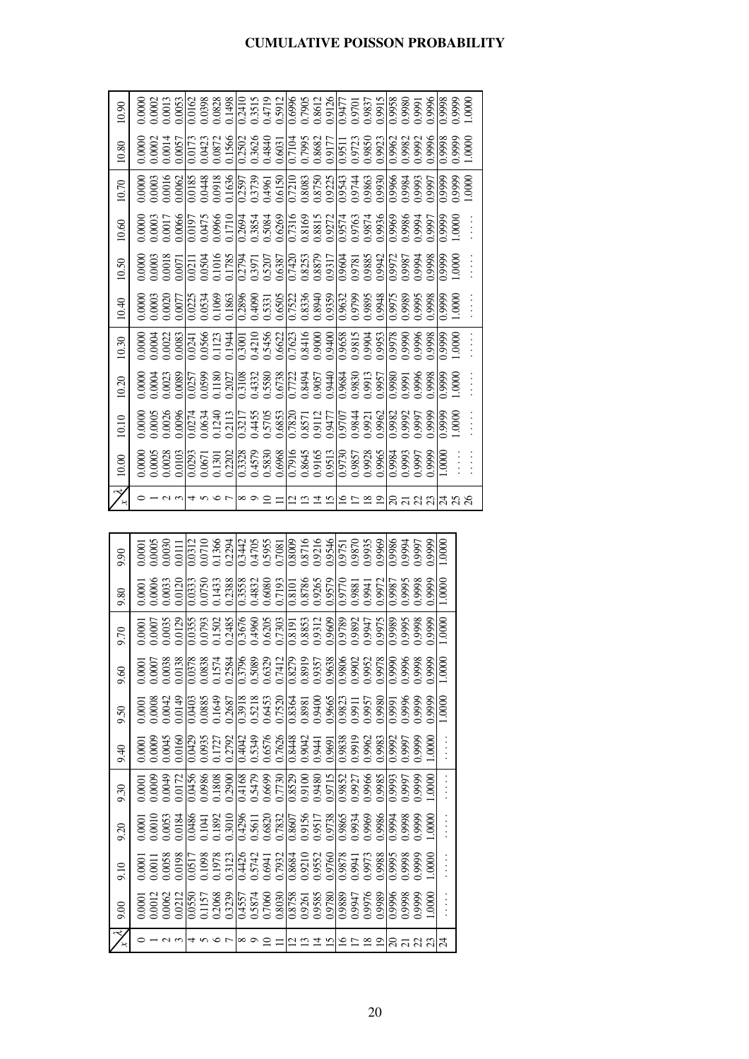# CUMULATIVE POISSON PROBABILITY

| $x$ \ $\lambda$ | 9.00 | 9.10 | 9.20 | 9.30 | 9.40 | 9.50 | 9.60 | 9.70 | 9.80 | 9.90 |
|---|---|---|---|---|---|---|---|---|---|---|
| 0 | 0.0001 | 0.0001 | 0.0001 | 0.0001 | 0.0001 | 0.0001 | 0.0001 | 0.0001 | 0.0001 | 0.0001 |
| 1 | 0.0012 | 0.0011 | 0.0010 | 0.0009 | 0.0009 | 0.0008 | 0.0007 | 0.0007 | 0.0006 | 0.0005 |
| 2 | 0.0062 | 0.0058 | 0.0053 | 0.0049 | 0.0045 | 0.0042 | 0.0038 | 0.0035 | 0.0033 | 0.0030 |
| 3 | 0.0212 | 0.0198 | 0.0184 | 0.0172 | 0.0160 | 0.0149 | 0.0138 | 0.0129 | 0.0120 | 0.0111 |
| 4 | 0.0550 | 0.0517 | 0.0486 | 0.0456 | 0.0429 | 0.0403 | 0.0378 | 0.0355 | 0.0333 | 0.0312 |
| 5 | 0.1157 | 0.1098 | 0.1041 | 0.0986 | 0.0935 | 0.0885 | 0.0838 | 0.0793 | 0.0750 | 0.0710 |
| 6 | 0.2068 | 0.1978 | 0.1892 | 0.1808 | 0.1727 | 0.1649 | 0.1574 | 0.1502 | 0.1433 | 0.1366 |
| 7 | 0.3239 | 0.3123 | 0.3010 | 0.2900 | 0.2792 | 0.2687 | 0.2584 | 0.2485 | 0.2388 | 0.2294 |
| 8 | 0.4557 | 0.4426 | 0.4296 | 0.4168 | 0.4042 | 0.3918 | 0.3796 | 0.3676 | 0.3558 | 0.3442 |
| 9 | 0.5874 | 0.5742 | 0.5611 | 0.5479 | 0.5349 | 0.5218 | 0.5089 | 0.4960 | 0.4832 | 0.4705 |
| 10 | 0.7060 | 0.6941 | 0.6820 | 0.6699 | 0.6576 | 0.6453 | 0.6329 | 0.6205 | 0.6080 | 0.5955 |
| 11 | 0.8030 | 0.7932 | 0.7832 | 0.7730 | 0.7626 | 0.7520 | 0.7412 | 0.7303 | 0.7193 | 0.7081 |
| 12 | 0.8758 | 0.8684 | 0.8607 | 0.8529 | 0.8448 | 0.8364 | 0.8279 | 0.8191 | 0.8101 | 0.8009 |
| 13 | 0.9261 | 0.9210 | 0.9156 | 0.9100 | 0.9042 | 0.8981 | 0.8919 | 0.8853 | 0.8786 | 0.8716 |
| 14 | 0.9585 | 0.9552 | 0.9517 | 0.9480 | 0.9441 | 0.9400 | 0.9357 | 0.9312 | 0.9265 | 0.9216 |
| 15 | 0.9780 | 0.9760 | 0.9738 | 0.9715 | 0.9691 | 0.9665 | 0.9638 | 0.9609 | 0.9579 | 0.9546 |
| 16 | 0.9889 | 0.9878 | 0.9865 | 0.9852 | 0.9838 | 0.9823 | 0.9806 | 0.9789 | 0.9770 | 0.9751 |
| 17 | 0.9947 | 0.9941 | 0.9934 | 0.9927 | 0.9919 | 0.9911 | 0.9902 | 0.9892 | 0.9881 | 0.9870 |
| 18 | 0.9976 | 0.9973 | 0.9969 | 0.9966 | 0.9962 | 0.9957 | 0.9952 | 0.9947 | 0.9941 | 0.9935 |
| 19 | 0.9989 | 0.9988 | 0.9986 | 0.9985 | 0.9983 | 0.9980 | 0.9978 | 0.9975 | 0.9972 | 0.9969 |
| 20 | 0.9996 | 0.9995 | 0.9994 | 0.9993 | 0.9992 | 0.9991 | 0.9990 | 0.9989 | 0.9987 | 0.9986 |
| 21 | 0.9998 | 0.9998 | 0.9998 | 0.9997 | 0.9997 | 0.9996 | 0.9996 | 0.9995 | 0.9995 | 0.9994 |
| 22 | 0.9999 | 0.9999 | 0.9999 | 0.9999 | 0.9999 | 0.9999 | 0.9998 | 0.9998 | 0.9998 | 0.9997 |
| 23 | 1.0000 | 1.0000 | 1.0000 | 1.0000 | 1.0000 | 0.9999 | 0.9999 | 0.9999 | 0.9999 | 0.9999 |
| 24 | .... | .... | .... | .... | .... | 1.0000 | 1.0000 | 1.0000 | 1.0000 | 1.0000 |

| $x$ \ $\lambda$ | 10.00 | 10.10 | 10.20 | 10.30 | 10.40 | 10.50 | 10.60 | 10.70 | 10.80 | 10.90 |
|---|---|---|---|---|---|---|---|---|---|---|
| 0 | 0.0000 | 0.0000 | 0.0000 | 0.0000 | 0.0000 | 0.0000 | 0.0000 | 0.0000 | 0.0000 | 0.0000 |
| 1 | 0.0005 | 0.0005 | 0.0004 | 0.0004 | 0.0003 | 0.0003 | 0.0003 | 0.0003 | 0.0002 | 0.0002 |
| 2 | 0.0028 | 0.0026 | 0.0023 | 0.0022 | 0.0020 | 0.0018 | 0.0017 | 0.0016 | 0.0014 | 0.0013 |
| 3 | 0.0103 | 0.0096 | 0.0089 | 0.0083 | 0.0077 | 0.0071 | 0.0066 | 0.0062 | 0.0057 | 0.0053 |
| 4 | 0.0293 | 0.0274 | 0.0257 | 0.0241 | 0.0225 | 0.0211 | 0.0197 | 0.0185 | 0.0173 | 0.0162 |
| 5 | 0.0671 | 0.0634 | 0.0599 | 0.0566 | 0.0534 | 0.0504 | 0.0475 | 0.0448 | 0.0423 | 0.0398 |
| 6 | 0.1301 | 0.1240 | 0.1180 | 0.1123 | 0.1069 | 0.1016 | 0.0966 | 0.0918 | 0.0872 | 0.0828 |
| 7 | 0.2202 | 0.2113 | 0.2027 | 0.1944 | 0.1863 | 0.1785 | 0.1710 | 0.1636 | 0.1566 | 0.1498 |
| 8 | 0.3328 | 0.3217 | 0.3108 | 0.3001 | 0.2896 | 0.2794 | 0.2694 | 0.2597 | 0.2502 | 0.2410 |
| 9 | 0.4579 | 0.4455 | 0.4332 | 0.4210 | 0.4090 | 0.3971 | 0.3854 | 0.3739 | 0.3626 | 0.3515 |
| 10 | 0.5830 | 0.5705 | 0.5580 | 0.5456 | 0.5331 | 0.5207 | 0.5084 | 0.4961 | 0.4840 | 0.4719 |
| 11 | 0.6968 | 0.6853 | 0.6738 | 0.6622 | 0.6505 | 0.6387 | 0.6269 | 0.6150 | 0.6031 | 0.5912 |
| 12 | 0.7916 | 0.7820 | 0.7722 | 0.7623 | 0.7522 | 0.7420 | 0.7316 | 0.7210 | 0.7104 | 0.6996 |
| 13 | 0.8645 | 0.8571 | 0.8494 | 0.8416 | 0.8336 | 0.8253 | 0.8169 | 0.8083 | 0.7995 | 0.7905 |
| 14 | 0.9165 | 0.9112 | 0.9057 | 0.9000 | 0.8940 | 0.8879 | 0.8815 | 0.8750 | 0.8682 | 0.8612 |
| 15 | 0.9513 | 0.9477 | 0.9440 | 0.9400 | 0.9359 | 0.9317 | 0.9272 | 0.9225 | 0.9177 | 0.9126 |
| 16 | 0.9730 | 0.9707 | 0.9684 | 0.9658 | 0.9632 | 0.9604 | 0.9574 | 0.9543 | 0.9511 | 0.9477 |
| 17 | 0.9857 | 0.9844 | 0.9830 | 0.9815 | 0.9799 | 0.9781 | 0.9763 | 0.9744 | 0.9723 | 0.9701 |
| 18 | 0.9928 | 0.9921 | 0.9913 | 0.9904 | 0.9895 | 0.9885 | 0.9874 | 0.9863 | 0.9850 | 0.9837 |
| 19 | 0.9965 | 0.9962 | 0.9957 | 0.9953 | 0.9948 | 0.9942 | 0.9936 | 0.9930 | 0.9923 | 0.9915 |
| 20 | 0.9984 | 0.9982 | 0.9980 | 0.9978 | 0.9975 | 0.9972 | 0.9969 | 0.9966 | 0.9962 | 0.9958 |
| 21 | 0.9993 | 0.9992 | 0.9991 | 0.9990 | 0.9989 | 0.9987 | 0.9986 | 0.9984 | 0.9982 | 0.9980 |
| 22 | 0.9997 | 0.9997 | 0.9996 | 0.9996 | 0.9995 | 0.9994 | 0.9994 | 0.9993 | 0.9992 | 0.9991 |
| 23 | 0.9999 | 0.9999 | 0.9998 | 0.9998 | 0.9998 | 0.9998 | 0.9997 | 0.9997 | 0.9996 | 0.9996 |
| 24 | 1.0000 | 0.9999 | 0.9999 | 0.9999 | 0.9999 | 0.9999 | 0.9999 | 0.9999 | 0.9998 | 0.9998 |
| 25 | .... | 1.0000 | 1.0000 | 1.0000 | 1.0000 | 1.0000 | 1.0000 | 0.9999 | 0.9999 | 0.9999 |
| 26 | .... | .... | .... | .... | .... | .... | .... | 1.0000 | 1.0000 | 1.0000 |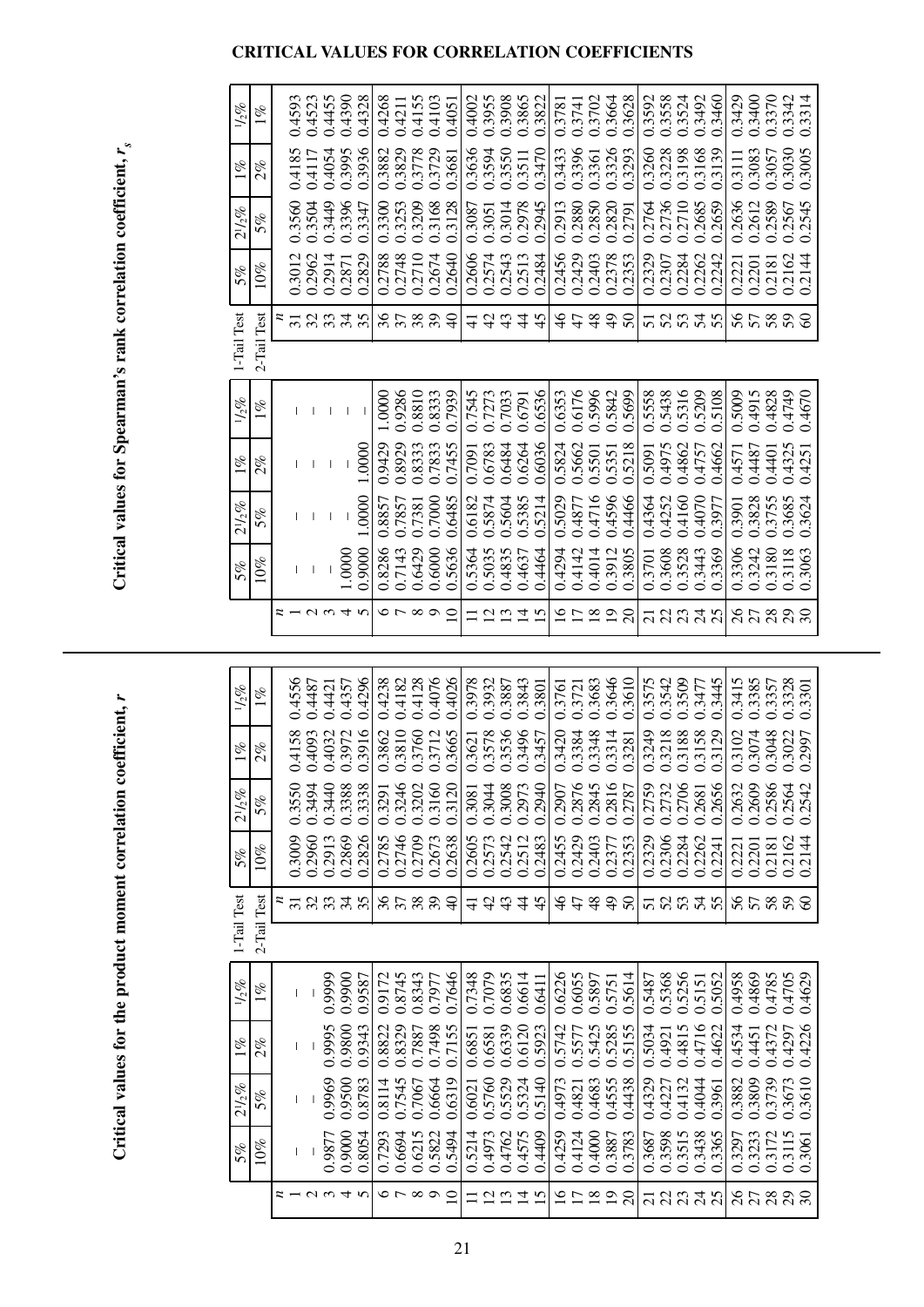# CRITICAL VALUES FOR CORRELATION COEFFICIENTS

## Critical values for the product moment correlation coefficient, $r$

| 1-Tail Test | 5% | 2½% | 1% | ½% | 1-Tail Test | 5% | 2½% | 1% | ½% |
|---|---|---|---|---|---|---|---|---|---|
| 2-Tail Test | 10% | 5% | 2% | 1% | 2-Tail Test | 10% | 5% | 2% | 1% |
| $n$ | | | | | $n$ | | | | |
| 1 | – | – | – | – | 31 | 0.3009 | 0.3550 | 0.4158 | 0.4556 |
| 2 | – | – | – | – | 32 | 0.2960 | 0.3494 | 0.4093 | 0.4487 |
| 3 | 0.9877 | 0.9969 | 0.9995 | 0.9999 | 33 | 0.2913 | 0.3440 | 0.4032 | 0.4421 |
| 4 | 0.9000 | 0.9500 | 0.9800 | 0.9900 | 34 | 0.2869 | 0.3388 | 0.3972 | 0.4357 |
| 5 | 0.8054 | 0.8783 | 0.9343 | 0.9587 | 35 | 0.2826 | 0.3338 | 0.3916 | 0.4296 |
| 6 | 0.7293 | 0.8114 | 0.8822 | 0.9172 | 36 | 0.2785 | 0.3291 | 0.3862 | 0.4238 |
| 7 | 0.6694 | 0.7545 | 0.8329 | 0.8745 | 37 | 0.2746 | 0.3246 | 0.3810 | 0.4182 |
| 8 | 0.6215 | 0.7067 | 0.7887 | 0.8343 | 38 | 0.2709 | 0.3202 | 0.3760 | 0.4128 |
| 9 | 0.5822 | 0.6664 | 0.7498 | 0.7977 | 39 | 0.2673 | 0.3160 | 0.3712 | 0.4076 |
| 10 | 0.5494 | 0.6319 | 0.7155 | 0.7646 | 40 | 0.2638 | 0.3120 | 0.3665 | 0.4026 |
| 11 | 0.5214 | 0.6021 | 0.6851 | 0.7348 | 41 | 0.2605 | 0.3081 | 0.3621 | 0.3978 |
| 12 | 0.4973 | 0.5760 | 0.6581 | 0.7079 | 42 | 0.2573 | 0.3044 | 0.3578 | 0.3932 |
| 13 | 0.4762 | 0.5529 | 0.6339 | 0.6835 | 43 | 0.2542 | 0.3008 | 0.3536 | 0.3887 |
| 14 | 0.4575 | 0.5324 | 0.6120 | 0.6614 | 44 | 0.2512 | 0.2973 | 0.3496 | 0.3843 |
| 15 | 0.4409 | 0.5140 | 0.5923 | 0.6411 | 45 | 0.2483 | 0.2940 | 0.3457 | 0.3801 |
| 16 | 0.4259 | 0.4973 | 0.5742 | 0.6226 | 46 | 0.2455 | 0.2907 | 0.3420 | 0.3761 |
| 17 | 0.4124 | 0.4821 | 0.5577 | 0.6055 | 47 | 0.2429 | 0.2876 | 0.3384 | 0.3721 |
| 18 | 0.4000 | 0.4683 | 0.5425 | 0.5897 | 48 | 0.2403 | 0.2845 | 0.3348 | 0.3683 |
| 19 | 0.3887 | 0.4555 | 0.5285 | 0.5751 | 49 | 0.2377 | 0.2816 | 0.3314 | 0.3646 |
| 20 | 0.3783 | 0.4438 | 0.5155 | 0.5614 | 50 | 0.2353 | 0.2787 | 0.3281 | 0.3610 |
| 21 | 0.3687 | 0.4329 | 0.5034 | 0.5487 | 51 | 0.2329 | 0.2759 | 0.3249 | 0.3575 |
| 22 | 0.3598 | 0.4227 | 0.4921 | 0.5368 | 52 | 0.2306 | 0.2732 | 0.3218 | 0.3542 |
| 23 | 0.3515 | 0.4132 | 0.4815 | 0.5256 | 53 | 0.2284 | 0.2706 | 0.3188 | 0.3509 |
| 24 | 0.3438 | 0.4044 | 0.4716 | 0.5151 | 54 | 0.2262 | 0.2681 | 0.3158 | 0.3477 |
| 25 | 0.3365 | 0.3961 | 0.4622 | 0.5052 | 55 | 0.2241 | 0.2656 | 0.3129 | 0.3445 |
| 26 | 0.3297 | 0.3882 | 0.4534 | 0.4958 | 56 | 0.2221 | 0.2632 | 0.3102 | 0.3415 |
| 27 | 0.3233 | 0.3809 | 0.4451 | 0.4869 | 57 | 0.2201 | 0.2609 | 0.3074 | 0.3385 |
| 28 | 0.3172 | 0.3739 | 0.4372 | 0.4785 | 58 | 0.2181 | 0.2586 | 0.3048 | 0.3357 |
| 29 | 0.3115 | 0.3673 | 0.4297 | 0.4705 | 59 | 0.2162 | 0.2564 | 0.3022 | 0.3328 |
| 30 | 0.3061 | 0.3610 | 0.4226 | 0.4629 | 60 | 0.2144 | 0.2542 | 0.2997 | 0.3301 |

## Critical values for Spearman's rank correlation coefficient, $r_s$

| 1-Tail Test | 5% | 2½% | 1% | ½% | 1-Tail Test | 5% | 2½% | 1% | ½% |
|---|---|---|---|---|---|---|---|---|---|
| 2-Tail Test | 10% | 5% | 2% | 1% | 2-Tail Test | 10% | 5% | 2% | 1% |
| $n$ | | | | | $n$ | | | | |
| 1 | – | – | – | – | 31 | 0.3012 | 0.3560 | 0.4185 | 0.4593 |
| 2 | – | – | – | – | 32 | 0.2962 | 0.3504 | 0.4117 | 0.4523 |
| 3 | – | – | – | – | 33 | 0.2914 | 0.3449 | 0.4054 | 0.4455 |
| 4 | 1.0000 | – | – | – | 34 | 0.2871 | 0.3396 | 0.3995 | 0.4390 |
| 5 | 0.9000 | 1.0000 | 1.0000 | – | 35 | 0.2829 | 0.3347 | 0.3936 | 0.4328 |
| 6 | 0.8286 | 0.8857 | 0.9429 | 1.0000 | 36 | 0.2788 | 0.3300 | 0.3882 | 0.4268 |
| 7 | 0.7143 | 0.7857 | 0.8929 | 0.9286 | 37 | 0.2748 | 0.3253 | 0.3829 | 0.4211 |
| 8 | 0.6429 | 0.7381 | 0.8333 | 0.8810 | 38 | 0.2710 | 0.3209 | 0.3778 | 0.4155 |
| 9 | 0.6000 | 0.7000 | 0.7833 | 0.8333 | 39 | 0.2674 | 0.3168 | 0.3729 | 0.4103 |
| 10 | 0.5636 | 0.6485 | 0.7455 | 0.7939 | 40 | 0.2640 | 0.3128 | 0.3681 | 0.4051 |
| 11 | 0.5364 | 0.6182 | 0.7091 | 0.7545 | 41 | 0.2606 | 0.3087 | 0.3636 | 0.4002 |
| 12 | 0.5035 | 0.5874 | 0.6783 | 0.7273 | 42 | 0.2574 | 0.3051 | 0.3594 | 0.3955 |
| 13 | 0.4835 | 0.5604 | 0.6484 | 0.7033 | 43 | 0.2543 | 0.3014 | 0.3550 | 0.3908 |
| 14 | 0.4637 | 0.5385 | 0.6264 | 0.6791 | 44 | 0.2513 | 0.2978 | 0.3511 | 0.3865 |
| 15 | 0.4464 | 0.5214 | 0.6036 | 0.6536 | 45 | 0.2484 | 0.2945 | 0.3470 | 0.3822 |
| 16 | 0.4294 | 0.5029 | 0.5824 | 0.6353 | 46 | 0.2456 | 0.2913 | 0.3433 | 0.3781 |
| 17 | 0.4142 | 0.4877 | 0.5662 | 0.6176 | 47 | 0.2429 | 0.2880 | 0.3396 | 0.3741 |
| 18 | 0.4014 | 0.4716 | 0.5501 | 0.5996 | 48 | 0.2403 | 0.2850 | 0.3361 | 0.3702 |
| 19 | 0.3912 | 0.4596 | 0.5351 | 0.5842 | 49 | 0.2378 | 0.2820 | 0.3326 | 0.3664 |
| 20 | 0.3805 | 0.4466 | 0.5218 | 0.5699 | 50 | 0.2353 | 0.2791 | 0.3293 | 0.3628 |
| 21 | 0.3701 | 0.4364 | 0.5091 | 0.5558 | 51 | 0.2329 | 0.2764 | 0.3260 | 0.3592 |
| 22 | 0.3608 | 0.4252 | 0.4975 | 0.5438 | 52 | 0.2307 | 0.2736 | 0.3228 | 0.3558 |
| 23 | 0.3528 | 0.4160 | 0.4862 | 0.5316 | 53 | 0.2284 | 0.2710 | 0.3198 | 0.3524 |
| 24 | 0.3443 | 0.4070 | 0.4757 | 0.5209 | 54 | 0.2262 | 0.2685 | 0.3168 | 0.3492 |
| 25 | 0.3369 | 0.3977 | 0.4662 | 0.5108 | 55 | 0.2242 | 0.2659 | 0.3139 | 0.3460 |
| 26 | 0.3306 | 0.3901 | 0.4571 | 0.5009 | 56 | 0.2221 | 0.2636 | 0.3111 | 0.3429 |
| 27 | 0.3242 | 0.3828 | 0.4487 | 0.4915 | 57 | 0.2201 | 0.2612 | 0.3083 | 0.3400 |
| 28 | 0.3180 | 0.3755 | 0.4401 | 0.4828 | 58 | 0.2181 | 0.2589 | 0.3057 | 0.3370 |
| 29 | 0.3118 | 0.3685 | 0.4325 | 0.4749 | 59 | 0.2162 | 0.2567 | 0.3030 | 0.3342 |
| 30 | 0.3063 | 0.3624 | 0.4251 | 0.4670 | 60 | 0.2144 | 0.2545 | 0.3005 | 0.3314 |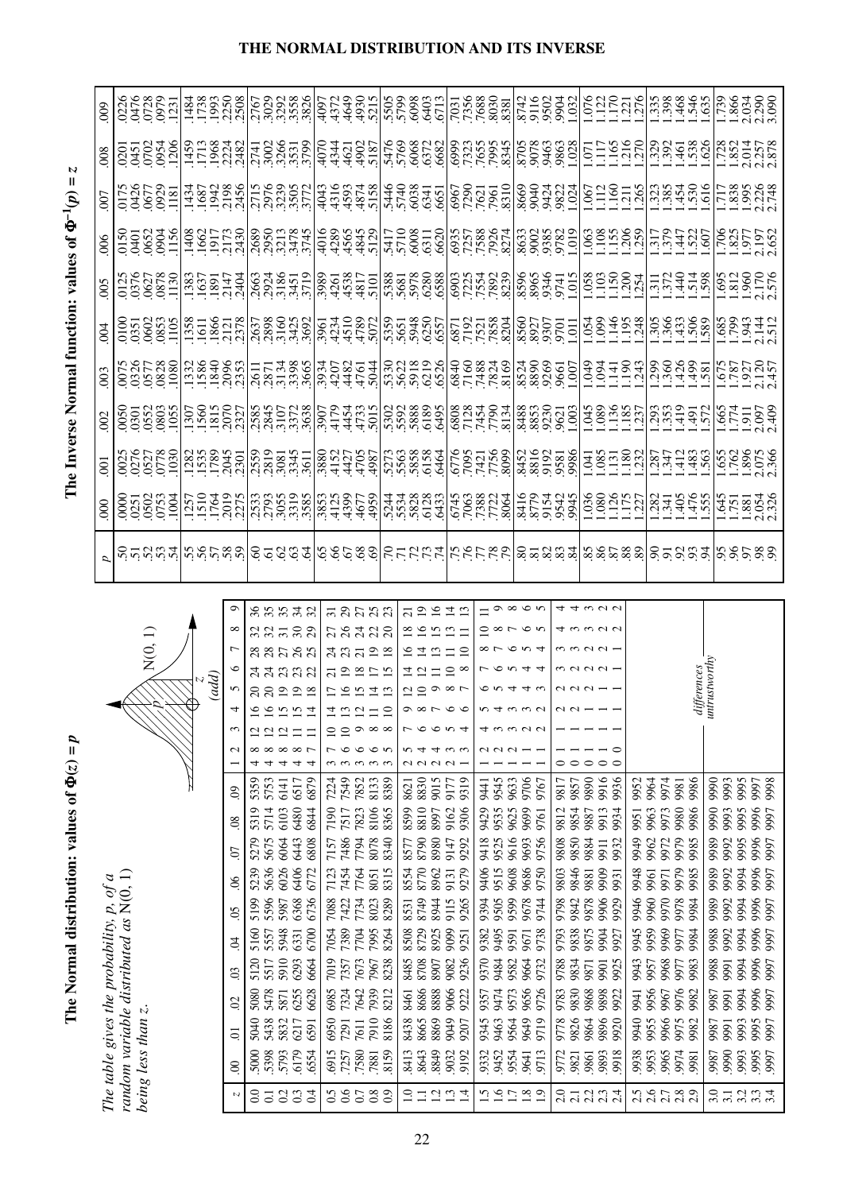# THE NORMAL DISTRIBUTION AND ITS INVERSE

## The Normal distribution: values of $\Phi(z) = p$

*The table gives the probability, p, of a random variable distributed as* N(0, 1) *being less than z.*

| $z$ | .00 | .01 | .02 | .03 | .04 | .05 | .06 | .07 | .08 | .09 | 1 | 2 | 3 | 4 | 5 | 6 | 7 | 8 | 9 |
|---|---|---|---|---|---|---|---|---|---|---|---|---|---|---|---|---|---|---|---|
| | | | | | | | | | | | | | | | (add) | | | | |
| 0.0 | .5000 | 5040 | 5080 | 5120 | 5160 | 5199 | 5239 | 5279 | 5319 | 5359 | 4 | 8 | 12 | 16 | 20 | 24 | 28 | 32 | 36 |
| 0.1 | .5398 | 5438 | 5478 | 5517 | 5557 | 5596 | 5636 | 5675 | 5714 | 5753 | 4 | 8 | 12 | 16 | 20 | 24 | 28 | 32 | 35 |
| 0.2 | .5793 | 5832 | 5871 | 5910 | 5948 | 5987 | 6026 | 6064 | 6103 | 6141 | 4 | 8 | 12 | 15 | 19 | 23 | 27 | 31 | 35 |
| 0.3 | .6179 | 6217 | 6255 | 6293 | 6331 | 6368 | 6406 | 6443 | 6480 | 6517 | 4 | 8 | 11 | 15 | 19 | 23 | 26 | 30 | 34 |
| 0.4 | .6554 | 6591 | 6628 | 6664 | 6700 | 6736 | 6772 | 6808 | 6844 | 6879 | 4 | 7 | 11 | 14 | 18 | 22 | 25 | 29 | 32 |
| 0.5 | .6915 | 6950 | 6985 | 7019 | 7054 | 7088 | 7123 | 7157 | 7190 | 7224 | 3 | 7 | 10 | 14 | 17 | 21 | 24 | 27 | 31 |
| 0.6 | .7257 | 7291 | 7324 | 7357 | 7389 | 7422 | 7454 | 7486 | 7517 | 7549 | 3 | 6 | 10 | 13 | 16 | 19 | 23 | 26 | 29 |
| 0.7 | .7580 | 7611 | 7642 | 7673 | 7704 | 7734 | 7764 | 7794 | 7823 | 7852 | 3 | 6 | 9 | 12 | 15 | 18 | 21 | 24 | 27 |
| 0.8 | .7881 | 7910 | 7939 | 7967 | 7995 | 8023 | 8051 | 8078 | 8106 | 8133 | 3 | 5 | 8 | 11 | 14 | 17 | 19 | 22 | 25 |
| 0.9 | .8159 | 8186 | 8212 | 8238 | 8264 | 8289 | 8315 | 8340 | 8365 | 8389 | 3 | 5 | 8 | 10 | 13 | 15 | 18 | 20 | 23 |
| 1.0 | .8413 | 8438 | 8461 | 8485 | 8508 | 8531 | 8554 | 8577 | 8599 | 8621 | 2 | 5 | 7 | 9 | 12 | 14 | 16 | 18 | 21 |
| 1.1 | .8643 | 8665 | 8686 | 8708 | 8729 | 8749 | 8770 | 8790 | 8810 | 8830 | 2 | 4 | 6 | 8 | 10 | 12 | 14 | 16 | 19 |
| 1.2 | .8849 | 8869 | 8888 | 8907 | 8925 | 8944 | 8962 | 8980 | 8997 | 9015 | 2 | 4 | 6 | 7 | 9 | 11 | 13 | 15 | 16 |
| 1.3 | .9032 | 9049 | 9066 | 9082 | 9099 | 9115 | 9131 | 9147 | 9162 | 9177 | 2 | 3 | 5 | 6 | 8 | 10 | 11 | 13 | 14 |
| 1.4 | .9192 | 9207 | 9222 | 9236 | 9251 | 9265 | 9279 | 9292 | 9306 | 9319 | 1 | 3 | 4 | 6 | 7 | 8 | 10 | 11 | 13 |
| 1.5 | .9332 | 9345 | 9357 | 9370 | 9382 | 9394 | 9406 | 9418 | 9429 | 9441 | 1 | 2 | 4 | 5 | 6 | 7 | 8 | 10 | 11 |
| 1.6 | .9452 | 9463 | 9474 | 9484 | 9495 | 9505 | 9515 | 9525 | 9535 | 9545 | 1 | 2 | 3 | 4 | 5 | 6 | 7 | 8 | 9 |
| 1.7 | .9554 | 9564 | 9573 | 9582 | 9591 | 9599 | 9608 | 9616 | 9625 | 9633 | 1 | 2 | 3 | 3 | 4 | 5 | 6 | 7 | 8 |
| 1.8 | .9641 | 9649 | 9656 | 9664 | 9671 | 9678 | 9686 | 9693 | 9699 | 9706 | 1 | 1 | 2 | 3 | 4 | 4 | 5 | 6 | 6 |
| 1.9 | .9713 | 9719 | 9726 | 9732 | 9738 | 9744 | 9750 | 9756 | 9761 | 9767 | 1 | 1 | 2 | 2 | 3 | 4 | 4 | 5 | 5 |
| 2.0 | .9772 | 9778 | 9783 | 9788 | 9793 | 9798 | 9803 | 9808 | 9812 | 9817 | 0 | 1 | 1 | 2 | 2 | 3 | 3 | 4 | 4 |
| 2.1 | .9821 | 9826 | 9830 | 9834 | 9838 | 9842 | 9846 | 9850 | 9854 | 9857 | 0 | 1 | 1 | 2 | 2 | 2 | 3 | 3 | 4 |
| 2.2 | .9861 | 9864 | 9868 | 9871 | 9875 | 9878 | 9881 | 9884 | 9887 | 9890 | 0 | 1 | 1 | 1 | 2 | 2 | 2 | 3 | 3 |
| 2.3 | .9893 | 9896 | 9898 | 9901 | 9904 | 9906 | 9909 | 9911 | 9913 | 9916 | 0 | 1 | 1 | 1 | 1 | 2 | 2 | 2 | 2 |
| 2.4 | .9918 | 9920 | 9922 | 9925 | 9927 | 9929 | 9931 | 9932 | 9934 | 9936 | 0 | 0 | 1 | 1 | 1 | 1 | 1 | 2 | 2 |
| 2.5 | .9938 | 9940 | 9941 | 9943 | 9945 | 9946 | 9948 | 9949 | 9951 | 9952 | | | | | | | | | |
| 2.6 | .9953 | 9955 | 9956 | 9957 | 9959 | 9960 | 9961 | 9962 | 9963 | 9964 | | | | | | | | | |
| 2.7 | .9965 | 9966 | 9967 | 9968 | 9969 | 9970 | 9971 | 9972 | 9973 | 9974 | | | | | differences untrustworthy | | | | |
| 2.8 | .9974 | 9975 | 9976 | 9977 | 9977 | 9978 | 9979 | 9979 | 9980 | 9981 | | | | | | | | | |
| 2.9 | .9981 | 9982 | 9982 | 9983 | 9984 | 9984 | 9985 | 9985 | 9986 | 9986 | | | | | | | | | |
| 3.0 | .9987 | 9987 | 9987 | 9988 | 9988 | 9989 | 9989 | 9989 | 9990 | 9990 | | | | | | | | | |
| 3.1 | .9990 | 9991 | 9991 | 9991 | 9992 | 9992 | 9992 | 9992 | 9993 | 9993 | | | | | | | | | |
| 3.2 | .9993 | 9993 | 9994 | 9994 | 9994 | 9994 | 9994 | 9995 | 9995 | 9995 | | | | | | | | | |
| 3.3 | .9995 | 9995 | 9995 | 9996 | 9996 | 9996 | 9996 | 9996 | 9996 | 9997 | | | | | | | | | |
| 3.4 | .9997 | 9997 | 9997 | 9997 | 9997 | 9997 | 9997 | 9997 | 9997 | 9998 | | | | | | | | | |

## The Inverse Normal function: values of $\Phi^{-1}(p) = z$

| $p$ | .000 | .001 | .002 | .003 | .004 | .005 | .006 | .007 | .008 | .009 |
|---|---|---|---|---|---|---|---|---|---|---|
| .50 | .0000 | .0025 | .0050 | .0075 | .0100 | .0125 | .0150 | .0175 | .0201 | .0226 |
| .51 | .0251 | .0276 | .0301 | .0326 | .0351 | .0376 | .0401 | .0426 | .0451 | .0476 |
| .52 | .0502 | .0527 | .0552 | .0577 | .0602 | .0627 | .0652 | .0677 | .0702 | .0728 |
| .53 | .0753 | .0778 | .0803 | .0828 | .0853 | .0878 | .0904 | .0929 | .0954 | .0979 |
| .54 | .1004 | .1030 | .1055 | .1080 | .1105 | .1130 | .1156 | .1181 | .1206 | .1231 |
| .55 | .1257 | .1282 | .1307 | .1332 | .1358 | .1383 | .1408 | .1434 | .1459 | .1484 |
| .56 | .1510 | .1535 | .1560 | .1586 | .1611 | .1637 | .1662 | .1687 | .1713 | .1738 |
| .57 | .1764 | .1789 | .1815 | .1840 | .1866 | .1891 | .1917 | .1942 | .1968 | .1993 |
| .58 | .2019 | .2045 | .2070 | .2096 | .2121 | .2147 | .2173 | .2198 | .2224 | .2250 |
| .59 | .2275 | .2301 | .2327 | .2353 | .2378 | .2404 | .2430 | .2456 | .2482 | .2508 |
| .60 | .2533 | .2559 | .2585 | .2611 | .2637 | .2663 | .2689 | .2715 | .2741 | .2767 |
| .61 | .2793 | .2819 | .2845 | .2871 | .2898 | .2924 | .2950 | .2976 | .3002 | .3029 |
| .62 | .3055 | .3081 | .3107 | .3134 | .3160 | .3186 | .3213 | .3239 | .3266 | .3292 |
| .63 | .3319 | .3345 | .3372 | .3398 | .3425 | .3451 | .3478 | .3505 | .3531 | .3558 |
| .64 | .3585 | .3611 | .3638 | .3665 | .3692 | .3719 | .3745 | .3772 | .3799 | .3826 |
| .65 | .3853 | .3880 | .3907 | .3934 | .3961 | .3989 | .4016 | .4043 | .4070 | .4097 |
| .66 | .4125 | .4152 | .4179 | .4207 | .4234 | .4261 | .4289 | .4316 | .4344 | .4372 |
| .67 | .4399 | .4427 | .4454 | .4482 | .4510 | .4538 | .4565 | .4593 | .4621 | .4649 |
| .68 | .4677 | .4705 | .4733 | .4761 | .4789 | .4817 | .4845 | .4874 | .4902 | .4930 |
| .69 | .4959 | .4987 | .5015 | .5044 | .5072 | .5101 | .5129 | .5158 | .5187 | .5215 |
| .70 | .5244 | .5273 | .5302 | .5330 | .5359 | .5388 | .5417 | .5446 | .5476 | .5505 |
| .71 | .5534 | .5563 | .5592 | .5622 | .5651 | .5681 | .5710 | .5740 | .5769 | .5799 |
| .72 | .5828 | .5858 | .5888 | .5918 | .5948 | .5978 | .6008 | .6038 | .6068 | .6098 |
| .73 | .6128 | .6158 | .6189 | .6219 | .6250 | .6280 | .6311 | .6341 | .6372 | .6403 |
| .74 | .6433 | .6464 | .6495 | .6526 | .6557 | .6588 | .6620 | .6651 | .6682 | .6713 |
| .75 | .6745 | .6776 | .6808 | .6840 | .6871 | .6903 | .6935 | .6967 | .6999 | .7031 |
| .76 | .7063 | .7095 | .7128 | .7160 | .7192 | .7225 | .7257 | .7290 | .7323 | .7356 |
| .77 | .7388 | .7421 | .7454 | .7488 | .7521 | .7554 | .7588 | .7621 | .7655 | .7688 |
| .78 | .7722 | .7756 | .7790 | .7824 | .7858 | .7892 | .7926 | .7961 | .7995 | .8030 |
| .79 | .8064 | .8099 | .8134 | .8169 | .8204 | .8239 | .8274 | .8310 | .8345 | .8381 |
| .80 | .8416 | .8452 | .8488 | .8524 | .8560 | .8596 | .8633 | .8669 | .8705 | .8742 |
| .81 | .8779 | .8816 | .8853 | .8890 | .8927 | .8965 | .9002 | .9040 | .9078 | .9116 |
| .82 | .9154 | .9192 | .9230 | .9269 | .9307 | .9346 | .9385 | .9424 | .9463 | .9502 |
| .83 | .9542 | .9581 | .9621 | .9661 | .9701 | .9741 | .9782 | .9822 | .9863 | .9904 |
| .84 | .9945 | .9986 | 1.003 | 1.007 | 1.011 | 1.015 | 1.019 | 1.024 | 1.028 | 1.032 |
| .85 | 1.036 | 1.041 | 1.045 | 1.049 | 1.054 | 1.058 | 1.063 | 1.067 | 1.071 | 1.076 |
| .86 | 1.080 | 1.085 | 1.089 | 1.094 | 1.099 | 1.103 | 1.108 | 1.112 | 1.117 | 1.122 |
| .87 | 1.126 | 1.131 | 1.136 | 1.141 | 1.146 | 1.150 | 1.155 | 1.160 | 1.165 | 1.170 |
| .88 | 1.175 | 1.180 | 1.185 | 1.190 | 1.195 | 1.200 | 1.206 | 1.211 | 1.216 | 1.221 |
| .89 | 1.227 | 1.232 | 1.237 | 1.243 | 1.248 | 1.254 | 1.259 | 1.265 | 1.270 | 1.276 |
| .90 | 1.282 | 1.287 | 1.293 | 1.299 | 1.305 | 1.311 | 1.317 | 1.323 | 1.329 | 1.335 |
| .91 | 1.341 | 1.347 | 1.353 | 1.360 | 1.366 | 1.372 | 1.379 | 1.385 | 1.392 | 1.398 |
| .92 | 1.405 | 1.412 | 1.419 | 1.426 | 1.433 | 1.440 | 1.447 | 1.454 | 1.461 | 1.468 |
| .93 | 1.476 | 1.483 | 1.491 | 1.499 | 1.506 | 1.514 | 1.522 | 1.530 | 1.538 | 1.546 |
| .94 | 1.555 | 1.563 | 1.572 | 1.581 | 1.589 | 1.598 | 1.607 | 1.616 | 1.626 | 1.635 |
| .95 | 1.645 | 1.655 | 1.665 | 1.675 | 1.685 | 1.695 | 1.706 | 1.717 | 1.728 | 1.739 |
| .96 | 1.751 | 1.762 | 1.774 | 1.787 | 1.799 | 1.812 | 1.825 | 1.838 | 1.852 | 1.866 |
| .97 | 1.881 | 1.896 | 1.911 | 1.927 | 1.943 | 1.960 | 1.977 | 1.995 | 2.014 | 2.034 |
| .98 | 2.054 | 2.075 | 2.097 | 2.120 | 2.144 | 2.170 | 2.197 | 2.226 | 2.257 | 2.290 |
| .99 | 2.326 | 2.366 | 2.409 | 2.457 | 2.512 | 2.576 | 2.652 | 2.748 | 2.878 | 3.090 |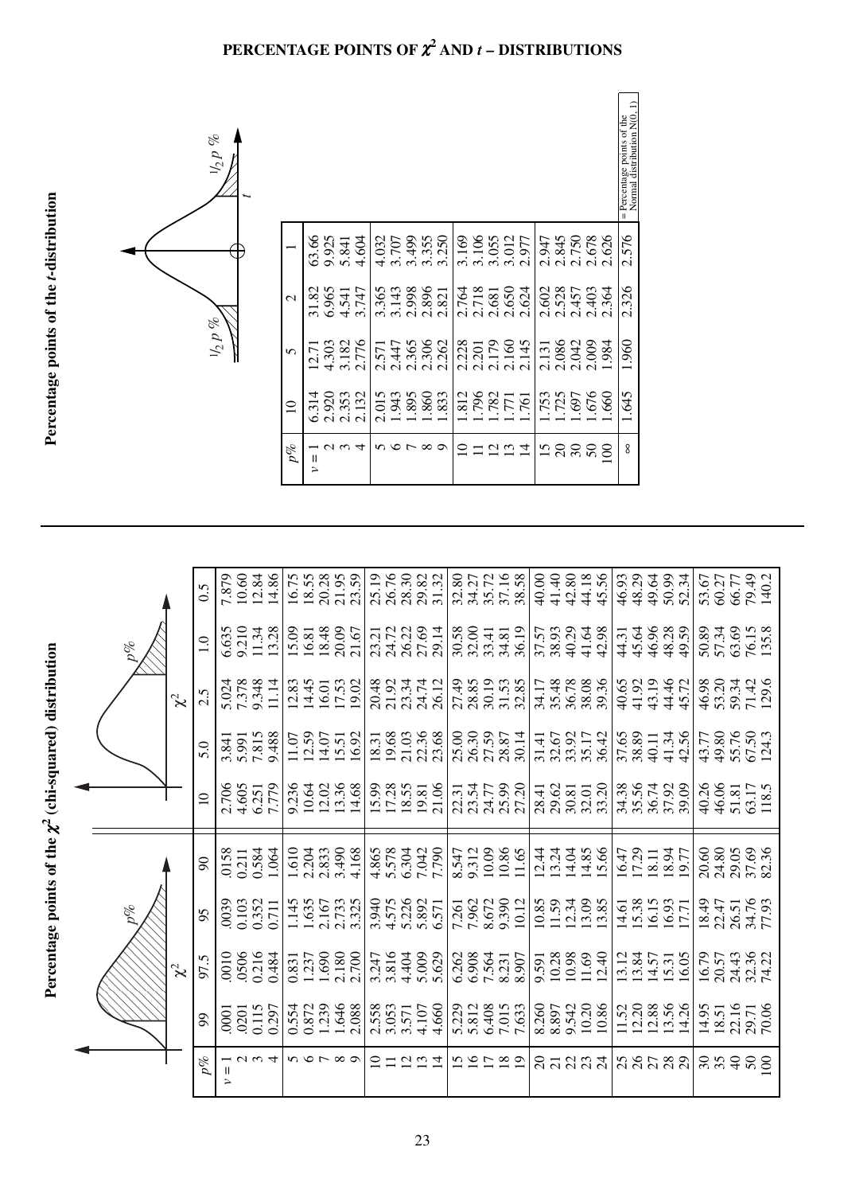# PERCENTAGE POINTS OF $\chi^2$ AND $t$ – DISTRIBUTIONS

## Percentage points of the $\chi^2$ (chi-squared) distribution

| $p\%$ | 99 | 97.5 | 95 | 90 | 10 | 5.0 | 2.5 | 1.0 | 0.5 |
|---|---|---|---|---|---|---|---|---|---|
| $\nu = 1$ | .0001 | .0010 | .0039 | .0158 | 2.706 | 3.841 | 5.024 | 6.635 | 7.879 |
| 2 | .0201 | .0506 | 0.103 | 0.211 | 4.605 | 5.991 | 7.378 | 9.210 | 10.60 |
| 3 | 0.115 | 0.216 | 0.352 | 0.584 | 6.251 | 7.815 | 9.348 | 11.34 | 12.84 |
| 4 | 0.297 | 0.484 | 0.711 | 1.064 | 7.779 | 9.488 | 11.14 | 13.28 | 14.86 |
| 5 | 0.554 | 0.831 | 1.145 | 1.610 | 9.236 | 11.07 | 12.83 | 15.09 | 16.75 |
| 6 | 0.872 | 1.237 | 1.635 | 2.204 | 10.64 | 12.59 | 14.45 | 16.81 | 18.55 |
| 7 | 1.239 | 1.690 | 2.167 | 2.833 | 12.02 | 14.07 | 16.01 | 18.48 | 20.28 |
| 8 | 1.646 | 2.180 | 2.733 | 3.490 | 13.36 | 15.51 | 17.53 | 20.09 | 21.95 |
| 9 | 2.088 | 2.700 | 3.325 | 4.168 | 14.68 | 16.92 | 19.02 | 21.67 | 23.59 |
| 10 | 2.558 | 3.247 | 3.940 | 4.865 | 15.99 | 18.31 | 20.48 | 23.21 | 25.19 |
| 11 | 3.053 | 3.816 | 4.575 | 5.578 | 17.28 | 19.68 | 21.92 | 24.72 | 26.76 |
| 12 | 3.571 | 4.404 | 5.226 | 6.304 | 18.55 | 21.03 | 23.34 | 26.22 | 28.30 |
| 13 | 4.107 | 5.009 | 5.892 | 7.042 | 19.81 | 22.36 | 24.74 | 27.69 | 29.82 |
| 14 | 4.660 | 5.629 | 6.571 | 7.790 | 21.06 | 23.68 | 26.12 | 29.14 | 31.32 |
| 15 | 5.229 | 6.262 | 7.261 | 8.547 | 22.31 | 25.00 | 27.49 | 30.58 | 32.80 |
| 16 | 5.812 | 6.908 | 7.962 | 9.312 | 23.54 | 26.30 | 28.85 | 32.00 | 34.27 |
| 17 | 6.408 | 7.564 | 8.672 | 10.09 | 24.77 | 27.59 | 30.19 | 33.41 | 35.72 |
| 18 | 7.015 | 8.231 | 9.390 | 10.86 | 25.99 | 28.87 | 31.53 | 34.81 | 37.16 |
| 19 | 7.633 | 8.907 | 10.12 | 11.65 | 27.20 | 30.14 | 32.85 | 36.19 | 38.58 |
| 20 | 8.260 | 9.591 | 10.85 | 12.44 | 28.41 | 31.41 | 34.17 | 37.57 | 40.00 |
| 21 | 8.897 | 10.28 | 11.59 | 13.24 | 29.62 | 32.67 | 35.48 | 38.93 | 41.40 |
| 22 | 9.542 | 10.98 | 12.34 | 14.04 | 30.81 | 33.92 | 36.78 | 40.29 | 42.80 |
| 23 | 10.20 | 11.69 | 13.09 | 14.85 | 32.01 | 35.17 | 38.08 | 41.64 | 44.18 |
| 24 | 10.86 | 12.40 | 13.85 | 15.66 | 33.20 | 36.42 | 39.36 | 42.98 | 45.56 |
| 25 | 11.52 | 13.12 | 14.61 | 16.47 | 34.38 | 37.65 | 40.65 | 44.31 | 46.93 |
| 26 | 12.20 | 13.84 | 15.38 | 17.29 | 35.56 | 38.89 | 41.92 | 45.64 | 48.29 |
| 27 | 12.88 | 14.57 | 16.15 | 18.11 | 36.74 | 40.11 | 43.19 | 46.96 | 49.64 |
| 28 | 13.56 | 15.31 | 16.93 | 18.94 | 37.92 | 41.34 | 44.46 | 48.28 | 50.99 |
| 29 | 14.26 | 16.05 | 17.71 | 19.77 | 39.09 | 42.56 | 45.72 | 49.59 | 52.34 |
| 30 | 14.95 | 16.79 | 18.49 | 20.60 | 40.26 | 43.77 | 46.98 | 50.89 | 53.67 |
| 35 | 18.51 | 20.57 | 22.47 | 24.80 | 46.06 | 49.80 | 53.20 | 57.34 | 60.27 |
| 40 | 22.16 | 24.43 | 26.51 | 29.05 | 51.81 | 55.76 | 59.34 | 63.69 | 66.77 |
| 50 | 29.71 | 32.36 | 34.76 | 37.69 | 63.17 | 67.50 | 71.42 | 76.15 | 79.49 |
| 100 | 70.06 | 74.22 | 77.93 | 82.36 | 118.5 | 124.3 | 129.6 | 135.8 | 140.2 |

## Percentage points of the $t$-distribution

| $p\%$ | 10 | 5 | 2 | 1 |
|---|---|---|---|---|
| $\nu = 1$ | 6.314 | 12.71 | 31.82 | 63.66 |
| 2 | 2.920 | 4.303 | 6.965 | 9.925 |
| 3 | 2.353 | 3.182 | 4.541 | 5.841 |
| 4 | 2.132 | 2.776 | 3.747 | 4.604 |
| 5 | 2.015 | 2.571 | 3.365 | 4.032 |
| 6 | 1.943 | 2.447 | 3.143 | 3.707 |
| 7 | 1.895 | 2.365 | 2.998 | 3.499 |
| 8 | 1.860 | 2.306 | 2.896 | 3.355 |
| 9 | 1.833 | 2.262 | 2.821 | 3.250 |
| 10 | 1.812 | 2.228 | 2.764 | 3.169 |
| 11 | 1.796 | 2.201 | 2.718 | 3.106 |
| 12 | 1.782 | 2.179 | 2.681 | 3.055 |
| 13 | 1.771 | 2.160 | 2.650 | 3.012 |
| 14 | 1.761 | 2.145 | 2.624 | 2.977 |
| 15 | 1.753 | 2.131 | 2.602 | 2.947 |
| 20 | 1.725 | 2.086 | 2.528 | 2.845 |
| 30 | 1.697 | 2.042 | 2.457 | 2.750 |
| 50 | 1.676 | 2.009 | 2.403 | 2.678 |
| 100 | 1.660 | 1.984 | 2.364 | 2.626 |
| $\infty$ | 1.645 | 1.960 | 2.326 | 2.576 |

$\infty$ = Percentage points of the Normal distribution N(0, 1)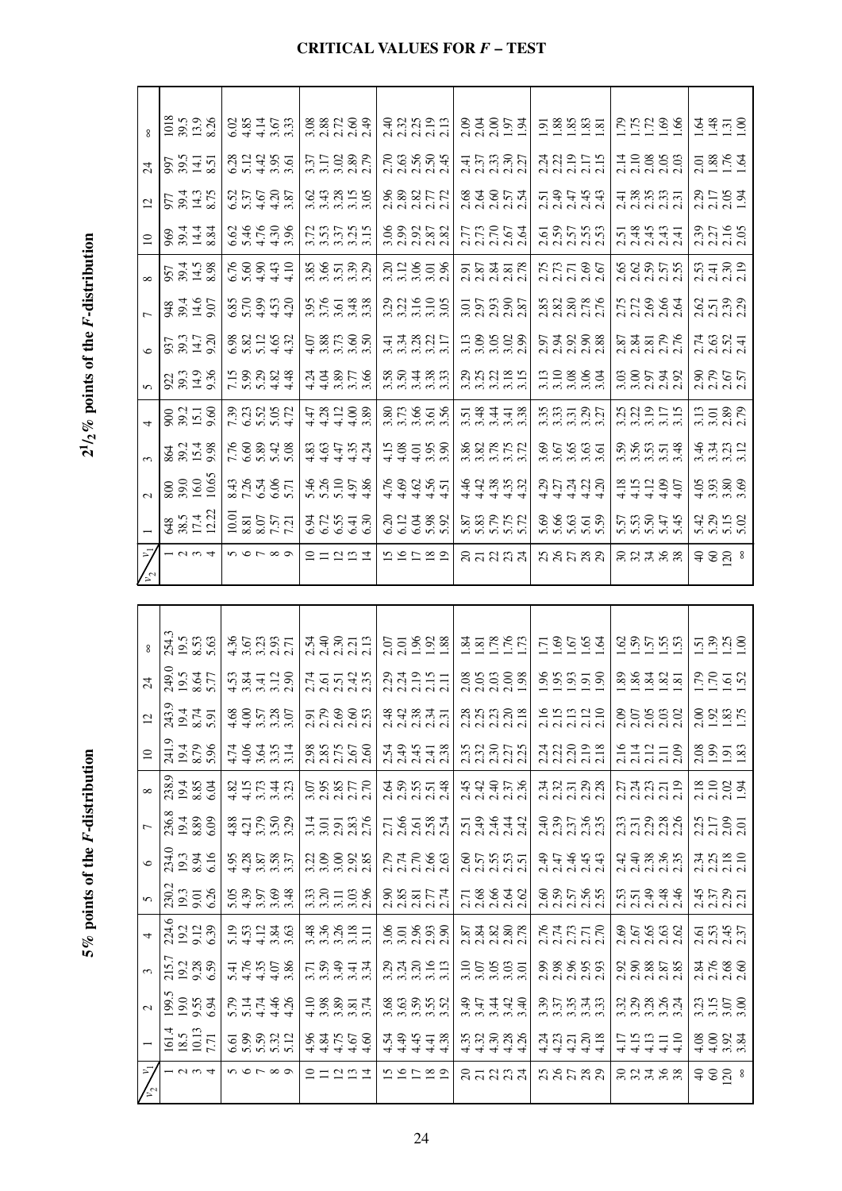# CRITICAL VALUES FOR *F* – TEST

## 5% points of the *F*-distribution

| $\nu_2$ \ $\nu_1$ | 1 | 2 | 3 | 4 | 5 | 6 | 7 | 8 | 10 | 12 | 24 | ∞ |
|---|---|---|---|---|---|---|---|---|---|---|---|---|
| 1 | 161.4 | 199.5 | 215.7 | 224.6 | 230.2 | 234.0 | 236.8 | 238.9 | 241.9 | 243.9 | 249.0 | 254.3 |
| 2 | 18.5 | 19.0 | 19.2 | 19.2 | 19.3 | 19.3 | 19.4 | 19.4 | 19.4 | 19.4 | 19.5 | 19.5 |
| 3 | 10.13 | 9.55 | 9.28 | 9.12 | 9.01 | 8.94 | 8.89 | 8.85 | 8.79 | 8.74 | 8.64 | 8.53 |
| 4 | 7.71 | 6.94 | 6.59 | 6.39 | 6.26 | 6.16 | 6.09 | 6.04 | 5.96 | 5.91 | 5.77 | 5.63 |
| 5 | 6.61 | 5.79 | 5.41 | 5.19 | 5.05 | 4.95 | 4.88 | 4.82 | 4.74 | 4.68 | 4.53 | 4.36 |
| 6 | 5.99 | 5.14 | 4.76 | 4.53 | 4.39 | 4.28 | 4.21 | 4.15 | 4.06 | 4.00 | 3.84 | 3.67 |
| 7 | 5.59 | 4.74 | 4.35 | 4.12 | 3.97 | 3.87 | 3.79 | 3.73 | 3.64 | 3.57 | 3.41 | 3.23 |
| 8 | 5.32 | 4.46 | 4.07 | 3.84 | 3.69 | 3.58 | 3.50 | 3.44 | 3.35 | 3.28 | 3.12 | 2.93 |
| 9 | 5.12 | 4.26 | 3.86 | 3.63 | 3.48 | 3.37 | 3.29 | 3.23 | 3.14 | 3.07 | 2.90 | 2.71 |
| 10 | 4.96 | 4.10 | 3.71 | 3.48 | 3.33 | 3.22 | 3.14 | 3.07 | 2.98 | 2.91 | 2.74 | 2.54 |
| 11 | 4.84 | 3.98 | 3.59 | 3.36 | 3.20 | 3.09 | 3.01 | 2.95 | 2.85 | 2.79 | 2.61 | 2.40 |
| 12 | 4.75 | 3.89 | 3.49 | 3.26 | 3.11 | 3.00 | 2.91 | 2.85 | 2.75 | 2.69 | 2.51 | 2.30 |
| 13 | 4.67 | 3.81 | 3.41 | 3.18 | 3.03 | 2.92 | 2.83 | 2.77 | 2.67 | 2.60 | 2.42 | 2.21 |
| 14 | 4.60 | 3.74 | 3.34 | 3.11 | 2.96 | 2.85 | 2.76 | 2.70 | 2.60 | 2.53 | 2.35 | 2.13 |
| 15 | 4.54 | 3.68 | 3.29 | 3.06 | 2.90 | 2.79 | 2.71 | 2.64 | 2.54 | 2.48 | 2.29 | 2.07 |
| 16 | 4.49 | 3.63 | 3.24 | 3.01 | 2.85 | 2.74 | 2.66 | 2.59 | 2.49 | 2.42 | 2.24 | 2.01 |
| 17 | 4.45 | 3.59 | 3.20 | 2.96 | 2.81 | 2.70 | 2.61 | 2.55 | 2.45 | 2.38 | 2.19 | 1.96 |
| 18 | 4.41 | 3.55 | 3.16 | 2.93 | 2.77 | 2.66 | 2.58 | 2.51 | 2.41 | 2.34 | 2.15 | 1.92 |
| 19 | 4.38 | 3.52 | 3.13 | 2.90 | 2.74 | 2.63 | 2.54 | 2.48 | 2.38 | 2.31 | 2.11 | 1.88 |
| 20 | 4.35 | 3.49 | 3.10 | 2.87 | 2.71 | 2.60 | 2.51 | 2.45 | 2.35 | 2.28 | 2.08 | 1.84 |
| 21 | 4.32 | 3.47 | 3.07 | 2.84 | 2.68 | 2.57 | 2.49 | 2.42 | 2.32 | 2.25 | 2.05 | 1.81 |
| 22 | 4.30 | 3.44 | 3.05 | 2.82 | 2.66 | 2.55 | 2.46 | 2.40 | 2.30 | 2.23 | 2.03 | 1.78 |
| 23 | 4.28 | 3.42 | 3.03 | 2.80 | 2.64 | 2.53 | 2.44 | 2.37 | 2.27 | 2.20 | 2.00 | 1.76 |
| 24 | 4.26 | 3.40 | 3.01 | 2.78 | 2.62 | 2.51 | 2.42 | 2.36 | 2.25 | 2.18 | 1.98 | 1.73 |
| 25 | 4.24 | 3.39 | 2.99 | 2.76 | 2.60 | 2.49 | 2.40 | 2.34 | 2.24 | 2.16 | 1.96 | 1.71 |
| 26 | 4.23 | 3.37 | 2.98 | 2.74 | 2.59 | 2.47 | 2.39 | 2.32 | 2.22 | 2.15 | 1.95 | 1.69 |
| 27 | 4.21 | 3.35 | 2.96 | 2.73 | 2.57 | 2.46 | 2.37 | 2.31 | 2.20 | 2.13 | 1.93 | 1.67 |
| 28 | 4.20 | 3.34 | 2.95 | 2.71 | 2.56 | 2.45 | 2.36 | 2.29 | 2.19 | 2.12 | 1.91 | 1.65 |
| 29 | 4.18 | 3.33 | 2.93 | 2.70 | 2.55 | 2.43 | 2.35 | 2.28 | 2.18 | 2.10 | 1.90 | 1.64 |
| 30 | 4.17 | 3.32 | 2.92 | 2.69 | 2.53 | 2.42 | 2.33 | 2.27 | 2.16 | 2.09 | 1.89 | 1.62 |
| 32 | 4.15 | 3.29 | 2.90 | 2.67 | 2.51 | 2.40 | 2.31 | 2.24 | 2.14 | 2.07 | 1.86 | 1.59 |
| 34 | 4.13 | 3.28 | 2.88 | 2.65 | 2.49 | 2.38 | 2.29 | 2.23 | 2.12 | 2.05 | 1.84 | 1.57 |
| 36 | 4.11 | 3.26 | 2.87 | 2.63 | 2.48 | 2.36 | 2.28 | 2.21 | 2.11 | 2.03 | 1.82 | 1.55 |
| 38 | 4.10 | 3.24 | 2.85 | 2.62 | 2.46 | 2.35 | 2.26 | 2.19 | 2.09 | 2.02 | 1.81 | 1.53 |
| 40 | 4.08 | 3.23 | 2.84 | 2.61 | 2.45 | 2.34 | 2.25 | 2.18 | 2.08 | 2.00 | 1.79 | 1.51 |
| 60 | 4.00 | 3.15 | 2.76 | 2.53 | 2.37 | 2.25 | 2.17 | 2.10 | 1.99 | 1.92 | 1.70 | 1.39 |
| 120 | 3.92 | 3.07 | 2.68 | 2.45 | 2.29 | 2.18 | 2.09 | 2.02 | 1.91 | 1.83 | 1.61 | 1.25 |
| ∞ | 3.84 | 3.00 | 2.60 | 2.37 | 2.21 | 2.10 | 2.01 | 1.94 | 1.83 | 1.75 | 1.52 | 1.00 |

## $2\frac{1}{2}$% points of the *F*-distribution

| $\nu_2$ \ $\nu_1$ | 1 | 2 | 3 | 4 | 5 | 6 | 7 | 8 | 10 | 12 | 24 | ∞ |
|---|---|---|---|---|---|---|---|---|---|---|---|---|
| 1 | 648 | 800 | 864 | 900 | 922 | 937 | 948 | 957 | 969 | 977 | 997 | 1018 |
| 2 | 38.5 | 39.0 | 39.2 | 39.2 | 39.3 | 39.3 | 39.4 | 39.4 | 39.4 | 39.4 | 39.5 | 39.5 |
| 3 | 17.4 | 16.0 | 15.4 | 15.1 | 14.9 | 14.7 | 14.6 | 14.5 | 14.4 | 14.3 | 14.1 | 13.9 |
| 4 | 12.22 | 10.65 | 9.98 | 9.60 | 9.36 | 9.20 | 9.07 | 8.98 | 8.84 | 8.75 | 8.51 | 8.26 |
| 5 | 10.01 | 8.43 | 7.76 | 7.39 | 7.15 | 6.98 | 6.85 | 6.76 | 6.62 | 6.52 | 6.28 | 6.02 |
| 6 | 8.81 | 7.26 | 6.60 | 6.23 | 5.99 | 5.82 | 5.70 | 5.60 | 5.46 | 5.37 | 5.12 | 4.85 |
| 7 | 8.07 | 6.54 | 5.89 | 5.52 | 5.29 | 5.12 | 4.99 | 4.90 | 4.76 | 4.67 | 4.42 | 4.14 |
| 8 | 7.57 | 6.06 | 5.42 | 5.05 | 4.82 | 4.65 | 4.53 | 4.43 | 4.30 | 4.20 | 3.95 | 3.67 |
| 9 | 7.21 | 5.71 | 5.08 | 4.72 | 4.48 | 4.32 | 4.20 | 4.10 | 3.96 | 3.87 | 3.61 | 3.33 |
| 10 | 6.94 | 5.46 | 4.83 | 4.47 | 4.24 | 4.07 | 3.95 | 3.85 | 3.72 | 3.62 | 3.37 | 3.08 |
| 11 | 6.72 | 5.26 | 4.63 | 4.28 | 4.04 | 3.88 | 3.76 | 3.66 | 3.53 | 3.43 | 3.17 | 2.88 |
| 12 | 6.55 | 5.10 | 4.47 | 4.12 | 3.89 | 3.73 | 3.61 | 3.51 | 3.37 | 3.28 | 3.02 | 2.72 |
| 13 | 6.41 | 4.97 | 4.35 | 4.00 | 3.77 | 3.60 | 3.48 | 3.39 | 3.25 | 3.15 | 2.89 | 2.60 |
| 14 | 6.30 | 4.86 | 4.24 | 3.89 | 3.66 | 3.50 | 3.38 | 3.29 | 3.15 | 3.05 | 2.79 | 2.49 |
| 15 | 6.20 | 4.76 | 4.15 | 3.80 | 3.58 | 3.41 | 3.29 | 3.20 | 3.06 | 2.96 | 2.70 | 2.40 |
| 16 | 6.12 | 4.69 | 4.08 | 3.73 | 3.50 | 3.34 | 3.22 | 3.12 | 2.99 | 2.89 | 2.63 | 2.32 |
| 17 | 6.04 | 4.62 | 4.01 | 3.66 | 3.44 | 3.28 | 3.16 | 3.06 | 2.92 | 2.82 | 2.56 | 2.25 |
| 18 | 5.98 | 4.56 | 3.95 | 3.61 | 3.38 | 3.22 | 3.10 | 3.01 | 2.87 | 2.77 | 2.50 | 2.19 |
| 19 | 5.92 | 4.51 | 3.90 | 3.56 | 3.33 | 3.17 | 3.05 | 2.96 | 2.82 | 2.72 | 2.45 | 2.13 |
| 20 | 5.87 | 4.46 | 3.86 | 3.51 | 3.29 | 3.13 | 3.01 | 2.91 | 2.77 | 2.68 | 2.41 | 2.09 |
| 21 | 5.83 | 4.42 | 3.82 | 3.48 | 3.25 | 3.09 | 2.97 | 2.87 | 2.73 | 2.64 | 2.37 | 2.04 |
| 22 | 5.79 | 4.38 | 3.78 | 3.44 | 3.22 | 3.05 | 2.93 | 2.84 | 2.70 | 2.60 | 2.33 | 2.00 |
| 23 | 5.75 | 4.35 | 3.75 | 3.41 | 3.18 | 3.02 | 2.90 | 2.81 | 2.67 | 2.57 | 2.30 | 1.97 |
| 24 | 5.72 | 4.32 | 3.72 | 3.38 | 3.15 | 2.99 | 2.87 | 2.78 | 2.64 | 2.54 | 2.27 | 1.94 |
| 25 | 5.69 | 4.29 | 3.69 | 3.35 | 3.13 | 2.97 | 2.85 | 2.75 | 2.61 | 2.51 | 2.24 | 1.91 |
| 26 | 5.66 | 4.27 | 3.67 | 3.33 | 3.10 | 2.94 | 2.82 | 2.73 | 2.59 | 2.49 | 2.22 | 1.88 |
| 27 | 5.63 | 4.24 | 3.65 | 3.31 | 3.08 | 2.92 | 2.80 | 2.71 | 2.57 | 2.47 | 2.19 | 1.85 |
| 28 | 5.61 | 4.22 | 3.63 | 3.29 | 3.06 | 2.90 | 2.78 | 2.69 | 2.55 | 2.45 | 2.17 | 1.83 |
| 29 | 5.59 | 4.20 | 3.61 | 3.27 | 3.04 | 2.88 | 2.76 | 2.67 | 2.53 | 2.43 | 2.15 | 1.81 |
| 30 | 5.57 | 4.18 | 3.59 | 3.25 | 3.03 | 2.87 | 2.75 | 2.65 | 2.51 | 2.41 | 2.14 | 1.79 |
| 32 | 5.53 | 4.15 | 3.56 | 3.22 | 3.00 | 2.84 | 2.72 | 2.62 | 2.48 | 2.38 | 2.10 | 1.75 |
| 34 | 5.50 | 4.12 | 3.53 | 3.19 | 2.97 | 2.81 | 2.69 | 2.59 | 2.45 | 2.35 | 2.08 | 1.72 |
| 36 | 5.47 | 4.09 | 3.51 | 3.17 | 2.94 | 2.79 | 2.66 | 2.57 | 2.43 | 2.33 | 2.05 | 1.69 |
| 38 | 5.45 | 4.07 | 3.48 | 3.15 | 2.92 | 2.76 | 2.64 | 2.55 | 2.41 | 2.31 | 2.03 | 1.66 |
| 40 | 5.42 | 4.05 | 3.46 | 3.13 | 2.90 | 2.74 | 2.62 | 2.53 | 2.39 | 2.29 | 2.01 | 1.64 |
| 60 | 5.29 | 3.93 | 3.34 | 3.01 | 2.79 | 2.63 | 2.51 | 2.41 | 2.27 | 2.17 | 1.88 | 1.48 |
| 120 | 5.15 | 3.80 | 3.23 | 2.89 | 2.67 | 2.52 | 2.39 | 2.30 | 2.16 | 2.05 | 1.76 | 1.31 |
| ∞ | 5.02 | 3.69 | 3.12 | 2.79 | 2.57 | 2.41 | 2.29 | 2.19 | 2.05 | 1.94 | 1.64 | 1.00 |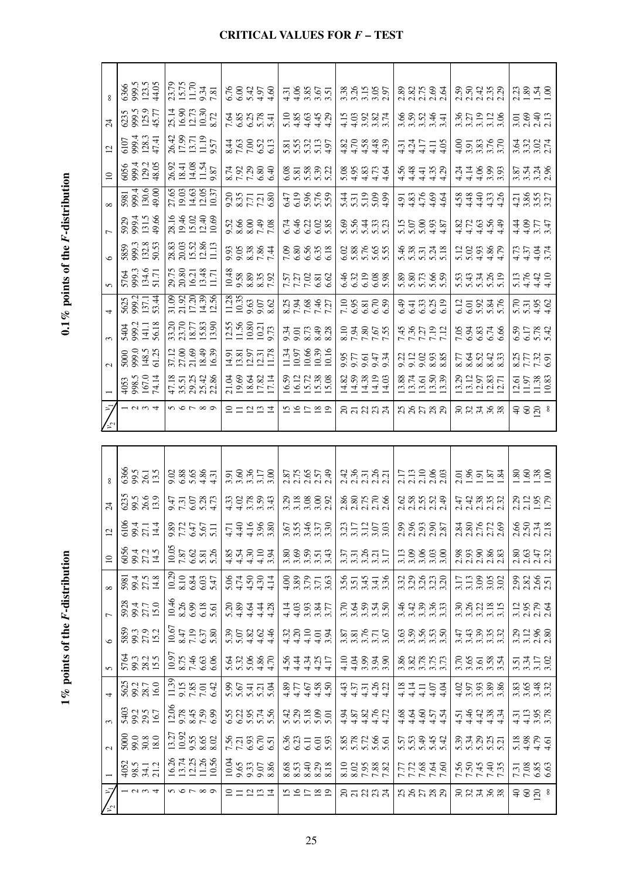# CRITICAL VALUES FOR $F$ – TEST

## 1% points of the $F$-distribution

| $\nu_2$ \ $\nu_1$ | 1 | 2 | 3 | 4 | 5 | 6 | 7 | 8 | 10 | 12 | 24 | ∞ |
|---|---|---|---|---|---|---|---|---|---|---|---|---|
| 1 | 4052 | 5000 | 5403 | 5625 | 5764 | 5859 | 5928 | 5981 | 6056 | 6106 | 6235 | 6366 |
| 2 | 98.5 | 99.0 | 99.2 | 99.2 | 99.3 | 99.3 | 99.4 | 99.4 | 99.4 | 99.4 | 99.5 | 99.5 |
| 3 | 34.1 | 30.8 | 29.5 | 28.7 | 28.2 | 27.9 | 27.7 | 27.5 | 27.2 | 27.1 | 26.6 | 26.1 |
| 4 | 21.2 | 18.0 | 16.7 | 16.0 | 15.5 | 15.2 | 15.0 | 14.8 | 14.5 | 14.4 | 13.9 | 13.5 |
| 5 | 16.26 | 13.27 | 12.06 | 11.39 | 10.97 | 10.67 | 10.46 | 10.29 | 10.05 | 9.89 | 9.47 | 9.02 |
| 6 | 13.74 | 10.92 | 9.78 | 9.15 | 8.75 | 8.47 | 8.26 | 8.10 | 7.87 | 7.72 | 7.31 | 6.88 |
| 7 | 12.25 | 9.55 | 8.45 | 7.85 | 7.46 | 7.19 | 6.99 | 6.84 | 6.62 | 6.47 | 6.07 | 5.65 |
| 8 | 11.26 | 8.65 | 7.59 | 7.01 | 6.63 | 6.37 | 6.18 | 6.03 | 5.81 | 5.67 | 5.28 | 4.86 |
| 9 | 10.56 | 8.02 | 6.99 | 6.42 | 6.06 | 5.80 | 5.61 | 5.47 | 5.26 | 5.11 | 4.73 | 4.31 |
| 10 | 10.04 | 7.56 | 6.55 | 5.99 | 5.64 | 5.39 | 5.20 | 5.06 | 4.85 | 4.71 | 4.33 | 3.91 |
| 11 | 9.65 | 7.21 | 6.22 | 5.67 | 5.32 | 5.07 | 4.89 | 4.74 | 4.54 | 4.40 | 4.02 | 3.60 |
| 12 | 9.33 | 6.93 | 5.95 | 5.41 | 5.06 | 4.82 | 4.64 | 4.50 | 4.30 | 4.16 | 3.78 | 3.36 |
| 13 | 9.07 | 6.70 | 5.74 | 5.21 | 4.86 | 4.62 | 4.44 | 4.30 | 4.10 | 3.96 | 3.59 | 3.17 |
| 14 | 8.86 | 6.51 | 5.56 | 5.04 | 4.70 | 4.46 | 4.28 | 4.14 | 3.94 | 3.80 | 3.43 | 3.00 |
| 15 | 8.68 | 6.36 | 5.42 | 4.89 | 4.56 | 4.32 | 4.14 | 4.00 | 3.80 | 3.67 | 3.29 | 2.87 |
| 16 | 8.53 | 6.23 | 5.29 | 4.77 | 4.44 | 4.20 | 4.03 | 3.89 | 3.69 | 3.55 | 3.18 | 2.75 |
| 17 | 8.40 | 6.11 | 5.18 | 4.67 | 4.34 | 4.10 | 3.93 | 3.79 | 3.59 | 3.46 | 3.08 | 2.65 |
| 18 | 8.29 | 6.01 | 5.09 | 4.58 | 4.25 | 4.01 | 3.84 | 3.71 | 3.51 | 3.37 | 3.00 | 2.57 |
| 19 | 8.18 | 5.93 | 5.01 | 4.50 | 4.17 | 3.94 | 3.77 | 3.63 | 3.43 | 3.30 | 2.92 | 2.49 |
| 20 | 8.10 | 5.85 | 4.94 | 4.43 | 4.10 | 3.87 | 3.70 | 3.56 | 3.37 | 3.23 | 2.86 | 2.42 |
| 21 | 8.02 | 5.78 | 4.87 | 4.37 | 4.04 | 3.81 | 3.64 | 3.51 | 3.31 | 3.17 | 2.80 | 2.36 |
| 22 | 7.95 | 5.72 | 4.82 | 4.31 | 3.99 | 3.76 | 3.59 | 3.45 | 3.26 | 3.12 | 2.75 | 2.31 |
| 23 | 7.88 | 5.66 | 4.76 | 4.26 | 3.94 | 3.71 | 3.54 | 3.41 | 3.21 | 3.07 | 2.70 | 2.26 |
| 24 | 7.82 | 5.61 | 4.72 | 4.22 | 3.90 | 3.67 | 3.50 | 3.36 | 3.17 | 3.03 | 2.66 | 2.21 |
| 25 | 7.77 | 5.57 | 4.68 | 4.18 | 3.86 | 3.63 | 3.46 | 3.32 | 3.13 | 2.99 | 2.62 | 2.17 |
| 26 | 7.72 | 5.53 | 4.64 | 4.14 | 3.82 | 3.59 | 3.42 | 3.29 | 3.09 | 2.96 | 2.58 | 2.13 |
| 27 | 7.68 | 5.49 | 4.60 | 4.11 | 3.78 | 3.56 | 3.39 | 3.26 | 3.06 | 2.93 | 2.55 | 2.10 |
| 28 | 7.64 | 5.45 | 4.57 | 4.07 | 3.75 | 3.53 | 3.36 | 3.23 | 3.03 | 2.90 | 2.52 | 2.06 |
| 29 | 7.60 | 5.42 | 4.54 | 4.04 | 3.73 | 3.50 | 3.33 | 3.20 | 3.00 | 2.87 | 2.49 | 2.03 |
| 30 | 7.56 | 5.39 | 4.51 | 4.02 | 3.70 | 3.47 | 3.30 | 3.17 | 2.98 | 2.84 | 2.47 | 2.01 |
| 32 | 7.50 | 5.34 | 4.46 | 3.97 | 3.65 | 3.43 | 3.26 | 3.13 | 2.93 | 2.80 | 2.42 | 1.96 |
| 34 | 7.45 | 5.29 | 4.42 | 3.93 | 3.61 | 3.39 | 3.22 | 3.09 | 2.90 | 2.76 | 2.38 | 1.91 |
| 36 | 7.40 | 5.25 | 4.38 | 3.89 | 3.58 | 3.35 | 3.18 | 3.05 | 2.86 | 2.72 | 2.35 | 1.87 |
| 38 | 7.35 | 5.21 | 4.34 | 3.86 | 3.54 | 3.32 | 3.15 | 3.02 | 2.83 | 2.69 | 2.32 | 1.84 |
| 40 | 7.31 | 5.18 | 4.31 | 3.83 | 3.51 | 3.29 | 3.12 | 2.99 | 2.80 | 2.66 | 2.29 | 1.80 |
| 60 | 7.08 | 4.98 | 4.13 | 3.65 | 3.34 | 3.12 | 2.95 | 2.82 | 2.63 | 2.50 | 2.12 | 1.60 |
| 120 | 6.85 | 4.79 | 3.95 | 3.48 | 3.17 | 2.96 | 2.79 | 2.66 | 2.47 | 2.34 | 1.95 | 1.38 |
| ∞ | 6.63 | 4.61 | 3.78 | 3.32 | 3.02 | 2.80 | 2.64 | 2.51 | 2.32 | 2.18 | 1.79 | 1.00 |

## 0.1% points of the $F$-distribution

| $\nu_2$ \ $\nu_1$ | 1 | 2 | 3 | 4 | 5 | 6 | 7 | 8 | 10 | 12 | 24 | ∞ |
|---|---|---|---|---|---|---|---|---|---|---|---|---|
| 1 | 4053 | 5000 | 5404 | 5625 | 5764 | 5859 | 5929 | 5981 | 6056 | 6107 | 6235 | 6366 |
| 2 | 998.5 | 999.0 | 999.2 | 999.2 | 999.3 | 999.3 | 999.4 | 999.4 | 999.4 | 999.4 | 999.5 | 999.5 |
| 3 | 167.0 | 148.5 | 141.1 | 137.1 | 134.6 | 132.8 | 131.5 | 130.6 | 129.2 | 128.3 | 125.9 | 123.5 |
| 4 | 74.14 | 61.25 | 56.18 | 53.44 | 51.71 | 50.53 | 49.66 | 49.00 | 48.05 | 47.41 | 45.77 | 44.05 |
| 5 | 47.18 | 37.12 | 33.20 | 31.09 | 29.75 | 28.83 | 28.16 | 27.65 | 26.92 | 26.42 | 25.14 | 23.79 |
| 6 | 35.51 | 27.00 | 23.70 | 21.92 | 20.80 | 20.03 | 19.46 | 19.03 | 18.41 | 17.99 | 16.90 | 15.75 |
| 7 | 29.25 | 21.69 | 18.77 | 17.20 | 16.21 | 15.52 | 15.02 | 14.63 | 14.08 | 13.71 | 12.73 | 11.70 |
| 8 | 25.42 | 18.49 | 15.83 | 14.39 | 13.48 | 12.86 | 12.40 | 12.05 | 11.54 | 11.19 | 10.30 | 9.34 |
| 9 | 22.86 | 16.39 | 13.90 | 12.56 | 11.71 | 11.13 | 10.69 | 10.37 | 9.87 | 9.57 | 8.72 | 7.81 |
| 10 | 21.04 | 14.91 | 12.55 | 11.28 | 10.48 | 9.93 | 9.52 | 9.20 | 8.74 | 8.44 | 7.64 | 6.76 |
| 11 | 19.69 | 13.81 | 11.56 | 10.35 | 9.58 | 9.05 | 8.66 | 8.35 | 7.92 | 7.63 | 6.85 | 6.00 |
| 12 | 18.64 | 12.97 | 10.80 | 9.63 | 8.89 | 8.38 | 8.00 | 7.71 | 7.29 | 7.00 | 6.25 | 5.42 |
| 13 | 17.82 | 12.31 | 10.21 | 9.07 | 8.35 | 7.86 | 7.49 | 7.21 | 6.80 | 6.52 | 5.78 | 4.97 |
| 14 | 17.14 | 11.78 | 9.73 | 8.62 | 7.92 | 7.44 | 7.08 | 6.80 | 6.40 | 6.13 | 5.41 | 4.60 |
| 15 | 16.59 | 11.34 | 9.34 | 8.25 | 7.57 | 7.09 | 6.74 | 6.47 | 6.08 | 5.81 | 5.10 | 4.31 |
| 16 | 16.12 | 10.97 | 9.01 | 7.94 | 7.27 | 6.80 | 6.46 | 6.19 | 5.81 | 5.55 | 4.85 | 4.06 |
| 17 | 15.72 | 10.66 | 8.73 | 7.68 | 7.02 | 6.56 | 6.22 | 5.96 | 5.58 | 5.32 | 4.63 | 3.85 |
| 18 | 15.38 | 10.39 | 8.49 | 7.46 | 6.81 | 6.35 | 6.02 | 5.76 | 5.39 | 5.13 | 4.45 | 3.67 |
| 19 | 15.08 | 10.16 | 8.28 | 7.27 | 6.62 | 6.18 | 5.85 | 5.59 | 5.22 | 4.97 | 4.29 | 3.51 |
| 20 | 14.82 | 9.95 | 8.10 | 7.10 | 6.46 | 6.02 | 5.69 | 5.44 | 5.08 | 4.82 | 4.15 | 3.38 |
| 21 | 14.59 | 9.77 | 7.94 | 6.95 | 6.32 | 5.88 | 5.56 | 5.31 | 4.95 | 4.70 | 4.03 | 3.26 |
| 22 | 14.38 | 9.61 | 7.80 | 6.81 | 6.19 | 5.76 | 5.44 | 5.19 | 4.83 | 4.58 | 3.92 | 3.15 |
| 23 | 14.19 | 9.47 | 7.67 | 6.70 | 6.08 | 5.65 | 5.33 | 5.09 | 4.73 | 4.48 | 3.82 | 3.05 |
| 24 | 14.03 | 9.34 | 7.55 | 6.59 | 5.98 | 5.55 | 5.23 | 4.99 | 4.64 | 4.39 | 3.74 | 2.97 |
| 25 | 13.88 | 9.22 | 7.45 | 6.49 | 5.89 | 5.46 | 5.15 | 4.91 | 4.56 | 4.31 | 3.66 | 2.89 |
| 26 | 13.74 | 9.12 | 7.36 | 6.41 | 5.80 | 5.38 | 5.07 | 4.83 | 4.48 | 4.24 | 3.59 | 2.82 |
| 27 | 13.61 | 9.02 | 7.27 | 6.33 | 5.73 | 5.31 | 5.00 | 4.76 | 4.41 | 4.17 | 3.52 | 2.75 |
| 28 | 13.50 | 8.93 | 7.19 | 6.25 | 5.66 | 5.24 | 4.93 | 4.69 | 4.35 | 4.11 | 3.46 | 2.69 |
| 29 | 13.39 | 8.85 | 7.12 | 6.19 | 5.59 | 5.18 | 4.87 | 4.64 | 4.29 | 4.05 | 3.41 | 2.64 |
| 30 | 13.29 | 8.77 | 7.05 | 6.12 | 5.53 | 5.12 | 4.82 | 4.58 | 4.24 | 4.00 | 3.36 | 2.59 |
| 32 | 13.12 | 8.64 | 6.94 | 6.01 | 5.43 | 5.02 | 4.72 | 4.48 | 4.14 | 3.91 | 3.27 | 2.50 |
| 34 | 12.97 | 8.52 | 6.83 | 5.92 | 5.34 | 4.93 | 4.63 | 4.40 | 4.06 | 3.83 | 3.19 | 2.42 |
| 36 | 12.83 | 8.42 | 6.74 | 5.84 | 5.26 | 4.86 | 4.56 | 4.33 | 3.99 | 3.76 | 3.12 | 2.35 |
| 38 | 12.71 | 8.33 | 6.66 | 5.76 | 5.19 | 4.79 | 4.49 | 4.26 | 3.93 | 3.70 | 3.06 | 2.29 |
| 40 | 12.61 | 8.25 | 6.59 | 5.70 | 5.13 | 4.73 | 4.44 | 4.21 | 3.87 | 3.64 | 3.01 | 2.23 |
| 60 | 11.97 | 7.77 | 6.17 | 5.31 | 4.76 | 4.37 | 4.09 | 3.86 | 3.54 | 3.32 | 2.69 | 1.89 |
| 120 | 11.38 | 7.32 | 5.78 | 4.95 | 4.42 | 4.04 | 3.77 | 3.55 | 3.24 | 3.02 | 2.40 | 1.54 |
| ∞ | 10.83 | 6.91 | 5.42 | 4.62 | 4.10 | 3.74 | 3.47 | 3.27 | 2.96 | 2.74 | 2.13 | 1.00 |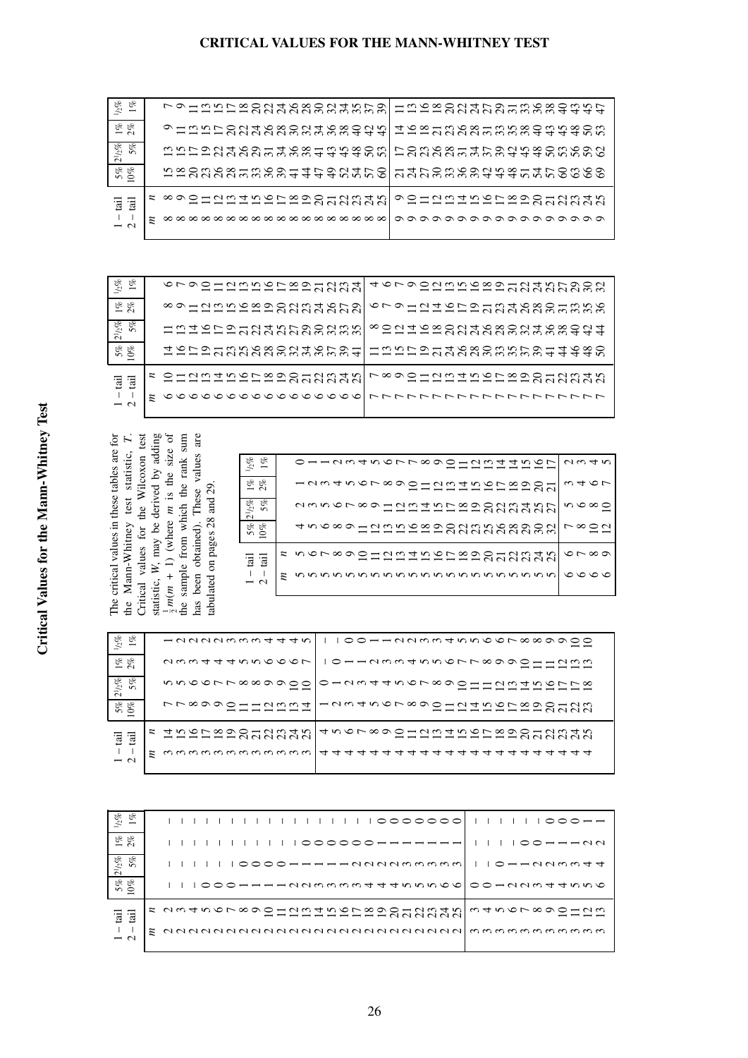# Critical Values for the Mann-Whitney Test

The critical values in these tables are for the Mann-Whitney test statistic, $T$. Critical values for the Wilcoxon test statistic, $W$, may be derived by adding $\frac{1}{2}m(m+1)$ (where $m$ is the size of the sample from which the rank sum has been obtained). These values are tabulated on pages 28 and 29.

| 1 – tail | | 5% | 2½% | 1% | ½% |
|---|---|---|---|---|---|
| 2 – tail | | 10% | 5% | 2% | 1% |
| $m$ | $n$ | | | | |
| 2 | 2 | – | – | – | – |
| 2 | 3 | – | – | – | – |
| 2 | 4 | – | – | – | – |
| 2 | 5 | 0 | – | – | – |
| 2 | 6 | 0 | – | – | – |
| 2 | 7 | 0 | – | – | – |
| 2 | 8 | 1 | 0 | – | – |
| 2 | 9 | 1 | 0 | – | – |
| 2 | 10 | 1 | 0 | – | – |
| 2 | 11 | 1 | 0 | – | – |
| 2 | 12 | 2 | 1 | – | – |
| 2 | 13 | 2 | 1 | 0 | – |
| 2 | 14 | 3 | 1 | 0 | – |
| 2 | 15 | 3 | 1 | 0 | – |
| 2 | 16 | 3 | 1 | 0 | – |
| 2 | 17 | 3 | 2 | 0 | – |
| 2 | 18 | 4 | 2 | 0 | – |
| 2 | 19 | 4 | 2 | 1 | 0 |
| 2 | 20 | 4 | 2 | 1 | 0 |
| 2 | 21 | 5 | 3 | 1 | 0 |
| 2 | 22 | 5 | 3 | 1 | 0 |
| 2 | 23 | 5 | 3 | 1 | 0 |
| 2 | 24 | 6 | 3 | 1 | 0 |
| 2 | 25 | 6 | 3 | 1 | 0 |
| 3 | 3 | 0 | – | – | – |
| 3 | 4 | 0 | – | – | – |
| 3 | 5 | 1 | 0 | – | – |
| 3 | 6 | 2 | 1 | – | – |
| 3 | 7 | 2 | 1 | 0 | – |
| 3 | 8 | 3 | 2 | 0 | – |
| 3 | 9 | 4 | 2 | 1 | 0 |
| 3 | 10 | 4 | 3 | 1 | 0 |
| 3 | 11 | 5 | 3 | 1 | 0 |
| 3 | 12 | 5 | 4 | 2 | 1 |
| 3 | 13 | 6 | 4 | 2 | 1 |
| 3 | 14 | 7 | 5 | 2 | 1 |
| 3 | 15 | 7 | 5 | 3 | 2 |
| 3 | 16 | 8 | 6 | 3 | 2 |
| 3 | 17 | 9 | 6 | 4 | 2 |
| 3 | 18 | 9 | 7 | 4 | 2 |
| 3 | 19 | 10 | 7 | 4 | 3 |
| 3 | 20 | 11 | 8 | 5 | 3 |
| 3 | 21 | 11 | 8 | 5 | 3 |
| 3 | 22 | 12 | 9 | 6 | 4 |
| 3 | 23 | 13 | 9 | 6 | 4 |
| 3 | 24 | 13 | 10 | 6 | 4 |
| 3 | 25 | 14 | 10 | 7 | 5 |
| 4 | 4 | 1 | 0 | – | – |
| 4 | 5 | 2 | 1 | 0 | – |
| 4 | 6 | 3 | 2 | 1 | 0 |
| 4 | 7 | 4 | 3 | 1 | 0 |
| 4 | 8 | 5 | 4 | 2 | 1 |
| 4 | 9 | 6 | 4 | 3 | 1 |
| 4 | 10 | 7 | 5 | 3 | 2 |
| 4 | 11 | 8 | 6 | 4 | 2 |
| 4 | 12 | 9 | 7 | 5 | 3 |
| 4 | 13 | 10 | 8 | 5 | 3 |
| 4 | 14 | 11 | 9 | 6 | 4 |
| 4 | 15 | 12 | 10 | 7 | 5 |
| 4 | 16 | 14 | 11 | 7 | 5 |
| 4 | 17 | 15 | 11 | 8 | 6 |
| 4 | 18 | 16 | 12 | 9 | 6 |
| 4 | 19 | 17 | 13 | 9 | 7 |
| 4 | 20 | 18 | 14 | 10 | 8 |
| 4 | 21 | 19 | 15 | 11 | 8 |
| 4 | 22 | 20 | 16 | 11 | 9 |
| 4 | 23 | 21 | 17 | 12 | 9 |
| 4 | 24 | 22 | 17 | 13 | 10 |
| 4 | 25 | 23 | 18 | 13 | 10 |
| 5 | 5 | 4 | 2 | 1 | 0 |
| 5 | 6 | 5 | 3 | 2 | 1 |
| 5 | 7 | 6 | 5 | 3 | 1 |
| 5 | 8 | 8 | 6 | 4 | 2 |
| 5 | 9 | 9 | 7 | 5 | 3 |
| 5 | 10 | 11 | 8 | 6 | 4 |
| 5 | 11 | 12 | 9 | 7 | 5 |
| 5 | 12 | 13 | 11 | 8 | 6 |
| 5 | 13 | 15 | 12 | 9 | 7 |
| 5 | 14 | 16 | 13 | 10 | 7 |
| 5 | 15 | 18 | 14 | 11 | 8 |
| 5 | 16 | 19 | 15 | 12 | 9 |
| 5 | 17 | 20 | 17 | 13 | 10 |
| 5 | 18 | 22 | 18 | 14 | 11 |
| 5 | 19 | 23 | 19 | 15 | 12 |
| 5 | 20 | 25 | 20 | 16 | 13 |
| 5 | 21 | 26 | 22 | 17 | 14 |
| 5 | 22 | 28 | 23 | 18 | 14 |
| 5 | 23 | 29 | 24 | 19 | 15 |
| 5 | 24 | 30 | 25 | 20 | 16 |
| 5 | 25 | 32 | 27 | 21 | 17 |
| 6 | 6 | 7 | 5 | 3 | 2 |
| 6 | 7 | 8 | 6 | 4 | 3 |
| 6 | 8 | 10 | 8 | 6 | 4 |
| 6 | 9 | 12 | 10 | 7 | 5 |
| 6 | 10 | 14 | 11 | 8 | 6 |
| 6 | 11 | 16 | 13 | 9 | 7 |
| 6 | 12 | 17 | 14 | 11 | 9 |
| 6 | 13 | 19 | 16 | 12 | 10 |
| 6 | 14 | 21 | 17 | 13 | 11 |
| 6 | 15 | 23 | 19 | 15 | 12 |
| 6 | 16 | 25 | 21 | 16 | 13 |
| 6 | 17 | 26 | 22 | 18 | 15 |
| 6 | 18 | 28 | 24 | 19 | 16 |
| 6 | 19 | 30 | 25 | 20 | 17 |
| 6 | 20 | 32 | 27 | 22 | 18 |
| 6 | 21 | 34 | 29 | 23 | 19 |
| 6 | 22 | 36 | 30 | 24 | 21 |
| 6 | 23 | 37 | 32 | 26 | 22 |
| 6 | 24 | 39 | 33 | 27 | 23 |
| 6 | 25 | 41 | 35 | 29 | 24 |
| 7 | 7 | 11 | 8 | 6 | 4 |
| 7 | 8 | 13 | 10 | 7 | 6 |
| 7 | 9 | 15 | 12 | 9 | 7 |
| 7 | 10 | 17 | 14 | 11 | 9 |
| 7 | 11 | 19 | 16 | 12 | 10 |
| 7 | 12 | 21 | 18 | 14 | 12 |
| 7 | 13 | 24 | 20 | 16 | 13 |
| 7 | 14 | 26 | 22 | 17 | 15 |
| 7 | 15 | 28 | 24 | 19 | 16 |
| 7 | 16 | 30 | 26 | 21 | 18 |
| 7 | 17 | 33 | 28 | 23 | 19 |
| 7 | 18 | 35 | 30 | 24 | 21 |
| 7 | 19 | 37 | 32 | 26 | 22 |
| 7 | 20 | 39 | 34 | 28 | 24 |
| 7 | 21 | 41 | 36 | 30 | 25 |
| 7 | 22 | 44 | 38 | 31 | 27 |
| 7 | 23 | 46 | 40 | 33 | 29 |
| 7 | 24 | 48 | 42 | 35 | 30 |
| 7 | 25 | 50 | 44 | 36 | 32 |
| 8 | 8 | 15 | 13 | 9 | 7 |
| 8 | 9 | 18 | 15 | 11 | 9 |
| 8 | 10 | 20 | 17 | 13 | 11 |
| 8 | 11 | 23 | 19 | 15 | 13 |
| 8 | 12 | 26 | 22 | 17 | 15 |
| 8 | 13 | 28 | 24 | 20 | 17 |
| 8 | 14 | 31 | 26 | 22 | 18 |
| 8 | 15 | 33 | 29 | 24 | 20 |
| 8 | 16 | 36 | 31 | 26 | 22 |
| 8 | 17 | 39 | 34 | 28 | 24 |
| 8 | 18 | 41 | 36 | 30 | 26 |
| 8 | 19 | 44 | 38 | 32 | 28 |
| 8 | 20 | 47 | 41 | 34 | 30 |
| 8 | 21 | 49 | 43 | 36 | 32 |
| 8 | 22 | 52 | 45 | 38 | 34 |
| 8 | 23 | 54 | 48 | 40 | 35 |
| 8 | 24 | 57 | 50 | 42 | 37 |
| 8 | 25 | 60 | 53 | 45 | 39 |
| 9 | 9 | 21 | 17 | 14 | 11 |
| 9 | 10 | 24 | 20 | 16 | 13 |
| 9 | 11 | 27 | 23 | 18 | 16 |
| 9 | 12 | 30 | 26 | 21 | 18 |
| 9 | 13 | 33 | 28 | 23 | 20 |
| 9 | 14 | 36 | 31 | 26 | 22 |
| 9 | 15 | 39 | 34 | 28 | 24 |
| 9 | 16 | 42 | 37 | 31 | 27 |
| 9 | 17 | 45 | 39 | 33 | 29 |
| 9 | 18 | 48 | 42 | 36 | 31 |
| 9 | 19 | 51 | 45 | 38 | 33 |
| 9 | 20 | 54 | 48 | 40 | 36 |
| 9 | 21 | 57 | 50 | 43 | 38 |
| 9 | 22 | 60 | 53 | 45 | 40 |
| 9 | 23 | 63 | 56 | 48 | 43 |
| 9 | 24 | 66 | 59 | 50 | 45 |
| 9 | 25 | 69 | 62 | 53 | 47 |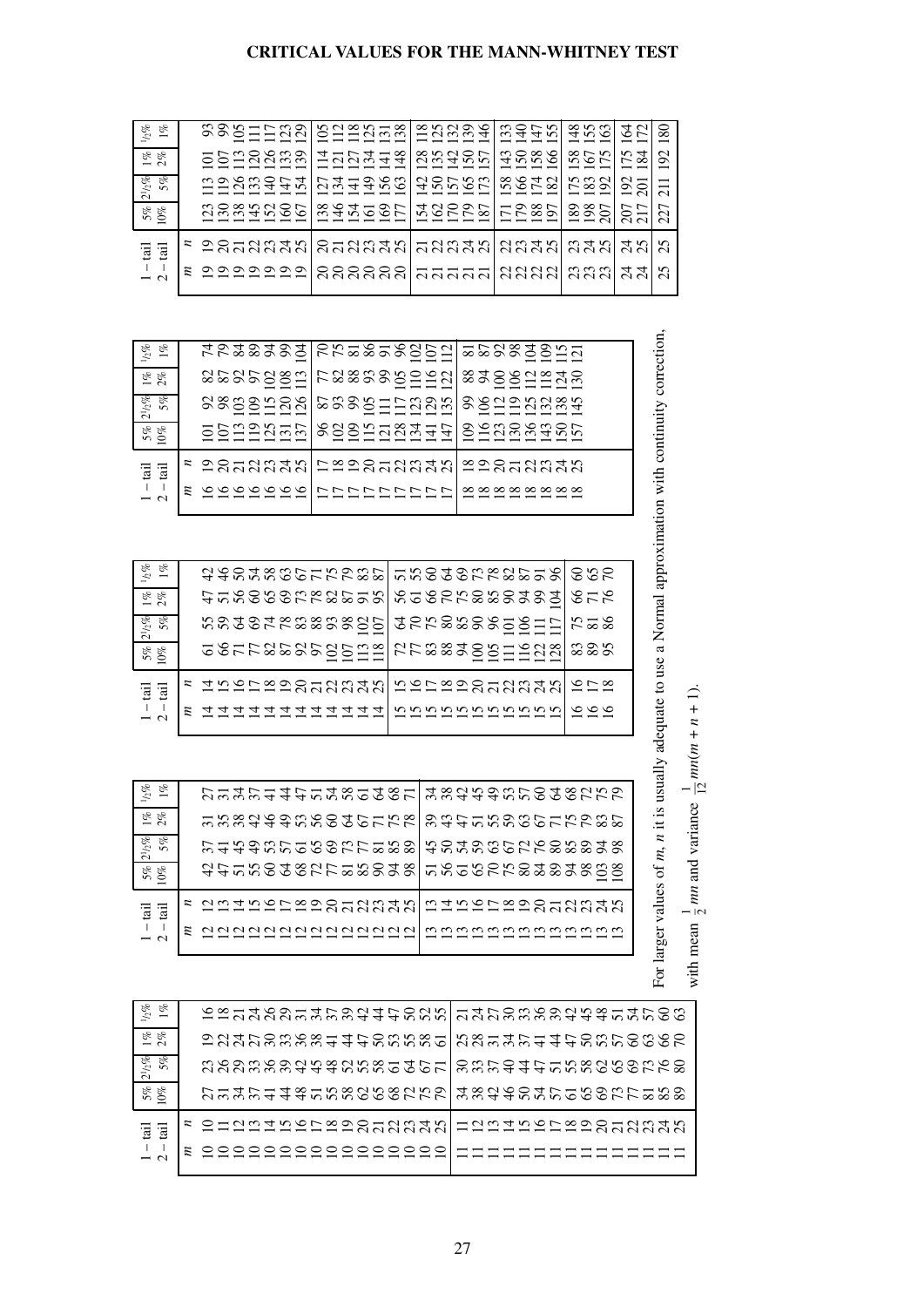# CRITICAL VALUES FOR THE MANN-WHITNEY TEST

| 1 – tail | | 5% | 2½% | 1% | ½% |
|---|---|---|---|---|---|
| 2 – tail | | 10% | 5% | 2% | 1% |
| $m$ | $n$ | | | | |
| 10 | 10 | 27 | 23 | 19 | 16 |
| 10 | 11 | 31 | 26 | 22 | 18 |
| 10 | 12 | 34 | 29 | 24 | 21 |
| 10 | 13 | 37 | 33 | 27 | 24 |
| 10 | 14 | 41 | 36 | 30 | 26 |
| 10 | 15 | 44 | 39 | 33 | 29 |
| 10 | 16 | 48 | 42 | 36 | 31 |
| 10 | 17 | 51 | 45 | 38 | 34 |
| 10 | 18 | 55 | 48 | 41 | 37 |
| 10 | 19 | 58 | 52 | 44 | 39 |
| 10 | 20 | 62 | 55 | 47 | 42 |
| 10 | 21 | 65 | 58 | 50 | 44 |
| 10 | 22 | 68 | 61 | 53 | 47 |
| 10 | 23 | 72 | 64 | 55 | 50 |
| 10 | 24 | 75 | 67 | 58 | 52 |
| 10 | 25 | 79 | 71 | 61 | 55 |
| 11 | 11 | 34 | 30 | 25 | 21 |
| 11 | 12 | 38 | 33 | 28 | 24 |
| 11 | 13 | 42 | 37 | 31 | 27 |
| 11 | 14 | 46 | 40 | 34 | 30 |
| 11 | 15 | 50 | 44 | 37 | 33 |
| 11 | 16 | 54 | 47 | 41 | 36 |
| 11 | 17 | 57 | 51 | 44 | 39 |
| 11 | 18 | 61 | 55 | 47 | 42 |
| 11 | 19 | 65 | 58 | 50 | 45 |
| 11 | 20 | 69 | 62 | 53 | 48 |
| 11 | 21 | 73 | 65 | 57 | 51 |
| 11 | 22 | 77 | 69 | 60 | 54 |
| 11 | 23 | 81 | 73 | 63 | 57 |
| 11 | 24 | 85 | 76 | 66 | 60 |
| 11 | 25 | 89 | 80 | 70 | 63 |
| 12 | 12 | 42 | 37 | 31 | 27 |
| 12 | 13 | 47 | 41 | 35 | 31 |
| 12 | 14 | 51 | 45 | 38 | 34 |
| 12 | 15 | 55 | 49 | 42 | 37 |
| 12 | 16 | 60 | 53 | 46 | 41 |
| 12 | 17 | 64 | 57 | 49 | 44 |
| 12 | 18 | 68 | 61 | 53 | 47 |
| 12 | 19 | 72 | 65 | 56 | 51 |
| 12 | 20 | 77 | 69 | 60 | 54 |
| 12 | 21 | 81 | 73 | 64 | 58 |
| 12 | 22 | 85 | 77 | 67 | 61 |
| 12 | 23 | 90 | 81 | 71 | 64 |
| 12 | 24 | 94 | 85 | 75 | 68 |
| 12 | 25 | 98 | 89 | 78 | 71 |
| 13 | 13 | 51 | 45 | 39 | 34 |
| 13 | 14 | 56 | 50 | 43 | 38 |
| 13 | 15 | 61 | 54 | 47 | 42 |
| 13 | 16 | 65 | 59 | 51 | 45 |
| 13 | 17 | 70 | 63 | 55 | 49 |
| 13 | 18 | 75 | 67 | 59 | 53 |
| 13 | 19 | 80 | 72 | 63 | 57 |
| 13 | 20 | 84 | 76 | 67 | 60 |
| 13 | 21 | 89 | 80 | 71 | 64 |
| 13 | 22 | 94 | 85 | 75 | 68 |
| 13 | 23 | 98 | 89 | 79 | 72 |
| 13 | 24 | 103 | 94 | 83 | 75 |
| 13 | 25 | 108 | 98 | 87 | 79 |
| 14 | 14 | 61 | 55 | 47 | 42 |
| 14 | 15 | 66 | 59 | 51 | 46 |
| 14 | 16 | 71 | 64 | 56 | 50 |
| 14 | 17 | 77 | 69 | 60 | 54 |
| 14 | 18 | 82 | 74 | 65 | 58 |
| 14 | 19 | 87 | 78 | 69 | 63 |
| 14 | 20 | 92 | 83 | 73 | 67 |
| 14 | 21 | 97 | 88 | 78 | 71 |
| 14 | 22 | 102 | 93 | 82 | 75 |
| 14 | 23 | 107 | 98 | 87 | 79 |
| 14 | 24 | 113 | 102 | 91 | 83 |
| 14 | 25 | 118 | 107 | 95 | 87 |
| 15 | 15 | 72 | 64 | 56 | 51 |
| 15 | 16 | 77 | 70 | 61 | 55 |
| 15 | 17 | 83 | 75 | 66 | 60 |
| 15 | 18 | 88 | 80 | 70 | 64 |
| 15 | 19 | 94 | 85 | 75 | 69 |
| 15 | 20 | 100 | 90 | 80 | 73 |
| 15 | 21 | 105 | 96 | 85 | 78 |
| 15 | 22 | 111 | 101 | 90 | 82 |
| 15 | 23 | 116 | 106 | 94 | 87 |
| 15 | 24 | 122 | 111 | 99 | 91 |
| 15 | 25 | 128 | 117 | 104 | 96 |
| 16 | 16 | 83 | 75 | 66 | 60 |
| 16 | 17 | 89 | 81 | 71 | 65 |
| 16 | 18 | 95 | 86 | 76 | 70 |
| 16 | 19 | 101 | 92 | 82 | 74 |
| 16 | 20 | 107 | 98 | 87 | 79 |
| 16 | 21 | 113 | 103 | 92 | 84 |
| 16 | 22 | 119 | 109 | 97 | 89 |
| 16 | 23 | 125 | 115 | 102 | 94 |
| 16 | 24 | 131 | 120 | 108 | 99 |
| 16 | 25 | 137 | 126 | 113 | 104 |
| 17 | 17 | 96 | 87 | 77 | 70 |
| 17 | 18 | 102 | 93 | 82 | 75 |
| 17 | 19 | 109 | 99 | 88 | 81 |
| 17 | 20 | 115 | 105 | 93 | 86 |
| 17 | 21 | 121 | 111 | 99 | 91 |
| 17 | 22 | 128 | 117 | 105 | 96 |
| 17 | 23 | 134 | 123 | 110 | 102 |
| 17 | 24 | 141 | 129 | 116 | 107 |
| 17 | 25 | 147 | 135 | 122 | 112 |
| 18 | 18 | 109 | 99 | 88 | 81 |
| 18 | 19 | 116 | 106 | 94 | 87 |
| 18 | 20 | 123 | 112 | 100 | 92 |
| 18 | 21 | 130 | 119 | 106 | 98 |
| 18 | 22 | 136 | 125 | 112 | 104 |
| 18 | 23 | 143 | 132 | 118 | 109 |
| 18 | 24 | 150 | 138 | 124 | 115 |
| 18 | 25 | 157 | 145 | 130 | 121 |
| 19 | 19 | 123 | 113 | 101 | 93 |
| 19 | 20 | 130 | 119 | 107 | 99 |
| 19 | 21 | 138 | 126 | 113 | 105 |
| 19 | 22 | 145 | 133 | 120 | 111 |
| 19 | 23 | 152 | 140 | 126 | 117 |
| 19 | 24 | 160 | 147 | 133 | 123 |
| 19 | 25 | 167 | 154 | 139 | 129 |
| 20 | 20 | 138 | 127 | 114 | 105 |
| 20 | 21 | 146 | 134 | 121 | 112 |
| 20 | 22 | 154 | 141 | 127 | 118 |
| 20 | 23 | 161 | 149 | 134 | 125 |
| 20 | 24 | 169 | 156 | 141 | 131 |
| 20 | 25 | 177 | 163 | 148 | 138 |
| 21 | 21 | 154 | 142 | 128 | 118 |
| 21 | 22 | 162 | 150 | 135 | 125 |
| 21 | 23 | 170 | 157 | 142 | 132 |
| 21 | 24 | 179 | 165 | 150 | 139 |
| 21 | 25 | 187 | 173 | 157 | 146 |
| 22 | 22 | 171 | 158 | 143 | 133 |
| 22 | 23 | 179 | 166 | 150 | 140 |
| 22 | 24 | 188 | 174 | 158 | 147 |
| 22 | 25 | 197 | 182 | 166 | 155 |
| 23 | 23 | 189 | 175 | 158 | 148 |
| 23 | 24 | 198 | 183 | 167 | 155 |
| 23 | 25 | 207 | 192 | 175 | 163 |
| 24 | 24 | 207 | 192 | 175 | 164 |
| 24 | 25 | 217 | 201 | 184 | 172 |
| 25 | 25 | 227 | 211 | 192 | 180 |

For larger values of $m$, $n$ it is usually adequate to use a Normal approximation with continuity correction, with mean $\frac{1}{2}mn$ and variance $\frac{1}{12}mn(m+n+1)$.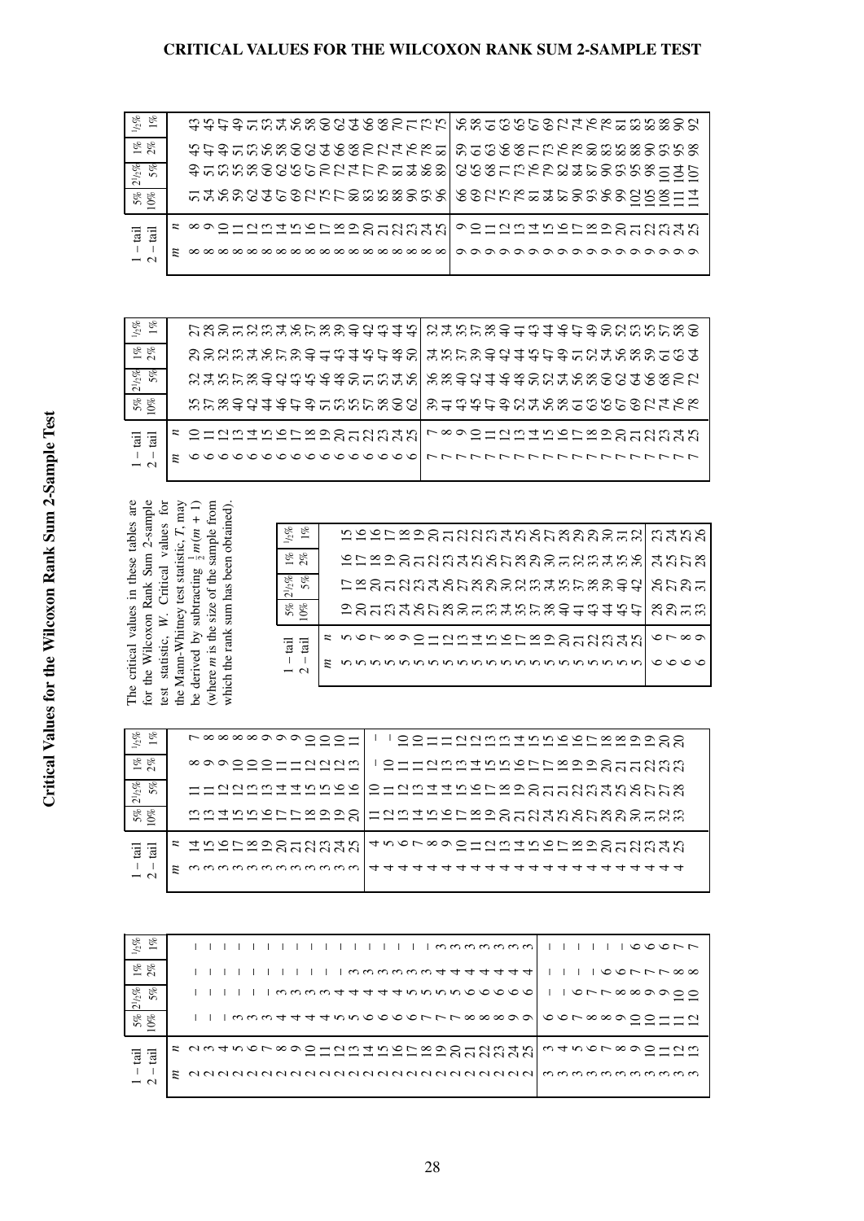# Critical Values for the Wilcoxon Rank Sum 2-Sample Test

The critical values in these tables are for the Wilcoxon Rank Sum 2-sample test statistic, $W$. Critical values for the Mann-Whitney test statistic, $T$, may be derived by subtracting $\frac{1}{2}m(m+1)$ (where $m$ is the size of the sample from which the rank sum has been obtained).

| 1 – tail | | 5% | 2½% | 1% | ½% |
|---|---|---|---|---|---|
| 2 – tail | | 10% | 5% | 2% | 1% |
| $m$ | $n$ | | | | |
| 2 | 2 | – | – | – | – |
| 2 | 3 | – | – | – | – |
| 2 | 4 | – | – | – | – |
| 2 | 5 | 3 | – | – | – |
| 2 | 6 | 3 | – | – | – |
| 2 | 7 | 3 | – | – | – |
| 2 | 8 | 4 | 3 | – | – |
| 2 | 9 | 4 | 3 | – | – |
| 2 | 10 | 4 | 3 | – | – |
| 2 | 11 | 4 | 3 | – | – |
| 2 | 12 | 5 | 4 | – | – |
| 2 | 13 | 5 | 4 | 3 | – |
| 2 | 14 | 6 | 4 | 3 | – |
| 2 | 15 | 6 | 4 | 3 | – |
| 2 | 16 | 6 | 4 | 3 | – |
| 2 | 17 | 6 | 5 | 3 | – |
| 2 | 18 | 7 | 5 | 3 | – |
| 2 | 19 | 7 | 5 | 4 | 3 |
| 2 | 20 | 7 | 5 | 4 | 3 |
| 2 | 21 | 8 | 6 | 4 | 3 |
| 2 | 22 | 8 | 6 | 4 | 3 |
| 2 | 23 | 8 | 6 | 4 | 3 |
| 2 | 24 | 9 | 6 | 4 | 3 |
| 2 | 25 | 9 | 6 | 4 | 3 |
| 3 | 3 | 6 | – | – | – |
| 3 | 4 | 6 | – | – | – |
| 3 | 5 | 7 | 6 | – | – |
| 3 | 6 | 8 | 7 | – | – |
| 3 | 7 | 8 | 7 | 6 | – |
| 3 | 8 | 9 | 8 | 6 | – |
| 3 | 9 | 10 | 8 | 7 | 6 |
| 3 | 10 | 10 | 9 | 7 | 6 |
| 3 | 11 | 11 | 9 | 7 | 6 |
| 3 | 12 | 11 | 10 | 8 | 7 |
| 3 | 13 | 12 | 10 | 8 | 7 |
| 3 | 14 | 13 | 11 | 8 | 7 |
| 3 | 15 | 13 | 11 | 9 | 8 |
| 3 | 16 | 14 | 12 | 9 | 8 |
| 3 | 17 | 15 | 12 | 10 | 8 |
| 3 | 18 | 15 | 13 | 10 | 8 |
| 3 | 19 | 16 | 13 | 10 | 9 |
| 3 | 20 | 17 | 14 | 11 | 9 |
| 3 | 21 | 17 | 14 | 11 | 9 |
| 3 | 22 | 18 | 15 | 12 | 10 |
| 3 | 23 | 19 | 15 | 12 | 10 |
| 3 | 24 | 19 | 16 | 12 | 10 |
| 3 | 25 | 20 | 16 | 13 | 11 |
| 4 | 4 | 11 | 10 | – | – |
| 4 | 5 | 12 | 11 | 10 | – |
| 4 | 6 | 13 | 12 | 11 | 10 |
| 4 | 7 | 14 | 13 | 11 | 10 |
| 4 | 8 | 15 | 14 | 12 | 11 |
| 4 | 9 | 16 | 14 | 13 | 11 |
| 4 | 10 | 17 | 15 | 13 | 12 |
| 4 | 11 | 18 | 16 | 14 | 12 |
| 4 | 12 | 19 | 17 | 15 | 13 |
| 4 | 13 | 20 | 18 | 15 | 13 |
| 4 | 14 | 21 | 19 | 16 | 14 |
| 4 | 15 | 22 | 20 | 17 | 15 |
| 4 | 16 | 24 | 21 | 17 | 15 |
| 4 | 17 | 25 | 21 | 18 | 16 |
| 4 | 18 | 26 | 22 | 19 | 16 |
| 4 | 19 | 27 | 23 | 19 | 17 |
| 4 | 20 | 28 | 24 | 20 | 18 |
| 4 | 21 | 29 | 25 | 21 | 18 |
| 4 | 22 | 30 | 26 | 21 | 19 |
| 4 | 23 | 31 | 27 | 22 | 19 |
| 4 | 24 | 32 | 27 | 23 | 20 |
| 4 | 25 | 33 | 28 | 23 | 20 |
| 5 | 5 | 19 | 17 | 16 | 15 |
| 5 | 6 | 20 | 18 | 17 | 16 |
| 5 | 7 | 21 | 20 | 18 | 16 |
| 5 | 8 | 23 | 21 | 19 | 17 |
| 5 | 9 | 24 | 22 | 20 | 18 |
| 5 | 10 | 26 | 23 | 21 | 19 |
| 5 | 11 | 27 | 24 | 22 | 20 |
| 5 | 12 | 28 | 26 | 23 | 21 |
| 5 | 13 | 30 | 27 | 24 | 22 |
| 5 | 14 | 31 | 28 | 25 | 22 |
| 5 | 15 | 33 | 29 | 26 | 23 |
| 5 | 16 | 34 | 30 | 27 | 24 |
| 5 | 17 | 35 | 32 | 28 | 25 |
| 5 | 18 | 37 | 33 | 29 | 26 |
| 5 | 19 | 38 | 34 | 30 | 27 |
| 5 | 20 | 40 | 35 | 31 | 28 |
| 5 | 21 | 41 | 37 | 32 | 29 |
| 5 | 22 | 43 | 38 | 33 | 29 |
| 5 | 23 | 44 | 39 | 34 | 30 |
| 5 | 24 | 45 | 40 | 35 | 31 |
| 5 | 25 | 47 | 42 | 36 | 32 |
| 6 | 6 | 28 | 26 | 24 | 23 |
| 6 | 7 | 29 | 27 | 25 | 24 |
| 6 | 8 | 31 | 29 | 27 | 25 |
| 6 | 9 | 33 | 31 | 28 | 26 |
| 6 | 10 | 35 | 32 | 29 | 27 |
| 6 | 11 | 37 | 34 | 30 | 28 |
| 6 | 12 | 38 | 35 | 32 | 30 |
| 6 | 13 | 40 | 37 | 33 | 31 |
| 6 | 14 | 42 | 38 | 34 | 32 |
| 6 | 15 | 44 | 40 | 36 | 33 |
| 6 | 16 | 46 | 42 | 37 | 34 |
| 6 | 17 | 47 | 43 | 39 | 36 |
| 6 | 18 | 49 | 45 | 40 | 37 |
| 6 | 19 | 51 | 46 | 41 | 38 |
| 6 | 20 | 53 | 48 | 43 | 39 |
| 6 | 21 | 55 | 50 | 44 | 40 |
| 6 | 22 | 57 | 51 | 45 | 42 |
| 6 | 23 | 58 | 53 | 47 | 43 |
| 6 | 24 | 60 | 54 | 48 | 44 |
| 6 | 25 | 62 | 56 | 50 | 45 |
| 7 | 7 | 39 | 36 | 34 | 32 |
| 7 | 8 | 41 | 38 | 35 | 34 |
| 7 | 9 | 43 | 40 | 37 | 35 |
| 7 | 10 | 45 | 42 | 39 | 37 |
| 7 | 11 | 47 | 44 | 40 | 38 |
| 7 | 12 | 49 | 46 | 42 | 40 |
| 7 | 13 | 52 | 48 | 44 | 41 |
| 7 | 14 | 54 | 50 | 45 | 43 |
| 7 | 15 | 56 | 52 | 47 | 44 |
| 7 | 16 | 58 | 54 | 49 | 46 |
| 7 | 17 | 61 | 56 | 51 | 47 |
| 7 | 18 | 63 | 58 | 52 | 49 |
| 7 | 19 | 65 | 60 | 54 | 50 |
| 7 | 20 | 67 | 62 | 56 | 52 |
| 7 | 21 | 69 | 64 | 58 | 53 |
| 7 | 22 | 72 | 66 | 59 | 55 |
| 7 | 23 | 74 | 68 | 61 | 57 |
| 7 | 24 | 76 | 70 | 63 | 58 |
| 7 | 25 | 78 | 72 | 64 | 60 |
| 8 | 8 | 51 | 49 | 45 | 43 |
| 8 | 9 | 54 | 51 | 47 | 45 |
| 8 | 10 | 56 | 53 | 49 | 47 |
| 8 | 11 | 59 | 55 | 51 | 49 |
| 8 | 12 | 62 | 58 | 53 | 51 |
| 8 | 13 | 64 | 60 | 56 | 53 |
| 8 | 14 | 67 | 62 | 58 | 54 |
| 8 | 15 | 69 | 65 | 60 | 56 |
| 8 | 16 | 72 | 67 | 62 | 58 |
| 8 | 17 | 75 | 70 | 64 | 60 |
| 8 | 18 | 77 | 72 | 66 | 62 |
| 8 | 19 | 80 | 74 | 68 | 64 |
| 8 | 20 | 83 | 77 | 70 | 66 |
| 8 | 21 | 85 | 79 | 72 | 68 |
| 8 | 22 | 88 | 81 | 74 | 70 |
| 8 | 23 | 90 | 84 | 76 | 71 |
| 8 | 24 | 93 | 86 | 78 | 73 |
| 8 | 25 | 96 | 89 | 81 | 75 |
| 9 | 9 | 66 | 62 | 59 | 56 |
| 9 | 10 | 69 | 65 | 61 | 58 |
| 9 | 11 | 72 | 68 | 63 | 61 |
| 9 | 12 | 75 | 71 | 66 | 63 |
| 9 | 13 | 78 | 73 | 68 | 65 |
| 9 | 14 | 81 | 76 | 71 | 67 |
| 9 | 15 | 84 | 79 | 73 | 69 |
| 9 | 16 | 87 | 82 | 76 | 72 |
| 9 | 17 | 90 | 84 | 78 | 74 |
| 9 | 18 | 93 | 87 | 81 | 76 |
| 9 | 19 | 96 | 90 | 83 | 78 |
| 9 | 20 | 99 | 93 | 85 | 81 |
| 9 | 21 | 102 | 95 | 88 | 83 |
| 9 | 22 | 105 | 98 | 90 | 85 |
| 9 | 23 | 108 | 101 | 93 | 88 |
| 9 | 24 | 111 | 104 | 95 | 90 |
| 9 | 25 | 114 | 107 | 98 | 92 |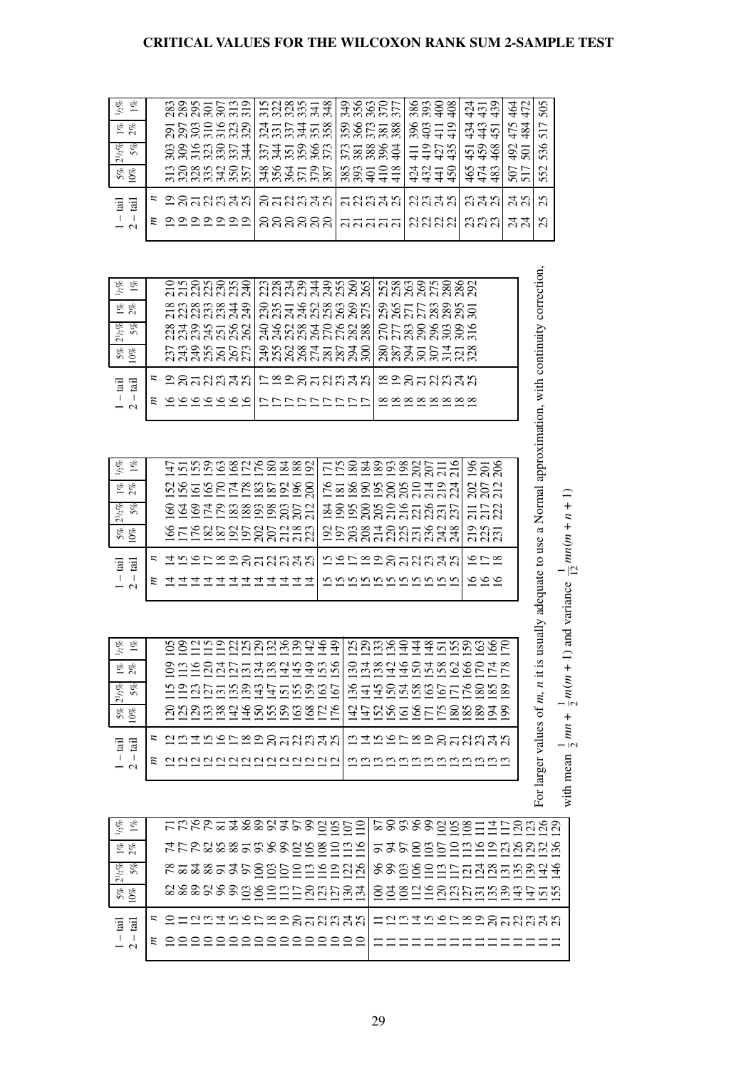## CRITICAL VALUES FOR THE WILCOXON RANK SUM 2-SAMPLE TEST

| 1 – tail | | 5% | 2½% | 1% | ½% |
|---|---|---|---|---|---|
| **2 – tail** | | **10%** | **5%** | **2%** | **1%** |
| $m$ | $n$ | | | | |
| 10 | 10 | 82 | 78 | 74 | 71 |
| 10 | 11 | 86 | 81 | 77 | 73 |
| 10 | 12 | 89 | 84 | 79 | 76 |
| 10 | 13 | 92 | 88 | 82 | 79 |
| 10 | 14 | 96 | 91 | 85 | 81 |
| 10 | 15 | 99 | 94 | 88 | 84 |
| 10 | 16 | 103 | 97 | 91 | 86 |
| 10 | 17 | 106 | 100 | 93 | 89 |
| 10 | 18 | 110 | 103 | 96 | 92 |
| 10 | 19 | 113 | 107 | 99 | 94 |
| 10 | 20 | 117 | 110 | 102 | 97 |
| 10 | 21 | 120 | 113 | 105 | 99 |
| 10 | 22 | 123 | 116 | 108 | 102 |
| 10 | 23 | 127 | 119 | 110 | 105 |
| 10 | 24 | 130 | 122 | 113 | 107 |
| 10 | 25 | 134 | 126 | 116 | 110 |
| 11 | 11 | 100 | 96 | 91 | 87 |
| 11 | 12 | 104 | 99 | 94 | 90 |
| 11 | 13 | 108 | 103 | 97 | 93 |
| 11 | 14 | 112 | 106 | 100 | 96 |
| 11 | 15 | 116 | 110 | 103 | 99 |
| 11 | 16 | 120 | 113 | 107 | 102 |
| 11 | 17 | 123 | 117 | 110 | 105 |
| 11 | 18 | 127 | 121 | 113 | 108 |
| 11 | 19 | 131 | 124 | 116 | 111 |
| 11 | 20 | 135 | 128 | 119 | 114 |
| 11 | 21 | 139 | 131 | 123 | 117 |
| 11 | 22 | 143 | 135 | 126 | 120 |
| 11 | 23 | 147 | 139 | 129 | 123 |
| 11 | 24 | 151 | 142 | 132 | 126 |
| 11 | 25 | 155 | 146 | 136 | 129 |
| 12 | 12 | 120 | 115 | 109 | 105 |
| 12 | 13 | 125 | 119 | 113 | 109 |
| 12 | 14 | 129 | 123 | 116 | 112 |
| 12 | 15 | 133 | 127 | 120 | 115 |
| 12 | 16 | 138 | 131 | 124 | 119 |
| 12 | 17 | 142 | 135 | 127 | 122 |
| 12 | 18 | 146 | 139 | 131 | 125 |
| 12 | 19 | 150 | 143 | 134 | 129 |
| 12 | 20 | 155 | 147 | 138 | 132 |
| 12 | 21 | 159 | 151 | 142 | 136 |
| 12 | 22 | 163 | 155 | 145 | 139 |
| 12 | 23 | 168 | 159 | 149 | 142 |
| 12 | 24 | 172 | 163 | 153 | 146 |
| 12 | 25 | 176 | 167 | 156 | 149 |
| 13 | 13 | 142 | 136 | 130 | 125 |
| 13 | 14 | 147 | 141 | 134 | 129 |
| 13 | 15 | 152 | 145 | 138 | 133 |
| 13 | 16 | 156 | 150 | 142 | 136 |
| 13 | 17 | 161 | 154 | 146 | 140 |
| 13 | 18 | 166 | 158 | 150 | 144 |
| 13 | 19 | 171 | 163 | 154 | 148 |
| 13 | 20 | 175 | 167 | 158 | 151 |
| 13 | 21 | 180 | 171 | 162 | 155 |
| 13 | 22 | 185 | 176 | 166 | 159 |
| 13 | 23 | 189 | 180 | 170 | 163 |
| 13 | 24 | 194 | 185 | 174 | 166 |
| 13 | 25 | 199 | 189 | 178 | 170 |
| 14 | 14 | 166 | 160 | 152 | 147 |
| 14 | 15 | 171 | 164 | 156 | 151 |
| 14 | 16 | 176 | 169 | 161 | 155 |
| 14 | 17 | 182 | 174 | 165 | 159 |
| 14 | 18 | 187 | 179 | 170 | 163 |
| 14 | 19 | 192 | 183 | 174 | 168 |
| 14 | 20 | 197 | 188 | 178 | 172 |
| 14 | 21 | 202 | 193 | 183 | 176 |
| 14 | 22 | 207 | 198 | 187 | 180 |
| 14 | 23 | 212 | 203 | 192 | 184 |
| 14 | 24 | 218 | 207 | 196 | 188 |
| 14 | 25 | 223 | 212 | 200 | 192 |
| 15 | 15 | 192 | 184 | 176 | 171 |
| 15 | 16 | 197 | 190 | 181 | 175 |
| 15 | 17 | 203 | 195 | 186 | 180 |
| 15 | 18 | 208 | 200 | 190 | 184 |
| 15 | 19 | 214 | 205 | 195 | 189 |
| 15 | 20 | 220 | 210 | 200 | 193 |
| 15 | 21 | 225 | 216 | 205 | 198 |
| 15 | 22 | 231 | 221 | 210 | 202 |
| 15 | 23 | 236 | 226 | 214 | 207 |
| 15 | 24 | 242 | 231 | 219 | 211 |
| 15 | 25 | 248 | 237 | 224 | 216 |
| 16 | 16 | 219 | 211 | 202 | 196 |
| 16 | 17 | 225 | 217 | 207 | 201 |
| 16 | 18 | 231 | 222 | 212 | 206 |
| 16 | 19 | 237 | 228 | 218 | 210 |
| 16 | 20 | 243 | 234 | 223 | 215 |
| 16 | 21 | 249 | 239 | 228 | 220 |
| 16 | 22 | 255 | 245 | 233 | 225 |
| 16 | 23 | 261 | 251 | 238 | 230 |
| 16 | 24 | 267 | 256 | 244 | 235 |
| 16 | 25 | 273 | 262 | 249 | 240 |
| 17 | 17 | 249 | 240 | 230 | 223 |
| 17 | 18 | 255 | 246 | 235 | 228 |
| 17 | 19 | 262 | 252 | 241 | 234 |
| 17 | 20 | 268 | 258 | 246 | 239 |
| 17 | 21 | 274 | 264 | 252 | 244 |
| 17 | 22 | 281 | 270 | 258 | 249 |
| 17 | 23 | 287 | 276 | 263 | 255 |
| 17 | 24 | 294 | 282 | 269 | 260 |
| 17 | 25 | 300 | 288 | 275 | 265 |
| 18 | 18 | 280 | 270 | 259 | 252 |
| 18 | 19 | 287 | 277 | 265 | 258 |
| 18 | 20 | 294 | 283 | 271 | 263 |
| 18 | 21 | 301 | 290 | 277 | 269 |
| 18 | 22 | 307 | 296 | 283 | 275 |
| 18 | 23 | 314 | 303 | 289 | 280 |
| 18 | 24 | 321 | 309 | 295 | 286 |
| 18 | 25 | 328 | 316 | 301 | 292 |
| 19 | 19 | 313 | 303 | 291 | 283 |
| 19 | 20 | 320 | 309 | 297 | 289 |
| 19 | 21 | 328 | 316 | 303 | 295 |
| 19 | 22 | 335 | 323 | 310 | 301 |
| 19 | 23 | 342 | 330 | 316 | 307 |
| 19 | 24 | 350 | 337 | 323 | 313 |
| 19 | 25 | 357 | 344 | 329 | 319 |
| 20 | 20 | 348 | 337 | 324 | 315 |
| 20 | 21 | 356 | 344 | 331 | 322 |
| 20 | 22 | 364 | 351 | 337 | 328 |
| 20 | 23 | 371 | 359 | 344 | 335 |
| 20 | 24 | 379 | 366 | 351 | 341 |
| 20 | 25 | 387 | 373 | 358 | 348 |
| 21 | 21 | 385 | 373 | 359 | 349 |
| 21 | 22 | 393 | 381 | 366 | 356 |
| 21 | 23 | 401 | 388 | 373 | 363 |
| 21 | 24 | 410 | 396 | 381 | 370 |
| 21 | 25 | 418 | 404 | 388 | 377 |
| 22 | 22 | 424 | 411 | 396 | 386 |
| 22 | 23 | 432 | 419 | 403 | 393 |
| 22 | 24 | 441 | 427 | 411 | 400 |
| 22 | 25 | 450 | 435 | 419 | 408 |
| 23 | 23 | 465 | 451 | 434 | 424 |
| 23 | 24 | 474 | 459 | 443 | 431 |
| 23 | 25 | 483 | 468 | 451 | 439 |
| 24 | 24 | 507 | 492 | 475 | 464 |
| 24 | 25 | 517 | 501 | 484 | 472 |
| 25 | 25 | 552 | 536 | 517 | 505 |

For larger values of $m$, $n$ it is usually adequate to use a Normal approximation, with continuity correction, with mean $\frac{1}{2}mn + \frac{1}{2}m(m+1)$ and variance $\frac{1}{12}mn(m+n+1)$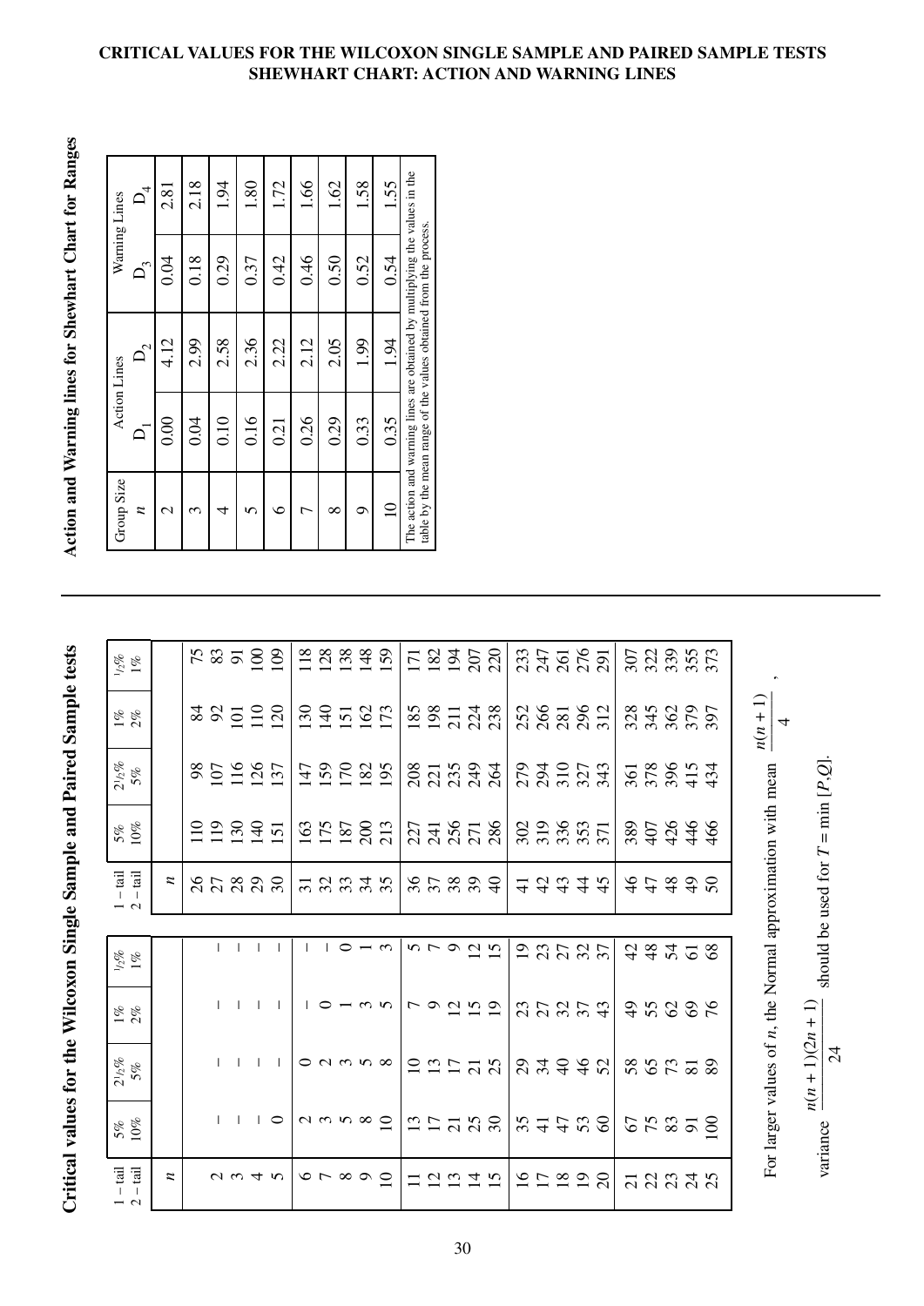**CRITICAL VALUES FOR THE WILCOXON SINGLE SAMPLE AND PAIRED SAMPLE TESTS**
**SHEWHART CHART: ACTION AND WARNING LINES**

## Critical values for the Wilcoxon Single Sample and Paired Sample tests

| 1 – tail<br>2 – tail | 5%<br>10% | 2½%<br>5% | 1%<br>2% | ½%<br>1% | 1 – tail<br>2 – tail | 5%<br>10% | 2½%<br>5% | 1%<br>2% | ½%<br>1% |
|---|---|---|---|---|---|---|---|---|---|
| $n$ | | | | | $n$ | | | | |
| 2 | – | – | – | – | 26 | 110 | 98 | 84 | 75 |
| 3 | – | – | – | – | 27 | 119 | 107 | 92 | 83 |
| 4 | – | – | – | – | 28 | 130 | 116 | 101 | 91 |
| 5 | 0 | – | – | – | 29 | 140 | 126 | 110 | 100 |
| 6 | 2 | 0 | – | – | 30 | 151 | 137 | 120 | 109 |
| 7 | 3 | 2 | 0 | – | 31 | 163 | 147 | 130 | 118 |
| 8 | 5 | 3 | 1 | 0 | 32 | 175 | 159 | 140 | 128 |
| 9 | 8 | 5 | 3 | 1 | 33 | 187 | 170 | 151 | 138 |
| 10 | 10 | 8 | 5 | 3 | 34 | 200 | 182 | 162 | 148 |
| 11 | 13 | 10 | 7 | 5 | 35 | 213 | 195 | 173 | 159 |
| 12 | 17 | 13 | 9 | 7 | 36 | 227 | 208 | 185 | 171 |
| 13 | 21 | 17 | 12 | 9 | 37 | 241 | 221 | 198 | 182 |
| 14 | 25 | 21 | 15 | 12 | 38 | 256 | 235 | 211 | 194 |
| 15 | 30 | 25 | 19 | 15 | 39 | 271 | 249 | 224 | 207 |
| 16 | 35 | 29 | 23 | 19 | 40 | 286 | 264 | 238 | 220 |
| 17 | 41 | 34 | 27 | 23 | 41 | 302 | 279 | 252 | 233 |
| 18 | 47 | 40 | 32 | 27 | 42 | 319 | 294 | 266 | 247 |
| 19 | 53 | 46 | 37 | 32 | 43 | 336 | 310 | 281 | 261 |
| 20 | 60 | 52 | 43 | 37 | 44 | 353 | 327 | 296 | 276 |
| 21 | 67 | 58 | 49 | 42 | 45 | 371 | 343 | 312 | 291 |
| 22 | 75 | 65 | 55 | 48 | 46 | 389 | 361 | 328 | 307 |
| 23 | 83 | 73 | 62 | 54 | 47 | 407 | 378 | 345 | 322 |
| 24 | 91 | 81 | 69 | 61 | 48 | 426 | 396 | 362 | 339 |
| 25 | 100 | 89 | 76 | 68 | 49 | 446 | 415 | 379 | 355 |
| | | | | | 50 | 466 | 434 | 397 | 373 |

For larger values of $n$, the Normal approximation with mean $\dfrac{n(n+1)}{4}$,

variance $\dfrac{n(n+1)(2n+1)}{24}$ should be used for $T = \min[P,Q]$.

## Action and Warning lines for Shewhart Chart for Ranges

| Group Size | Action Lines | | Warning Lines | |
|---|---|---|---|---|
| $n$ | $D_1$ | $D_2$ | $D_3$ | $D_4$ |
| 2 | 0.00 | 4.12 | 0.04 | 2.81 |
| 3 | 0.04 | 2.99 | 0.18 | 2.18 |
| 4 | 0.10 | 2.58 | 0.29 | 1.94 |
| 5 | 0.16 | 2.36 | 0.37 | 1.80 |
| 6 | 0.21 | 2.22 | 0.42 | 1.72 |
| 7 | 0.26 | 2.12 | 0.46 | 1.66 |
| 8 | 0.29 | 2.05 | 0.50 | 1.62 |
| 9 | 0.33 | 1.99 | 0.52 | 1.58 |
| 10 | 0.35 | 1.94 | 0.54 | 1.55 |

The action and warning lines are obtained by multiplying the values in the table by the mean range of the values obtained from the process.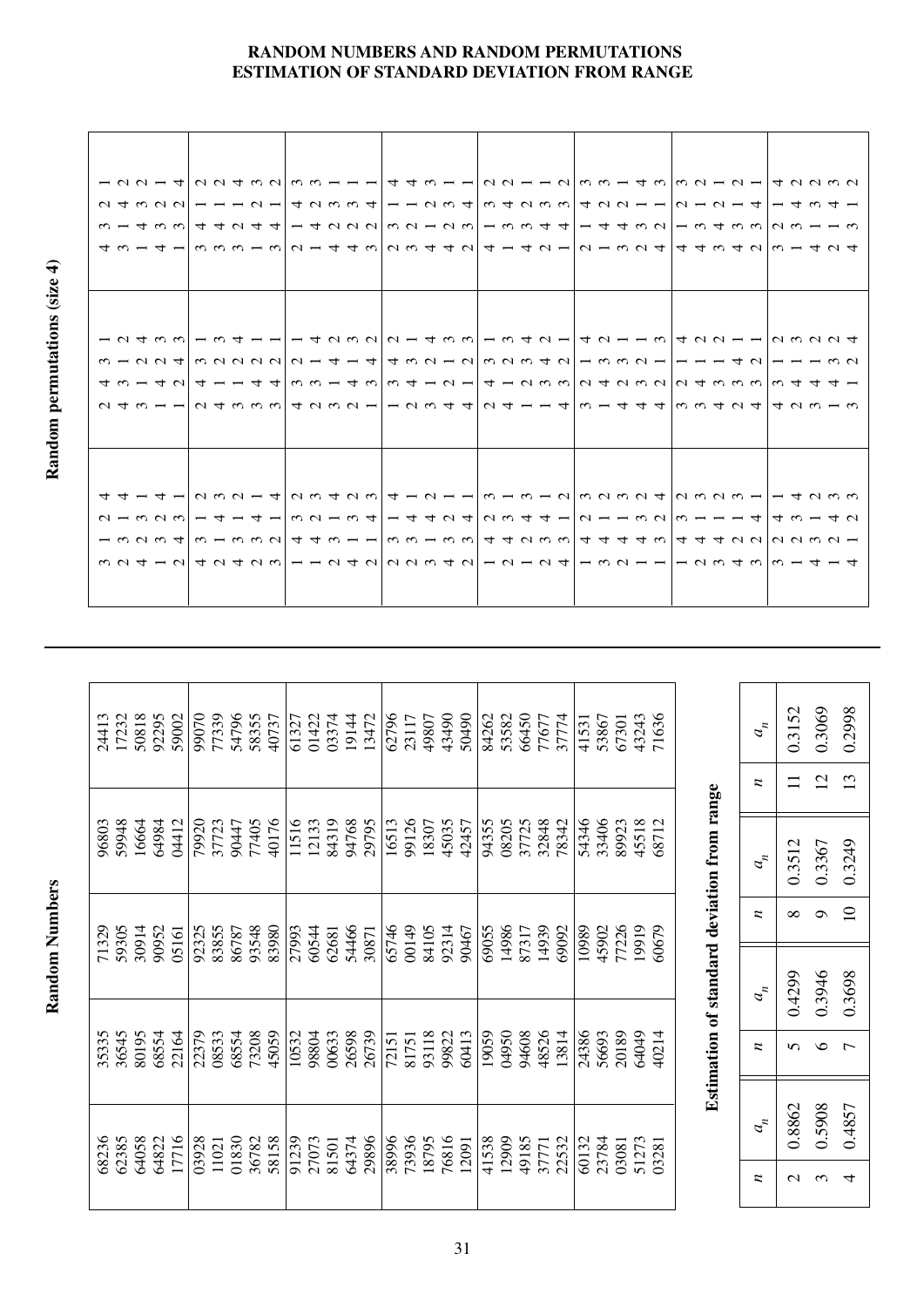# RANDOM NUMBERS AND RANDOM PERMUTATIONS
# ESTIMATION OF STANDARD DEVIATION FROM RANGE

## Random Numbers

| | | | | |
|---|---|---|---|---|
| 68236 | 35335 | 71329 | 96803 | 24413 |
| 62385 | 36545 | 59305 | 59948 | 17232 |
| 64058 | 80195 | 30914 | 16664 | 50818 |
| 64822 | 68554 | 90952 | 64984 | 92295 |
| 17716 | 22164 | 05161 | 04412 | 59002 |
| 03928 | 22379 | 92325 | 79920 | 99070 |
| 11021 | 08533 | 83855 | 37723 | 77339 |
| 01830 | 68554 | 86787 | 90447 | 54796 |
| 36782 | 73208 | 93548 | 77405 | 58355 |
| 58158 | 45059 | 83980 | 40176 | 40737 |
| 91239 | 10532 | 27993 | 11516 | 61327 |
| 27073 | 98804 | 60544 | 12133 | 01422 |
| 81501 | 00633 | 62681 | 84319 | 03374 |
| 64374 | 26598 | 54466 | 94768 | 19144 |
| 29896 | 26739 | 30871 | 29795 | 13472 |
| 38996 | 72151 | 65746 | 16513 | 62796 |
| 73936 | 81751 | 00149 | 99126 | 23117 |
| 18795 | 93118 | 84105 | 18307 | 49807 |
| 76816 | 99822 | 92314 | 45035 | 43490 |
| 12091 | 60413 | 90467 | 42457 | 50490 |
| 41538 | 19059 | 69055 | 94355 | 84262 |
| 12909 | 04950 | 14986 | 08205 | 53582 |
| 49185 | 94608 | 87317 | 37725 | 66450 |
| 37771 | 48526 | 14939 | 32848 | 77677 |
| 22532 | 13814 | 69092 | 78342 | 37774 |
| 60132 | 24386 | 10989 | 54346 | 41531 |
| 23784 | 56693 | 45902 | 33406 | 53867 |
| 03081 | 20189 | 77226 | 89923 | 67301 |
| 51273 | 64049 | 19919 | 45518 | 43243 |
| 03281 | 40214 | 60679 | 68712 | 71636 |

## Estimation of standard deviation from range

| $n$ | $a_n$ | $n$ | $a_n$ | $n$ | $a_n$ | $n$ | $a_n$ |
|---|---|---|---|---|---|---|---|
| 2 | 0.8862 | 5 | 0.4299 | 8 | 0.3512 | 11 | 0.3152 |
| 3 | 0.5908 | 6 | 0.3946 | 9 | 0.3367 | 12 | 0.3069 |
| 4 | 0.4857 | 7 | 0.3698 | 10 | 0.3249 | 13 | 0.2998 |

## Random permutations (size 4)

| | | |
|---|---|---|
| 3 1 2 4 | 2 4 3 1 | 4 3 2 1 |
| 2 3 1 4 | 4 3 1 2 | 3 1 4 2 |
| 4 2 3 1 | 3 1 2 4 | 1 4 3 2 |
| 1 3 2 4 | 1 4 2 3 | 4 3 2 1 |
| 2 4 3 1 | 1 2 4 3 | 1 3 2 4 |
| 4 3 1 2 | 2 4 3 1 | 3 4 1 2 |
| 2 1 4 3 | 4 1 2 3 | 3 4 1 2 |
| 4 3 1 2 | 3 1 2 4 | 3 2 1 4 |
| 2 3 4 1 | 3 4 2 1 | 1 4 2 3 |
| 3 2 1 4 | 3 4 2 1 | 3 4 1 2 |
| 1 4 3 2 | 4 3 2 1 | 2 1 4 3 |
| 1 4 2 3 | 2 3 1 4 | 1 4 2 3 |
| 2 3 1 4 | 3 1 4 2 | 4 2 3 1 |
| 4 1 3 2 | 2 4 1 3 | 4 2 3 1 |
| 2 1 4 3 | 1 3 4 2 | 3 2 4 1 |
| 2 3 1 4 | 1 3 4 2 | 2 3 1 4 |
| 2 3 4 1 | 2 4 3 1 | 3 2 1 4 |
| 3 1 4 2 | 3 1 2 4 | 4 1 2 3 |
| 4 3 2 1 | 4 2 1 3 | 4 2 3 1 |
| 2 3 4 1 | 4 1 2 3 | 2 3 4 1 |
| 1 4 2 3 | 2 4 3 1 | 4 1 3 2 |
| 2 4 3 1 | 4 1 2 3 | 1 3 4 2 |
| 1 2 4 3 | 1 2 3 4 | 4 3 2 1 |
| 2 3 4 1 | 1 3 4 2 | 2 4 3 1 |
| 4 3 1 2 | 4 3 2 1 | 1 4 3 2 |
| 1 4 2 3 | 3 2 1 4 | 2 1 4 3 |
| 3 4 1 2 | 1 4 3 2 | 1 4 2 3 |
| 2 4 1 3 | 4 2 3 1 | 3 4 2 1 |
| 1 4 3 2 | 4 3 2 1 | 2 3 1 4 |
| 1 3 2 4 | 4 2 1 3 | 4 2 1 3 |
| 1 4 3 2 | 3 2 1 4 | 4 1 2 3 |
| 2 4 1 3 | 3 4 1 2 | 4 3 1 2 |
| 3 4 1 2 | 4 3 1 2 | 3 4 2 1 |
| 4 2 1 3 | 2 3 4 1 | 4 3 1 2 |
| 3 2 4 1 | 4 3 2 1 | 2 3 4 1 |
| 3 2 4 1 | 4 3 1 2 | 3 2 4 1 |
| 1 2 3 4 | 2 4 1 3 | 1 3 4 2 |
| 4 3 1 2 | 3 4 1 2 | 4 1 3 2 |
| 1 2 4 3 | 1 4 3 2 | 2 1 4 3 |
| 4 1 2 3 | 3 1 2 4 | 4 3 1 2 |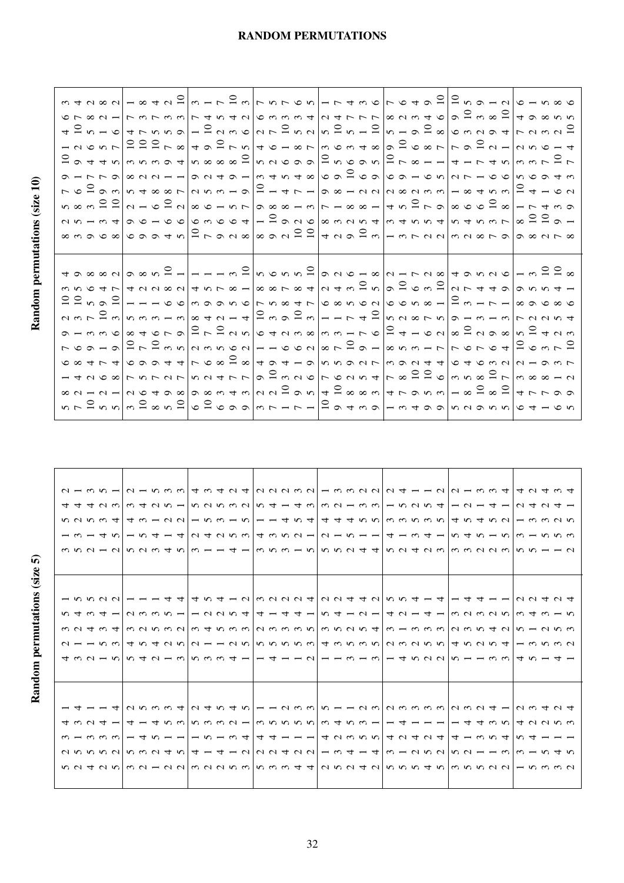# RANDOM PERMUTATIONS

## Random permutations (size 10)

| | | | | | | | | | | | | | | | | | | | | |
|---|---|---|---|---|---|---|---|---|---|---|---|---|---|---|---|---|---|---|---|---|
| 5 | 8 | 1 | 6 | 7 | 9 | 2 | 10 | 3 | 4 | | 8 | 2 | 5 | 7 | 9 | 10 | 1 | 4 | 6 | 3 |
| 7 | 2 | 4 | 8 | 6 | 1 | 3 | 10 | 5 | 9 | | 3 | 5 | 8 | 6 | 1 | 9 | 2 | 10 | 7 | 4 |
| 10 | 1 | 2 | 4 | 9 | 3 | 7 | 5 | 6 | 8 | | 9 | 1 | 3 | 10 | 7 | 4 | 6 | 5 | 8 | 2 |
| 5 | 2 | 6 | 7 | 1 | 3 | 10 | 9 | 4 | 8 | | 6 | 3 | 10 | 9 | 7 | 4 | 5 | 1 | 2 | 8 |
| 5 | 1 | 8 | 4 | 9 | 6 | 3 | 7 | 10 | 2 | | 8 | 4 | 9 | 3 | 9 | 5 | 7 | 6 | 1 | 2 |
| 3 | 2 | 7 | 6 | 10 | 8 | 5 | 1 | 4 | 9 | | 6 | 9 | 2 | 5 | 8 | 3 | 10 | 4 | 7 | 1 |
| 10 | 6 | 5 | 9 | 7 | 4 | 3 | 1 | 2 | 8 | | 9 | 6 | 1 | 4 | 2 | 5 | 3 | 10 | 7 | 8 |
| 8 | 4 | 7 | 9 | 6 | 3 | 1 | 2 | 10 | 5 | | 9 | 6 | 1 | 8 | 5 | 2 | 3 | 7 | 4 | 10 |
| 5 | 9 | 2 | 4 | 3 | 7 | 6 | 1 | 8 | 10 | | 10 | 3 | 6 | 2 | 4 | 8 | 5 | 9 | 1 | 7 |
| 10 | 8 | 7 | 4 | 5 | 3 | 9 | 6 | 2 | 1 | | 7 | 2 | 9 | 6 | 1 | 10 | 5 | 8 | 3 | 4 |
| 6 | 9 | 5 | 7 | 2 | 10 | 8 | 3 | 4 | 1 | | 8 | 9 | 2 | 1 | 4 | 5 | 6 | 10 | 3 | 7 |
| 10 | 8 | 2 | 6 | 3 | 4 | 7 | 9 | 5 | 1 | | 5 | 10 | 1 | 3 | 2 | 7 | 4 | 6 | 9 | 8 |
| 6 | 3 | 4 | 8 | 5 | 2 | 9 | 7 | 1 | 10 | | 2 | 1 | 10 | 4 | 7 | 6 | 8 | 3 | 5 | 9 |
| 9 | 4 | 7 | 3 | 10 | 2 | 1 | 5 | 8 | 6 | | 10 | 6 | 9 | 2 | 3 | 5 | 8 | 1 | 4 | 7 |
| 9 | 3 | 2 | 8 | 1 | 4 | 5 | 7 | 10 | 6 | | 3 | 7 | 10 | 6 | 8 | 1 | 9 | 4 | 5 | 2 |
| 3 | 2 | 9 | 4 | 6 | 1 | 10 | 7 | 8 | 5 | | 7 | 5 | 4 | 6 | 2 | 9 | 1 | 3 | 8 | 10 |
| 7 | 2 | 10 | 9 | 1 | 4 | 3 | 5 | 8 | 6 | | 4 | 10 | 8 | 1 | 3 | 2 | 6 | 5 | 9 | 7 |
| 1 | 10 | 3 | 4 | 2 | 6 | 9 | 8 | 7 | 5 | | 2 | 3 | 7 | 9 | 10 | 8 | 1 | 4 | 6 | 5 |
| 7 | 9 | 2 | 1 | 6 | 3 | 10 | 4 | 8 | 5 | | 10 | 7 | 9 | 5 | 6 | 1 | 4 | 2 | 3 | 8 |
| 1 | 5 | 6 | 9 | 8 | 3 | 7 | 2 | 4 | 10 | | 6 | 10 | 1 | 3 | 8 | 9 | 5 | 4 | 7 | 2 |
| 10 | 4 | 7 | 5 | 8 | 3 | 1 | 6 | 2 | 9 | | 4 | 8 | 7 | 9 | 6 | 10 | 3 | 5 | 2 | 1 |
| 9 | 10 | 6 | 5 | 3 | 8 | 1 | 4 | 2 | 7 | | 2 | 3 | 1 | 8 | 9 | 5 | 6 | 10 | 4 | 7 |
| 4 | 8 | 2 | 9 | 7 | 1 | 3 | 5 | 10 | 6 | | 9 | 2 | 8 | 1 | 10 | 6 | 3 | 5 | 7 | 4 |
| 3 | 8 | 5 | 10 | 1 | 4 | 6 | 2 | 9 | 5 | | 10 | 5 | 8 | 2 | 6 | 4 | 9 | 1 | 7 | 3 |
| 9 | 3 | 4 | 5 | 7 | 1 | 10 | 2 | 8 | 6 | | 3 | 4 | 1 | 2 | 9 | 6 | 8 | 10 | 5 | 7 |
| 1 | 4 | 7 | 3 | 8 | 5 | 10 | 6 | 9 | 2 | | 1 | 3 | 4 | 2 | 6 | 9 | 10 | 5 | 8 | 7 |
| 3 | 7 | 8 | 9 | 5 | 2 | 6 | 4 | 10 | 1 | | 3 | 4 | 5 | 8 | 9 | 7 | 1 | 2 | 10 | 6 |
| 4 | 9 | 10 | 3 | 1 | 8 | 5 | 6 | 7 | 2 | | 7 | 5 | 10 | 2 | 1 | 8 | 6 | 9 | 3 | 4 |
| 9 | 5 | 10 | 4 | 6 | 7 | 8 | 2 | 1 | 3 | | 2 | 5 | 7 | 3 | 6 | 1 | 8 | 10 | 4 | 9 |
| 9 | 3 | 5 | 2 | 7 | 6 | 1 | 4 | 8 | 10 | | 2 | 4 | 9 | 3 | 5 | 1 | 7 | 6 | 8 | 10 |
| 5 | 1 | 3 | 7 | 8 | 6 | 10 | 9 | 2 | 4 | | 3 | 5 | 8 | 1 | 2 | 4 | 7 | 6 | 9 | 10 |
| 2 | 8 | 5 | 6 | 10 | 1 | 9 | 3 | 7 | 4 | | 2 | 4 | 6 | 8 | 7 | 1 | 9 | 3 | 10 | 5 |
| 9 | 10 | 8 | 4 | 2 | 3 | 1 | 7 | 6 | 5 | | 8 | 5 | 6 | 4 | 1 | 7 | 10 | 3 | 2 | 9 |
| 5 | 9 | 10 | 3 | 6 | 7 | 8 | 1 | 4 | 2 | | 7 | 3 | 5 | 10 | 6 | 4 | 2 | 9 | 8 | 1 |
| 5 | 5 | 7 | 10 | 8 | 3 | 6 | 4 | 9 | 1 | | 9 | 7 | 3 | 8 | 5 | 6 | 4 | 1 | 2 | 10 |
| 6 | 4 | 3 | 2 | 10 | 5 | 7 | 8 | 9 | 1 | | 9 | 8 | 1 | 10 | 5 | 3 | 2 | 7 | 4 | 6 |
| 4 | 7 | 8 | 1 | 2 | 10 | 5 | 9 | 6 | 3 | | 8 | 10 | 7 | 4 | 6 | 3 | 5 | 9 | 2 | 1 |
| 1 | 7 | 8 | 6 | 4 | 2 | 9 | 5 | 3 | 10 | | 2 | 7 | 10 | 4 | 1 | 9 | 6 | 3 | 8 | 5 |
| 6 | 9 | 1 | 3 | 2 | 5 | 6 | 8 | 4 | 10 | | 7 | 9 | 3 | 6 | 10 | 7 | 2 | 5 | 1 | 8 |
| 5 | 9 | 2 | 7 | 10 | 3 | 4 | 6 | 1 | 8 | | 8 | 1 | 9 | 2 | 3 | 7 | 4 | 10 | 5 | 6 |

## Random permutations (size 5)

| | | | | | | | | | | | | | | | | |
|---|---|---|---|---|---|---|---|---|---|---|---|---|---|---|---|---|
| 5 | 2 | 3 | 4 | 1 | | 4 | 2 | 3 | 5 | 1 | | 3 | 1 | 5 | 4 | 2 |
| 2 | 5 | 1 | 3 | 4 | | 3 | 1 | 2 | 4 | 5 | | 5 | 2 | 3 | 4 | 1 |
| 4 | 5 | 3 | 2 | 1 | | 2 | 1 | 4 | 3 | 5 | | 2 | 1 | 5 | 4 | 3 |
| 2 | 5 | 3 | 4 | 1 | | 1 | 5 | 3 | 4 | 2 | | 1 | 4 | 3 | 2 | 5 |
| 5 | 2 | 3 | 1 | 4 | | 5 | 3 | 4 | 1 | 2 | | 2 | 5 | 4 | 3 | 1 |
| 3 | 5 | 1 | 4 | 2 | | 5 | 4 | 3 | 2 | 1 | | 5 | 1 | 4 | 3 | 2 |
| 2 | 3 | 4 | 1 | 5 | | 4 | 5 | 2 | 3 | 1 | | 2 | 5 | 3 | 4 | 1 |
| 1 | 2 | 5 | 4 | 3 | | 2 | 4 | 5 | 3 | 1 | | 3 | 4 | 1 | 2 | 5 |
| 2 | 4 | 1 | 5 | 3 | | 1 | 2 | 3 | 5 | 4 | | 4 | 1 | 2 | 5 | 3 |
| 2 | 5 | 1 | 3 | 4 | | 3 | 5 | 2 | 1 | 4 | | 5 | 4 | 2 | 1 | 3 |
| 3 | 4 | 1 | 5 | 2 | | 5 | 2 | 3 | 1 | 4 | | 3 | 2 | 1 | 5 | 4 |
| 2 | 1 | 5 | 3 | 4 | | 3 | 1 | 4 | 2 | 5 | | 1 | 4 | 5 | 2 | 3 |
| 2 | 4 | 1 | 3 | 5 | | 3 | 1 | 5 | 2 | 4 | | 1 | 2 | 3 | 5 | 4 |
| 5 | 1 | 3 | 2 | 4 | | 4 | 2 | 3 | 5 | 1 | | 4 | 5 | 1 | 3 | 2 |
| 3 | 2 | 4 | 1 | 5 | | 1 | 5 | 3 | 4 | 2 | | 1 | 3 | 5 | 2 | 4 |
| 5 | 2 | 4 | 3 | 1 | | 1 | 5 | 2 | 4 | 3 | | 3 | 4 | 1 | 5 | 2 |
| 3 | 2 | 4 | 5 | 1 | | 4 | 5 | 3 | 1 | 2 | | 5 | 3 | 1 | 4 | 2 |
| 3 | 4 | 1 | 5 | 2 | | 1 | 5 | 3 | 4 | 2 | | 3 | 5 | 4 | 1 | 2 |
| 4 | 2 | 1 | 5 | 3 | | 1 | 5 | 3 | 4 | 2 | | 1 | 2 | 5 | 4 | 3 |
| 4 | 5 | 3 | 1 | 2 | | 2 | 4 | 3 | 1 | 5 | | 5 | 1 | 4 | 3 | 2 |
| 2 | 1 | 4 | 3 | 5 | | 1 | 4 | 3 | 5 | 2 | | 5 | 2 | 4 | 3 | 1 |
| 5 | 3 | 2 | 4 | 1 | | 1 | 3 | 5 | 4 | 2 | | 5 | 1 | 4 | 2 | 3 |
| 2 | 4 | 3 | 5 | 1 | | 3 | 5 | 2 | 1 | 4 | | 2 | 5 | 4 | 1 | 3 |
| 4 | 1 | 5 | 3 | 2 | | 1 | 2 | 5 | 4 | 3 | | 4 | 1 | 5 | 3 | 2 |
| 2 | 4 | 5 | 1 | 3 | | 3 | 5 | 4 | 1 | 2 | | 4 | 1 | 5 | 3 | 2 |
| 5 | 3 | 4 | 1 | 2 | | 1 | 2 | 3 | 4 | 5 | | 5 | 4 | 3 | 1 | 2 |
| 5 | 1 | 2 | 4 | 3 | | 4 | 3 | 1 | 2 | 5 | | 2 | 1 | 3 | 5 | 4 |
| 5 | 2 | 4 | 1 | 3 | | 5 | 2 | 3 | 1 | 4 | | 4 | 3 | 5 | 2 | 1 |
| 4 | 5 | 2 | 1 | 3 | | 2 | 5 | 3 | 4 | 1 | | 2 | 4 | 3 | 5 | 1 |
| 5 | 2 | 4 | 1 | 3 | | 2 | 5 | 3 | 1 | 4 | | 3 | 1 | 5 | 4 | 2 |
| 3 | 5 | 4 | 1 | 2 | | 5 | 4 | 2 | 3 | 1 | | 3 | 5 | 4 | 1 | 2 |
| 5 | 2 | 1 | 4 | 3 | | 1 | 5 | 3 | 2 | 4 | | 3 | 4 | 5 | 2 | 1 |
| 5 | 1 | 3 | 4 | 2 | | 1 | 2 | 5 | 3 | 4 | | 2 | 5 | 4 | 1 | 3 |
| 2 | 1 | 5 | 3 | 4 | | 3 | 5 | 2 | 4 | 1 | | 2 | 1 | 5 | 3 | 4 |
| 2 | 3 | 4 | 5 | 1 | | 3 | 4 | 5 | 2 | 1 | | 3 | 5 | 1 | 2 | 4 |
| 1 | 3 | 5 | 4 | 2 | | 4 | 1 | 5 | 3 | 2 | | 5 | 3 | 1 | 2 | 4 |
| 5 | 1 | 4 | 2 | 3 | | 5 | 3 | 1 | 4 | 2 | | 5 | 1 | 3 | 4 | 2 |
| 3 | 5 | 1 | 2 | 4 | | 1 | 5 | 2 | 3 | 4 | | 1 | 5 | 3 | 2 | 4 |
| 3 | 4 | 1 | 5 | 2 | | 4 | 3 | 5 | 1 | 2 | | 1 | 5 | 2 | 4 | 3 |
| 2 | 5 | 1 | 3 | 4 | | 1 | 2 | 5 | 3 | 4 | | 2 | 3 | 5 | 1 | 4 |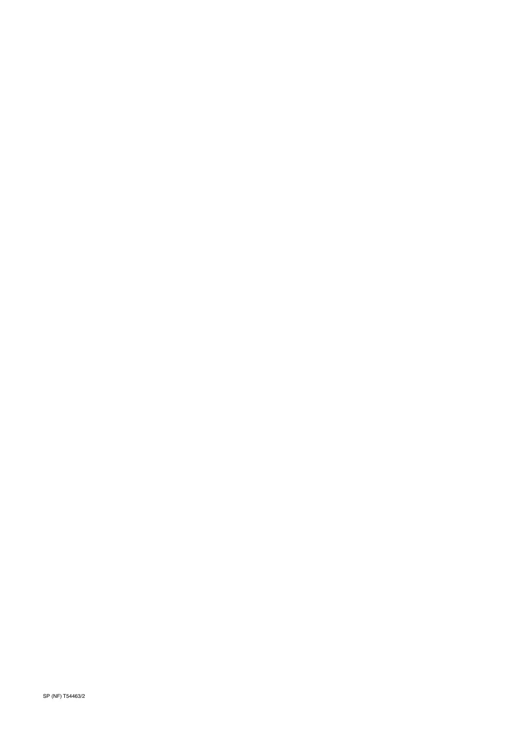SP (NF) T54463/2